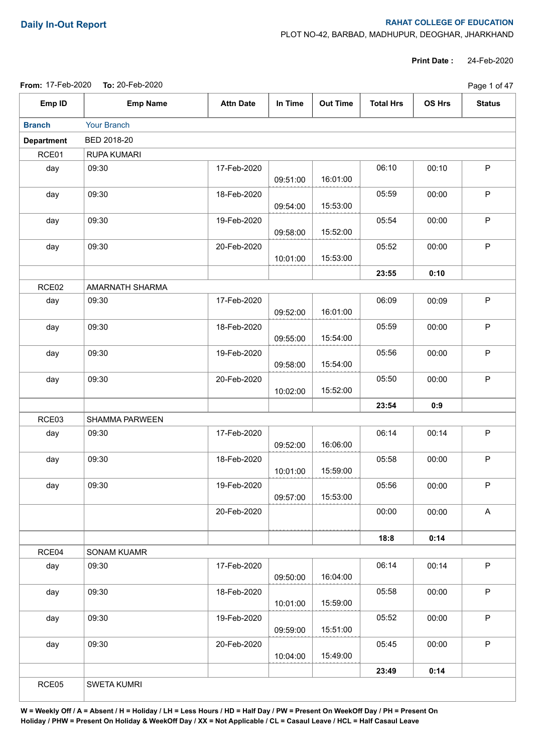# Daily In-Out Report

**RAHAT COLLEGE OF EDUCATION**
PLOT NO-42, BARBAD, MADHUPUR, DEOGHAR, JHARKHAND

**Print Date :** 24-Feb-2020

**From:** 17-Feb-2020 **To:** 20-Feb-2020

| Emp ID | Emp Name | Attn Date | In Time | Out Time | Total Hrs | OS Hrs | Status |
|---|---|---|---|---|---|---|---|
| **Branch** | Your Branch | | | | | | |
| **Department** | BED 2018-20 | | | | | | |
| RCE01 | RUPA KUMARI | | | | | | |
| day | 09:30 | 17-Feb-2020 | 09:51:00 | 16:01:00 | 06:10 | 00:10 | P |
| day | 09:30 | 18-Feb-2020 | 09:54:00 | 15:53:00 | 05:59 | 00:00 | P |
| day | 09:30 | 19-Feb-2020 | 09:58:00 | 15:52:00 | 05:54 | 00:00 | P |
| day | 09:30 | 20-Feb-2020 | 10:01:00 | 15:53:00 | 05:52 | 00:00 | P |
| | | | | | **23:55** | **0:10** | |
| RCE02 | AMARNATH SHARMA | | | | | | |
| day | 09:30 | 17-Feb-2020 | 09:52:00 | 16:01:00 | 06:09 | 00:09 | P |
| day | 09:30 | 18-Feb-2020 | 09:55:00 | 15:54:00 | 05:59 | 00:00 | P |
| day | 09:30 | 19-Feb-2020 | 09:58:00 | 15:54:00 | 05:56 | 00:00 | P |
| day | 09:30 | 20-Feb-2020 | 10:02:00 | 15:52:00 | 05:50 | 00:00 | P |
| | | | | | **23:54** | **0:9** | |
| RCE03 | SHAMMA PARWEEN | | | | | | |
| day | 09:30 | 17-Feb-2020 | 09:52:00 | 16:06:00 | 06:14 | 00:14 | P |
| day | 09:30 | 18-Feb-2020 | 10:01:00 | 15:59:00 | 05:58 | 00:00 | P |
| day | 09:30 | 19-Feb-2020 | 09:57:00 | 15:53:00 | 05:56 | 00:00 | P |
| | | 20-Feb-2020 | | | 00:00 | 00:00 | A |
| | | | | | **18:8** | **0:14** | |
| RCE04 | SONAM KUAMR | | | | | | |
| day | 09:30 | 17-Feb-2020 | 09:50:00 | 16:04:00 | 06:14 | 00:14 | P |
| day | 09:30 | 18-Feb-2020 | 10:01:00 | 15:59:00 | 05:58 | 00:00 | P |
| day | 09:30 | 19-Feb-2020 | 09:59:00 | 15:51:00 | 05:52 | 00:00 | P |
| day | 09:30 | 20-Feb-2020 | 10:04:00 | 15:49:00 | 05:45 | 00:00 | P |
| | | | | | **23:49** | **0:14** | |
| RCE05 | SWETA KUMRI | | | | | | |

**W = Weekly Off / A = Absent / H = Holiday / LH = Less Hours / HD = Half Day / PW = Present On WeekOff Day / PH = Present On Holiday / PHW = Present On Holiday & WeekOff Day / XX = Not Applicable / CL = Casaul Leave / HCL = Half Casaul Leave**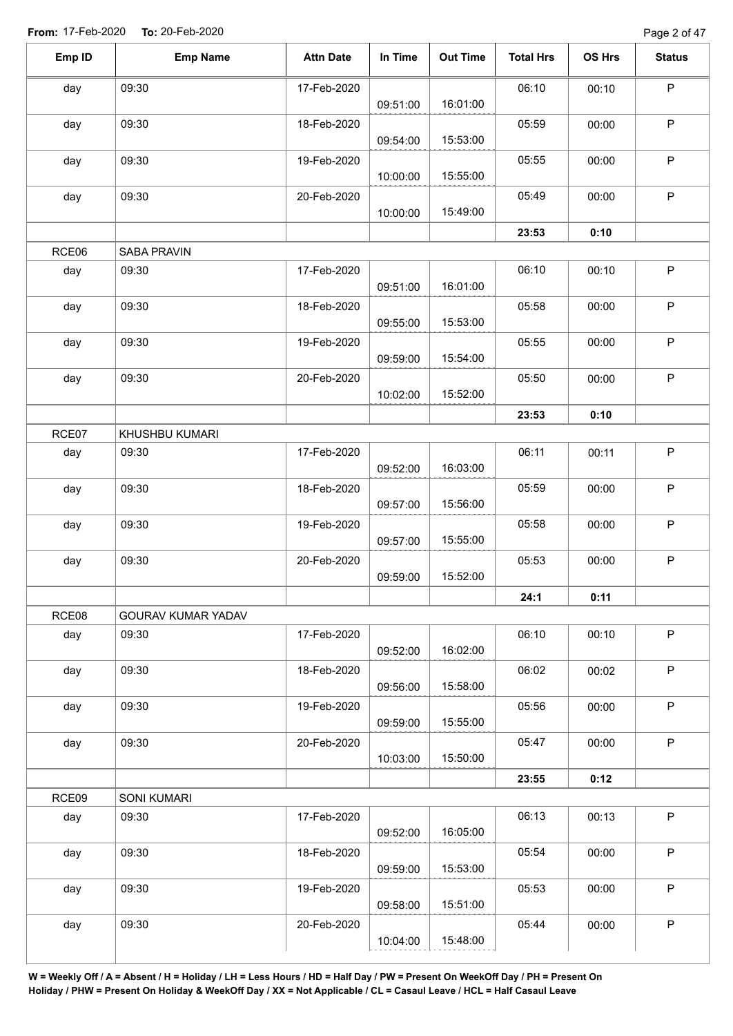**From:** 17-Feb-2020 **To:** 20-Feb-2020

| Emp ID | Emp Name | Attn Date | In Time | Out Time | Total Hrs | OS Hrs | Status |
|---|---|---|---|---|---|---|---|
| day | 09:30 | 17-Feb-2020 | 09:51:00 | 16:01:00 | 06:10 | 00:10 | P |
| day | 09:30 | 18-Feb-2020 | 09:54:00 | 15:53:00 | 05:59 | 00:00 | P |
| day | 09:30 | 19-Feb-2020 | 10:00:00 | 15:55:00 | 05:55 | 00:00 | P |
| day | 09:30 | 20-Feb-2020 | 10:00:00 | 15:49:00 | 05:49 | 00:00 | P |
| | | | | | **23:53** | **0:10** | |
| RCE06 | SABA PRAVIN | | | | | | |
| day | 09:30 | 17-Feb-2020 | 09:51:00 | 16:01:00 | 06:10 | 00:10 | P |
| day | 09:30 | 18-Feb-2020 | 09:55:00 | 15:53:00 | 05:58 | 00:00 | P |
| day | 09:30 | 19-Feb-2020 | 09:59:00 | 15:54:00 | 05:55 | 00:00 | P |
| day | 09:30 | 20-Feb-2020 | 10:02:00 | 15:52:00 | 05:50 | 00:00 | P |
| | | | | | **23:53** | **0:10** | |
| RCE07 | KHUSHBU KUMARI | | | | | | |
| day | 09:30 | 17-Feb-2020 | 09:52:00 | 16:03:00 | 06:11 | 00:11 | P |
| day | 09:30 | 18-Feb-2020 | 09:57:00 | 15:56:00 | 05:59 | 00:00 | P |
| day | 09:30 | 19-Feb-2020 | 09:57:00 | 15:55:00 | 05:58 | 00:00 | P |
| day | 09:30 | 20-Feb-2020 | 09:59:00 | 15:52:00 | 05:53 | 00:00 | P |
| | | | | | **24:1** | **0:11** | |
| RCE08 | GOURAV KUMAR YADAV | | | | | | |
| day | 09:30 | 17-Feb-2020 | 09:52:00 | 16:02:00 | 06:10 | 00:10 | P |
| day | 09:30 | 18-Feb-2020 | 09:56:00 | 15:58:00 | 06:02 | 00:02 | P |
| day | 09:30 | 19-Feb-2020 | 09:59:00 | 15:55:00 | 05:56 | 00:00 | P |
| day | 09:30 | 20-Feb-2020 | 10:03:00 | 15:50:00 | 05:47 | 00:00 | P |
| | | | | | **23:55** | **0:12** | |
| RCE09 | SONI KUMARI | | | | | | |
| day | 09:30 | 17-Feb-2020 | 09:52:00 | 16:05:00 | 06:13 | 00:13 | P |
| day | 09:30 | 18-Feb-2020 | 09:59:00 | 15:53:00 | 05:54 | 00:00 | P |
| day | 09:30 | 19-Feb-2020 | 09:58:00 | 15:51:00 | 05:53 | 00:00 | P |
| day | 09:30 | 20-Feb-2020 | 10:04:00 | 15:48:00 | 05:44 | 00:00 | P |

**W = Weekly Off / A = Absent / H = Holiday / LH = Less Hours / HD = Half Day / PW = Present On WeekOff Day / PH = Present On Holiday / PHW = Present On Holiday & WeekOff Day / XX = Not Applicable / CL = Casaul Leave / HCL = Half Casaul Leave**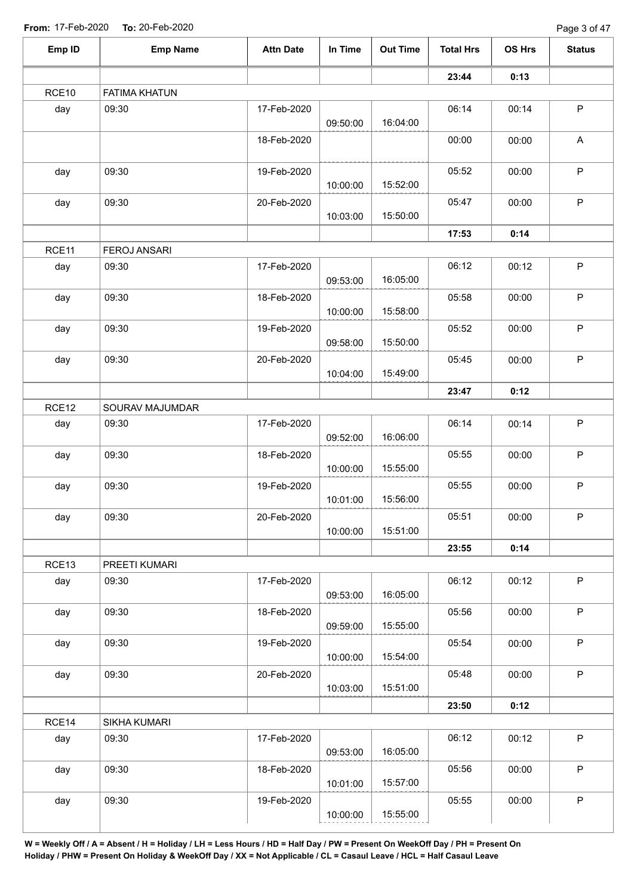From: 17-Feb-2020 To: 20-Feb-2020

| Emp ID | Emp Name | Attn Date | In Time | Out Time | Total Hrs | OS Hrs | Status |
|---|---|---|---|---|---|---|---|
| | | | | | **23:44** | **0:13** | |
| RCE10 | FATIMA KHATUN | | | | | | |
| day | 09:30 | 17-Feb-2020 | 09:50:00 | 16:04:00 | 06:14 | 00:14 | P |
| | | 18-Feb-2020 | | | 00:00 | 00:00 | A |
| day | 09:30 | 19-Feb-2020 | 10:00:00 | 15:52:00 | 05:52 | 00:00 | P |
| day | 09:30 | 20-Feb-2020 | 10:03:00 | 15:50:00 | 05:47 | 00:00 | P |
| | | | | | **17:53** | **0:14** | |
| RCE11 | FEROJ ANSARI | | | | | | |
| day | 09:30 | 17-Feb-2020 | 09:53:00 | 16:05:00 | 06:12 | 00:12 | P |
| day | 09:30 | 18-Feb-2020 | 10:00:00 | 15:58:00 | 05:58 | 00:00 | P |
| day | 09:30 | 19-Feb-2020 | 09:58:00 | 15:50:00 | 05:52 | 00:00 | P |
| day | 09:30 | 20-Feb-2020 | 10:04:00 | 15:49:00 | 05:45 | 00:00 | P |
| | | | | | **23:47** | **0:12** | |
| RCE12 | SOURAV MAJUMDAR | | | | | | |
| day | 09:30 | 17-Feb-2020 | 09:52:00 | 16:06:00 | 06:14 | 00:14 | P |
| day | 09:30 | 18-Feb-2020 | 10:00:00 | 15:55:00 | 05:55 | 00:00 | P |
| day | 09:30 | 19-Feb-2020 | 10:01:00 | 15:56:00 | 05:55 | 00:00 | P |
| day | 09:30 | 20-Feb-2020 | 10:00:00 | 15:51:00 | 05:51 | 00:00 | P |
| | | | | | **23:55** | **0:14** | |
| RCE13 | PREETI KUMARI | | | | | | |
| day | 09:30 | 17-Feb-2020 | 09:53:00 | 16:05:00 | 06:12 | 00:12 | P |
| day | 09:30 | 18-Feb-2020 | 09:59:00 | 15:55:00 | 05:56 | 00:00 | P |
| day | 09:30 | 19-Feb-2020 | 10:00:00 | 15:54:00 | 05:54 | 00:00 | P |
| day | 09:30 | 20-Feb-2020 | 10:03:00 | 15:51:00 | 05:48 | 00:00 | P |
| | | | | | **23:50** | **0:12** | |
| RCE14 | SIKHA KUMARI | | | | | | |
| day | 09:30 | 17-Feb-2020 | 09:53:00 | 16:05:00 | 06:12 | 00:12 | P |
| day | 09:30 | 18-Feb-2020 | 10:01:00 | 15:57:00 | 05:56 | 00:00 | P |
| day | 09:30 | 19-Feb-2020 | 10:00:00 | 15:55:00 | 05:55 | 00:00 | P |

**W = Weekly Off / A = Absent / H = Holiday / LH = Less Hours / HD = Half Day / PW = Present On WeekOff Day / PH = Present On Holiday / PHW = Present On Holiday & WeekOff Day / XX = Not Applicable / CL = Casaul Leave / HCL = Half Casaul Leave**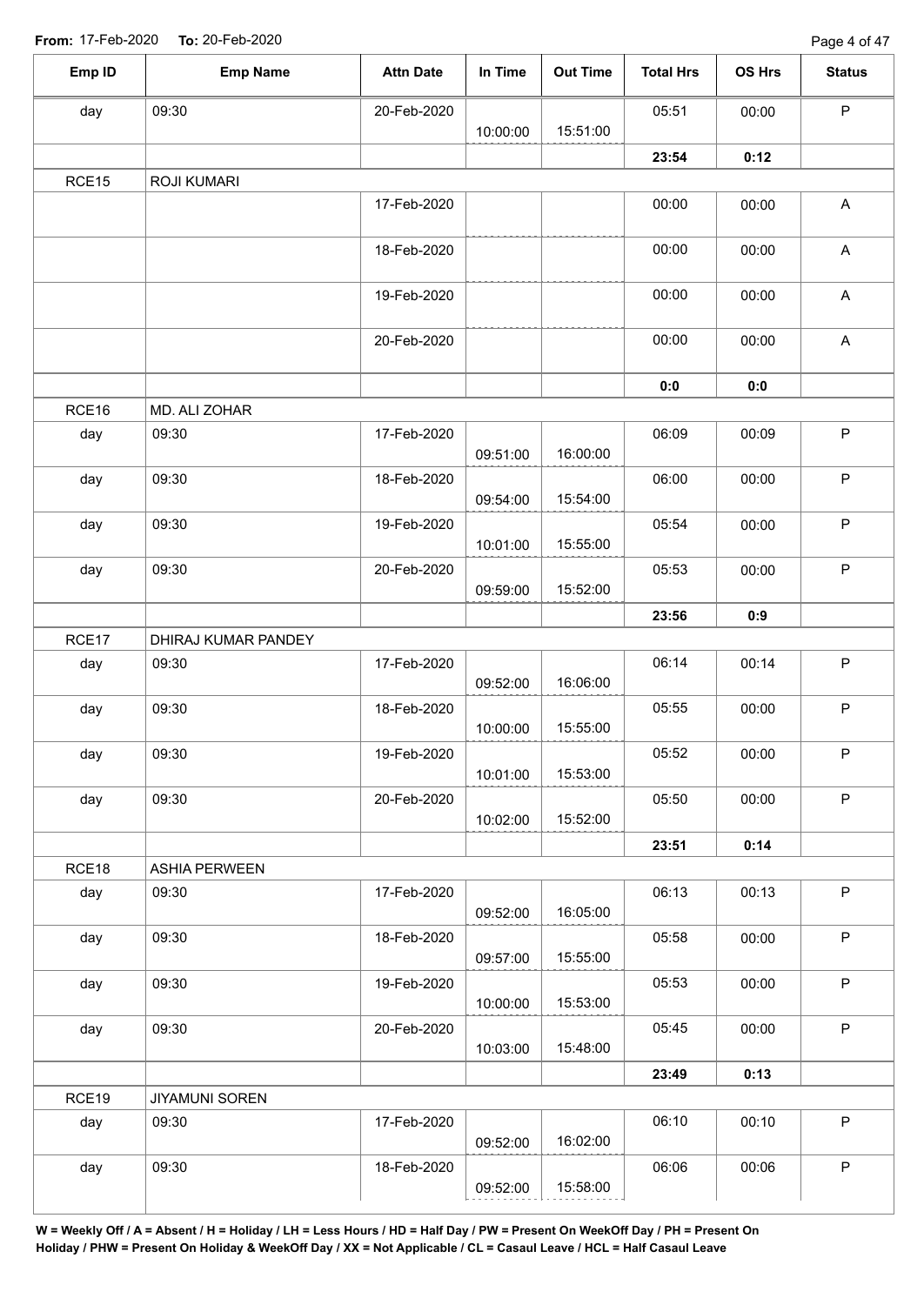From: 17-Feb-2020 To: 20-Feb-2020

| Emp ID | Emp Name | Attn Date | In Time | Out Time | Total Hrs | OS Hrs | Status |
|---|---|---|---|---|---|---|---|
| day | 09:30 | 20-Feb-2020 | 10:00:00 | 15:51:00 | 05:51 | 00:00 | P |
| | | | | | **23:54** | **0:12** | |
| RCE15 | ROJI KUMARI | | | | | | |
| | | 17-Feb-2020 | | | 00:00 | 00:00 | A |
| | | 18-Feb-2020 | | | 00:00 | 00:00 | A |
| | | 19-Feb-2020 | | | 00:00 | 00:00 | A |
| | | 20-Feb-2020 | | | 00:00 | 00:00 | A |
| | | | | | **0:0** | **0:0** | |
| RCE16 | MD. ALI ZOHAR | | | | | | |
| day | 09:30 | 17-Feb-2020 | 09:51:00 | 16:00:00 | 06:09 | 00:09 | P |
| day | 09:30 | 18-Feb-2020 | 09:54:00 | 15:54:00 | 06:00 | 00:00 | P |
| day | 09:30 | 19-Feb-2020 | 10:01:00 | 15:55:00 | 05:54 | 00:00 | P |
| day | 09:30 | 20-Feb-2020 | 09:59:00 | 15:52:00 | 05:53 | 00:00 | P |
| | | | | | **23:56** | **0:9** | |
| RCE17 | DHIRAJ KUMAR PANDEY | | | | | | |
| day | 09:30 | 17-Feb-2020 | 09:52:00 | 16:06:00 | 06:14 | 00:14 | P |
| day | 09:30 | 18-Feb-2020 | 10:00:00 | 15:55:00 | 05:55 | 00:00 | P |
| day | 09:30 | 19-Feb-2020 | 10:01:00 | 15:53:00 | 05:52 | 00:00 | P |
| day | 09:30 | 20-Feb-2020 | 10:02:00 | 15:52:00 | 05:50 | 00:00 | P |
| | | | | | **23:51** | **0:14** | |
| RCE18 | ASHIA PERWEEN | | | | | | |
| day | 09:30 | 17-Feb-2020 | 09:52:00 | 16:05:00 | 06:13 | 00:13 | P |
| day | 09:30 | 18-Feb-2020 | 09:57:00 | 15:55:00 | 05:58 | 00:00 | P |
| day | 09:30 | 19-Feb-2020 | 10:00:00 | 15:53:00 | 05:53 | 00:00 | P |
| day | 09:30 | 20-Feb-2020 | 10:03:00 | 15:48:00 | 05:45 | 00:00 | P |
| | | | | | **23:49** | **0:13** | |
| RCE19 | JIYAMUNI SOREN | | | | | | |
| day | 09:30 | 17-Feb-2020 | 09:52:00 | 16:02:00 | 06:10 | 00:10 | P |
| day | 09:30 | 18-Feb-2020 | 09:52:00 | 15:58:00 | 06:06 | 00:06 | P |

**W = Weekly Off / A = Absent / H = Holiday / LH = Less Hours / HD = Half Day / PW = Present On WeekOff Day / PH = Present On Holiday / PHW = Present On Holiday & WeekOff Day / XX = Not Applicable / CL = Casaul Leave / HCL = Half Casaul Leave**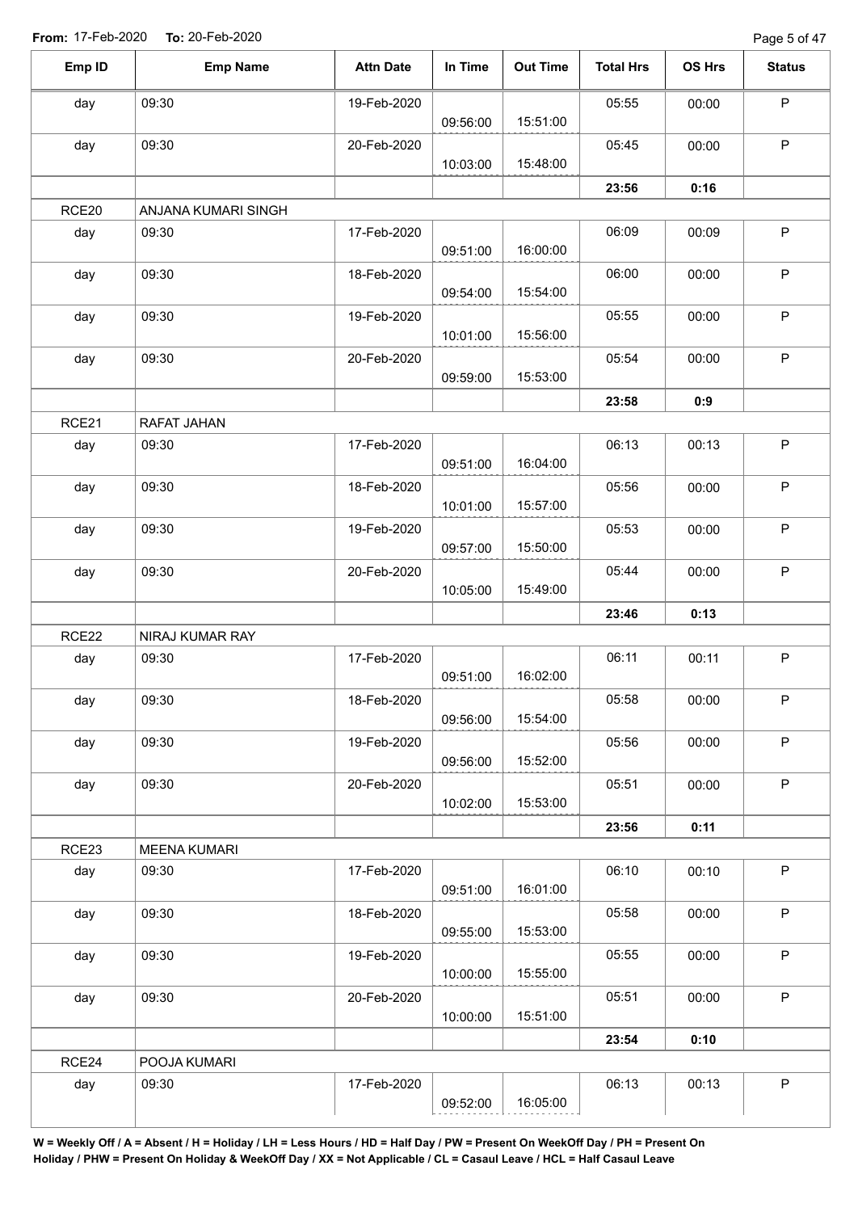**From:** 17-Feb-2020 **To:** 20-Feb-2020

| Emp ID | Emp Name | Attn Date | In Time | Out Time | Total Hrs | OS Hrs | Status |
|---|---|---|---|---|---|---|---|
| day | 09:30 | 19-Feb-2020 | 09:56:00 | 15:51:00 | 05:55 | 00:00 | P |
| day | 09:30 | 20-Feb-2020 | 10:03:00 | 15:48:00 | 05:45 | 00:00 | P |
| | | | | | **23:56** | **0:16** | |
| RCE20 | ANJANA KUMARI SINGH | | | | | | |
| day | 09:30 | 17-Feb-2020 | 09:51:00 | 16:00:00 | 06:09 | 00:09 | P |
| day | 09:30 | 18-Feb-2020 | 09:54:00 | 15:54:00 | 06:00 | 00:00 | P |
| day | 09:30 | 19-Feb-2020 | 10:01:00 | 15:56:00 | 05:55 | 00:00 | P |
| day | 09:30 | 20-Feb-2020 | 09:59:00 | 15:53:00 | 05:54 | 00:00 | P |
| | | | | | **23:58** | **0:9** | |
| RCE21 | RAFAT JAHAN | | | | | | |
| day | 09:30 | 17-Feb-2020 | 09:51:00 | 16:04:00 | 06:13 | 00:13 | P |
| day | 09:30 | 18-Feb-2020 | 10:01:00 | 15:57:00 | 05:56 | 00:00 | P |
| day | 09:30 | 19-Feb-2020 | 09:57:00 | 15:50:00 | 05:53 | 00:00 | P |
| day | 09:30 | 20-Feb-2020 | 10:05:00 | 15:49:00 | 05:44 | 00:00 | P |
| | | | | | **23:46** | **0:13** | |
| RCE22 | NIRAJ KUMAR RAY | | | | | | |
| day | 09:30 | 17-Feb-2020 | 09:51:00 | 16:02:00 | 06:11 | 00:11 | P |
| day | 09:30 | 18-Feb-2020 | 09:56:00 | 15:54:00 | 05:58 | 00:00 | P |
| day | 09:30 | 19-Feb-2020 | 09:56:00 | 15:52:00 | 05:56 | 00:00 | P |
| day | 09:30 | 20-Feb-2020 | 10:02:00 | 15:53:00 | 05:51 | 00:00 | P |
| | | | | | **23:56** | **0:11** | |
| RCE23 | MEENA KUMARI | | | | | | |
| day | 09:30 | 17-Feb-2020 | 09:51:00 | 16:01:00 | 06:10 | 00:10 | P |
| day | 09:30 | 18-Feb-2020 | 09:55:00 | 15:53:00 | 05:58 | 00:00 | P |
| day | 09:30 | 19-Feb-2020 | 10:00:00 | 15:55:00 | 05:55 | 00:00 | P |
| day | 09:30 | 20-Feb-2020 | 10:00:00 | 15:51:00 | 05:51 | 00:00 | P |
| | | | | | **23:54** | **0:10** | |
| RCE24 | POOJA KUMARI | | | | | | |
| day | 09:30 | 17-Feb-2020 | 09:52:00 | 16:05:00 | 06:13 | 00:13 | P |

**W = Weekly Off / A = Absent / H = Holiday / LH = Less Hours / HD = Half Day / PW = Present On WeekOff Day / PH = Present On Holiday / PHW = Present On Holiday & WeekOff Day / XX = Not Applicable / CL = Casaul Leave / HCL = Half Casaul Leave**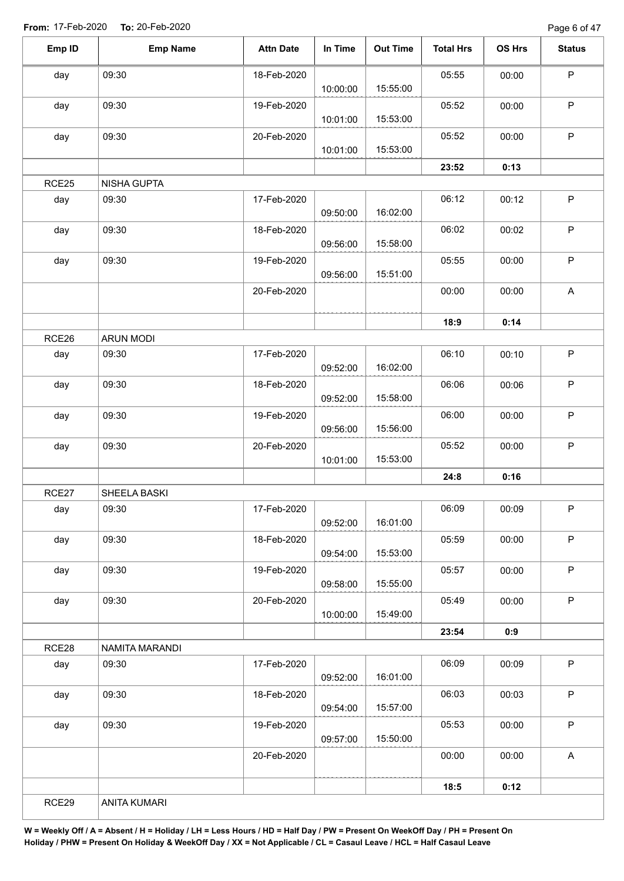**From:** 17-Feb-2020 **To:** 20-Feb-2020

| Emp ID | Emp Name | Attn Date | In Time | Out Time | Total Hrs | OS Hrs | Status |
|---|---|---|---|---|---|---|---|
| day | 09:30 | 18-Feb-2020 | 10:00:00 | 15:55:00 | 05:55 | 00:00 | P |
| day | 09:30 | 19-Feb-2020 | 10:01:00 | 15:53:00 | 05:52 | 00:00 | P |
| day | 09:30 | 20-Feb-2020 | 10:01:00 | 15:53:00 | 05:52 | 00:00 | P |
| | | | | | **23:52** | **0:13** | |
| RCE25 | NISHA GUPTA | | | | | | |
| day | 09:30 | 17-Feb-2020 | 09:50:00 | 16:02:00 | 06:12 | 00:12 | P |
| day | 09:30 | 18-Feb-2020 | 09:56:00 | 15:58:00 | 06:02 | 00:02 | P |
| day | 09:30 | 19-Feb-2020 | 09:56:00 | 15:51:00 | 05:55 | 00:00 | P |
| | | 20-Feb-2020 | | | 00:00 | 00:00 | A |
| | | | | | **18:9** | **0:14** | |
| RCE26 | ARUN MODI | | | | | | |
| day | 09:30 | 17-Feb-2020 | 09:52:00 | 16:02:00 | 06:10 | 00:10 | P |
| day | 09:30 | 18-Feb-2020 | 09:52:00 | 15:58:00 | 06:06 | 00:06 | P |
| day | 09:30 | 19-Feb-2020 | 09:56:00 | 15:56:00 | 06:00 | 00:00 | P |
| day | 09:30 | 20-Feb-2020 | 10:01:00 | 15:53:00 | 05:52 | 00:00 | P |
| | | | | | **24:8** | **0:16** | |
| RCE27 | SHEELA BASKI | | | | | | |
| day | 09:30 | 17-Feb-2020 | 09:52:00 | 16:01:00 | 06:09 | 00:09 | P |
| day | 09:30 | 18-Feb-2020 | 09:54:00 | 15:53:00 | 05:59 | 00:00 | P |
| day | 09:30 | 19-Feb-2020 | 09:58:00 | 15:55:00 | 05:57 | 00:00 | P |
| day | 09:30 | 20-Feb-2020 | 10:00:00 | 15:49:00 | 05:49 | 00:00 | P |
| | | | | | **23:54** | **0:9** | |
| RCE28 | NAMITA MARANDI | | | | | | |
| day | 09:30 | 17-Feb-2020 | 09:52:00 | 16:01:00 | 06:09 | 00:09 | P |
| day | 09:30 | 18-Feb-2020 | 09:54:00 | 15:57:00 | 06:03 | 00:03 | P |
| day | 09:30 | 19-Feb-2020 | 09:57:00 | 15:50:00 | 05:53 | 00:00 | P |
| | | 20-Feb-2020 | | | 00:00 | 00:00 | A |
| | | | | | **18:5** | **0:12** | |
| RCE29 | ANITA KUMARI | | | | | | |

**W = Weekly Off / A = Absent / H = Holiday / LH = Less Hours / HD = Half Day / PW = Present On WeekOff Day / PH = Present On Holiday / PHW = Present On Holiday & WeekOff Day / XX = Not Applicable / CL = Casaul Leave / HCL = Half Casaul Leave**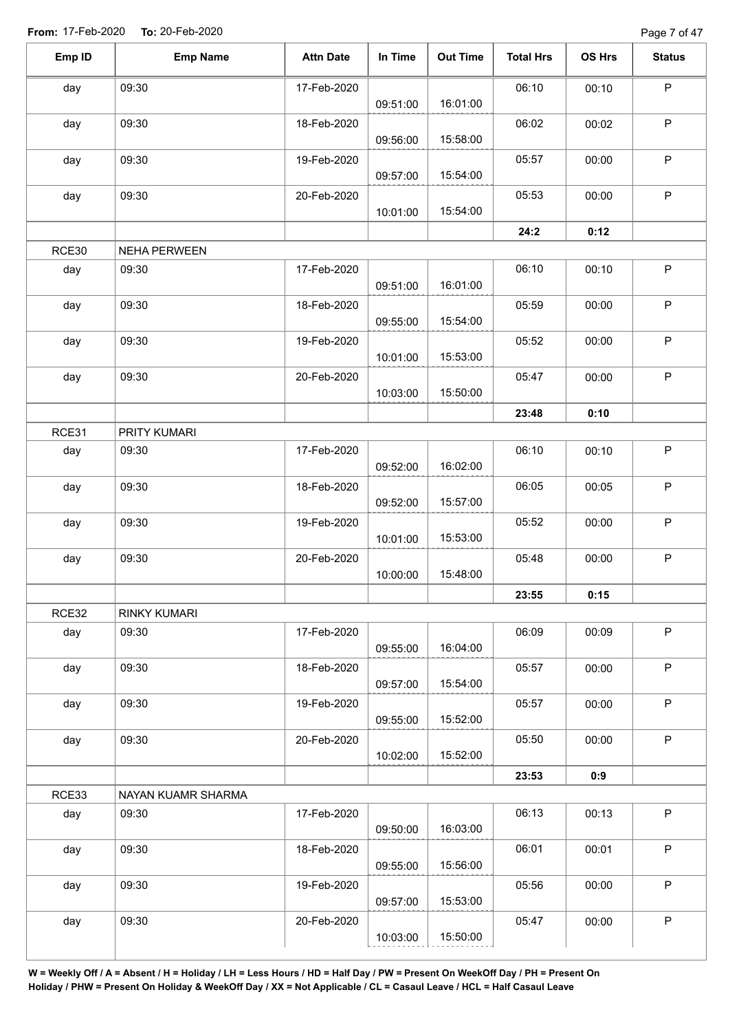**From:** 17-Feb-2020 **To:** 20-Feb-2020

| Emp ID | Emp Name | Attn Date | In Time | Out Time | Total Hrs | OS Hrs | Status |
|---|---|---|---|---|---|---|---|
| day | 09:30 | 17-Feb-2020 | 09:51:00 | 16:01:00 | 06:10 | 00:10 | P |
| day | 09:30 | 18-Feb-2020 | 09:56:00 | 15:58:00 | 06:02 | 00:02 | P |
| day | 09:30 | 19-Feb-2020 | 09:57:00 | 15:54:00 | 05:57 | 00:00 | P |
| day | 09:30 | 20-Feb-2020 | 10:01:00 | 15:54:00 | 05:53 | 00:00 | P |
| | | | | | **24:2** | **0:12** | |
| RCE30 | NEHA PERWEEN | | | | | | |
| day | 09:30 | 17-Feb-2020 | 09:51:00 | 16:01:00 | 06:10 | 00:10 | P |
| day | 09:30 | 18-Feb-2020 | 09:55:00 | 15:54:00 | 05:59 | 00:00 | P |
| day | 09:30 | 19-Feb-2020 | 10:01:00 | 15:53:00 | 05:52 | 00:00 | P |
| day | 09:30 | 20-Feb-2020 | 10:03:00 | 15:50:00 | 05:47 | 00:00 | P |
| | | | | | **23:48** | **0:10** | |
| RCE31 | PRITY KUMARI | | | | | | |
| day | 09:30 | 17-Feb-2020 | 09:52:00 | 16:02:00 | 06:10 | 00:10 | P |
| day | 09:30 | 18-Feb-2020 | 09:52:00 | 15:57:00 | 06:05 | 00:05 | P |
| day | 09:30 | 19-Feb-2020 | 10:01:00 | 15:53:00 | 05:52 | 00:00 | P |
| day | 09:30 | 20-Feb-2020 | 10:00:00 | 15:48:00 | 05:48 | 00:00 | P |
| | | | | | **23:55** | **0:15** | |
| RCE32 | RINKY KUMARI | | | | | | |
| day | 09:30 | 17-Feb-2020 | 09:55:00 | 16:04:00 | 06:09 | 00:09 | P |
| day | 09:30 | 18-Feb-2020 | 09:57:00 | 15:54:00 | 05:57 | 00:00 | P |
| day | 09:30 | 19-Feb-2020 | 09:55:00 | 15:52:00 | 05:57 | 00:00 | P |
| day | 09:30 | 20-Feb-2020 | 10:02:00 | 15:52:00 | 05:50 | 00:00 | P |
| | | | | | **23:53** | **0:9** | |
| RCE33 | NAYAN KUAMR SHARMA | | | | | | |
| day | 09:30 | 17-Feb-2020 | 09:50:00 | 16:03:00 | 06:13 | 00:13 | P |
| day | 09:30 | 18-Feb-2020 | 09:55:00 | 15:56:00 | 06:01 | 00:01 | P |
| day | 09:30 | 19-Feb-2020 | 09:57:00 | 15:53:00 | 05:56 | 00:00 | P |
| day | 09:30 | 20-Feb-2020 | 10:03:00 | 15:50:00 | 05:47 | 00:00 | P |

**W = Weekly Off / A = Absent / H = Holiday / LH = Less Hours / HD = Half Day / PW = Present On WeekOff Day / PH = Present On Holiday / PHW = Present On Holiday & WeekOff Day / XX = Not Applicable / CL = Casaul Leave / HCL = Half Casaul Leave**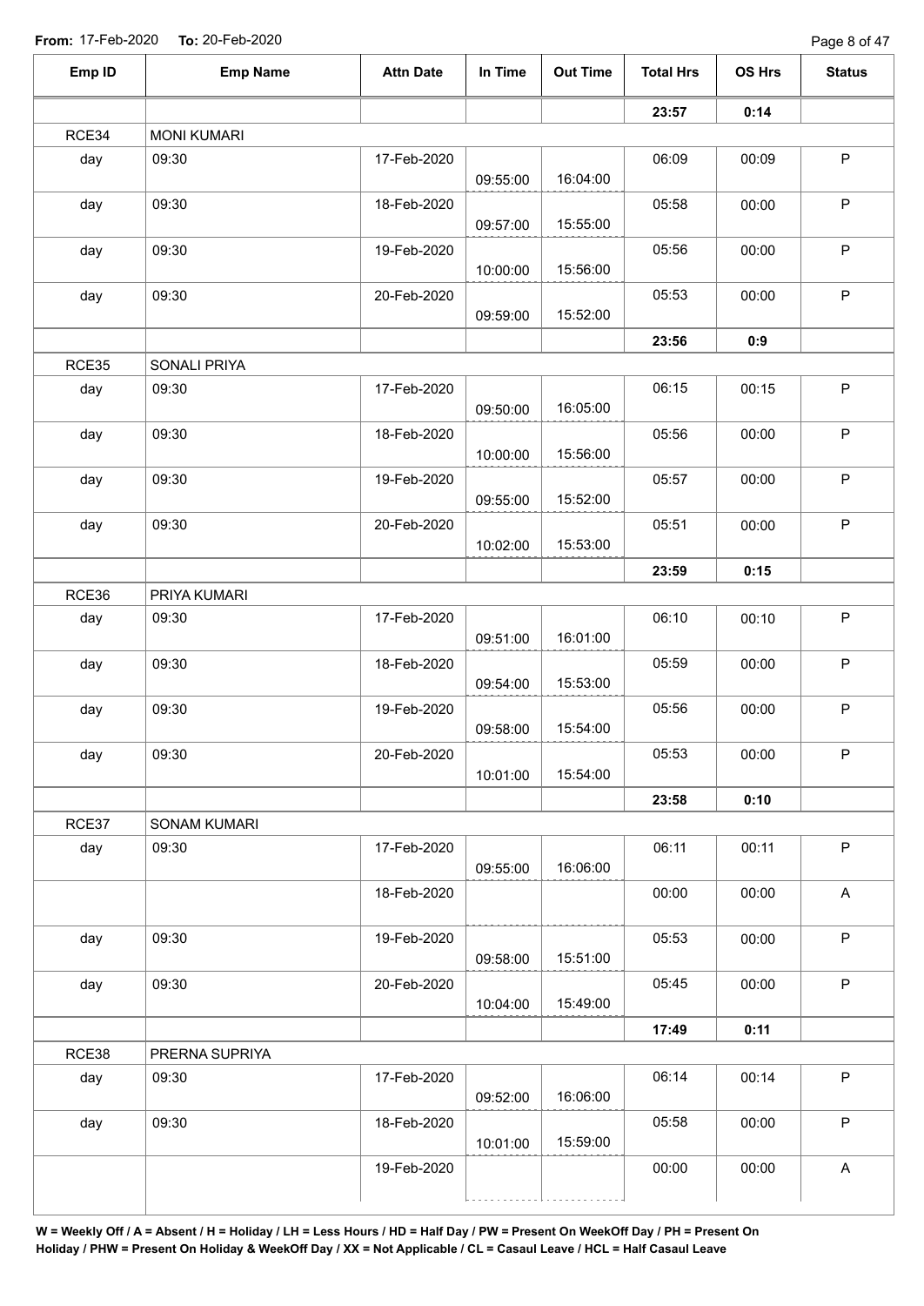From: 17-Feb-2020 To: 20-Feb-2020

| Emp ID | Emp Name | Attn Date | In Time | Out Time | Total Hrs | OS Hrs | Status |
|---|---|---|---|---|---|---|---|
| | | | | | **23:57** | **0:14** | |
| RCE34 | MONI KUMARI | | | | | | |
| day | 09:30 | 17-Feb-2020 | 09:55:00 | 16:04:00 | 06:09 | 00:09 | P |
| day | 09:30 | 18-Feb-2020 | 09:57:00 | 15:55:00 | 05:58 | 00:00 | P |
| day | 09:30 | 19-Feb-2020 | 10:00:00 | 15:56:00 | 05:56 | 00:00 | P |
| day | 09:30 | 20-Feb-2020 | 09:59:00 | 15:52:00 | 05:53 | 00:00 | P |
| | | | | | **23:56** | **0:9** | |
| RCE35 | SONALI PRIYA | | | | | | |
| day | 09:30 | 17-Feb-2020 | 09:50:00 | 16:05:00 | 06:15 | 00:15 | P |
| day | 09:30 | 18-Feb-2020 | 10:00:00 | 15:56:00 | 05:56 | 00:00 | P |
| day | 09:30 | 19-Feb-2020 | 09:55:00 | 15:52:00 | 05:57 | 00:00 | P |
| day | 09:30 | 20-Feb-2020 | 10:02:00 | 15:53:00 | 05:51 | 00:00 | P |
| | | | | | **23:59** | **0:15** | |
| RCE36 | PRIYA KUMARI | | | | | | |
| day | 09:30 | 17-Feb-2020 | 09:51:00 | 16:01:00 | 06:10 | 00:10 | P |
| day | 09:30 | 18-Feb-2020 | 09:54:00 | 15:53:00 | 05:59 | 00:00 | P |
| day | 09:30 | 19-Feb-2020 | 09:58:00 | 15:54:00 | 05:56 | 00:00 | P |
| day | 09:30 | 20-Feb-2020 | 10:01:00 | 15:54:00 | 05:53 | 00:00 | P |
| | | | | | **23:58** | **0:10** | |
| RCE37 | SONAM KUMARI | | | | | | |
| day | 09:30 | 17-Feb-2020 | 09:55:00 | 16:06:00 | 06:11 | 00:11 | P |
| | | 18-Feb-2020 | | | 00:00 | 00:00 | A |
| day | 09:30 | 19-Feb-2020 | 09:58:00 | 15:51:00 | 05:53 | 00:00 | P |
| day | 09:30 | 20-Feb-2020 | 10:04:00 | 15:49:00 | 05:45 | 00:00 | P |
| | | | | | **17:49** | **0:11** | |
| RCE38 | PRERNA SUPRIYA | | | | | | |
| day | 09:30 | 17-Feb-2020 | 09:52:00 | 16:06:00 | 06:14 | 00:14 | P |
| day | 09:30 | 18-Feb-2020 | 10:01:00 | 15:59:00 | 05:58 | 00:00 | P |
| | | 19-Feb-2020 | | | 00:00 | 00:00 | A |

**W = Weekly Off / A = Absent / H = Holiday / LH = Less Hours / HD = Half Day / PW = Present On WeekOff Day / PH = Present On Holiday / PHW = Present On Holiday & WeekOff Day / XX = Not Applicable / CL = Casaul Leave / HCL = Half Casaul Leave**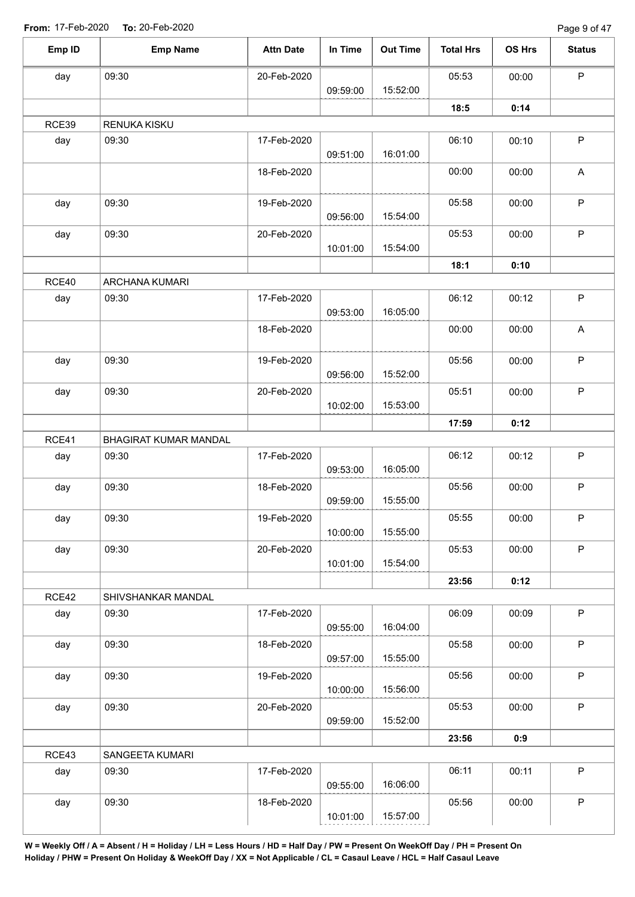**From:** 17-Feb-2020 **To:** 20-Feb-2020

| Emp ID | Emp Name | Attn Date | In Time | Out Time | Total Hrs | OS Hrs | Status |
|---|---|---|---|---|---|---|---|
| day | 09:30 | 20-Feb-2020 | 09:59:00 | 15:52:00 | 05:53 | 00:00 | P |
| | | | | | **18:5** | **0:14** | |
| RCE39 | RENUKA KISKU | | | | | | |
| day | 09:30 | 17-Feb-2020 | 09:51:00 | 16:01:00 | 06:10 | 00:10 | P |
| | | 18-Feb-2020 | | | 00:00 | 00:00 | A |
| day | 09:30 | 19-Feb-2020 | 09:56:00 | 15:54:00 | 05:58 | 00:00 | P |
| day | 09:30 | 20-Feb-2020 | 10:01:00 | 15:54:00 | 05:53 | 00:00 | P |
| | | | | | **18:1** | **0:10** | |
| RCE40 | ARCHANA KUMARI | | | | | | |
| day | 09:30 | 17-Feb-2020 | 09:53:00 | 16:05:00 | 06:12 | 00:12 | P |
| | | 18-Feb-2020 | | | 00:00 | 00:00 | A |
| day | 09:30 | 19-Feb-2020 | 09:56:00 | 15:52:00 | 05:56 | 00:00 | P |
| day | 09:30 | 20-Feb-2020 | 10:02:00 | 15:53:00 | 05:51 | 00:00 | P |
| | | | | | **17:59** | **0:12** | |
| RCE41 | BHAGIRAT KUMAR MANDAL | | | | | | |
| day | 09:30 | 17-Feb-2020 | 09:53:00 | 16:05:00 | 06:12 | 00:12 | P |
| day | 09:30 | 18-Feb-2020 | 09:59:00 | 15:55:00 | 05:56 | 00:00 | P |
| day | 09:30 | 19-Feb-2020 | 10:00:00 | 15:55:00 | 05:55 | 00:00 | P |
| day | 09:30 | 20-Feb-2020 | 10:01:00 | 15:54:00 | 05:53 | 00:00 | P |
| | | | | | **23:56** | **0:12** | |
| RCE42 | SHIVSHANKAR MANDAL | | | | | | |
| day | 09:30 | 17-Feb-2020 | 09:55:00 | 16:04:00 | 06:09 | 00:09 | P |
| day | 09:30 | 18-Feb-2020 | 09:57:00 | 15:55:00 | 05:58 | 00:00 | P |
| day | 09:30 | 19-Feb-2020 | 10:00:00 | 15:56:00 | 05:56 | 00:00 | P |
| day | 09:30 | 20-Feb-2020 | 09:59:00 | 15:52:00 | 05:53 | 00:00 | P |
| | | | | | **23:56** | **0:9** | |
| RCE43 | SANGEETA KUMARI | | | | | | |
| day | 09:30 | 17-Feb-2020 | 09:55:00 | 16:06:00 | 06:11 | 00:11 | P |
| day | 09:30 | 18-Feb-2020 | 10:01:00 | 15:57:00 | 05:56 | 00:00 | P |

**W = Weekly Off / A = Absent / H = Holiday / LH = Less Hours / HD = Half Day / PW = Present On WeekOff Day / PH = Present On Holiday / PHW = Present On Holiday & WeekOff Day / XX = Not Applicable / CL = Casaul Leave / HCL = Half Casaul Leave**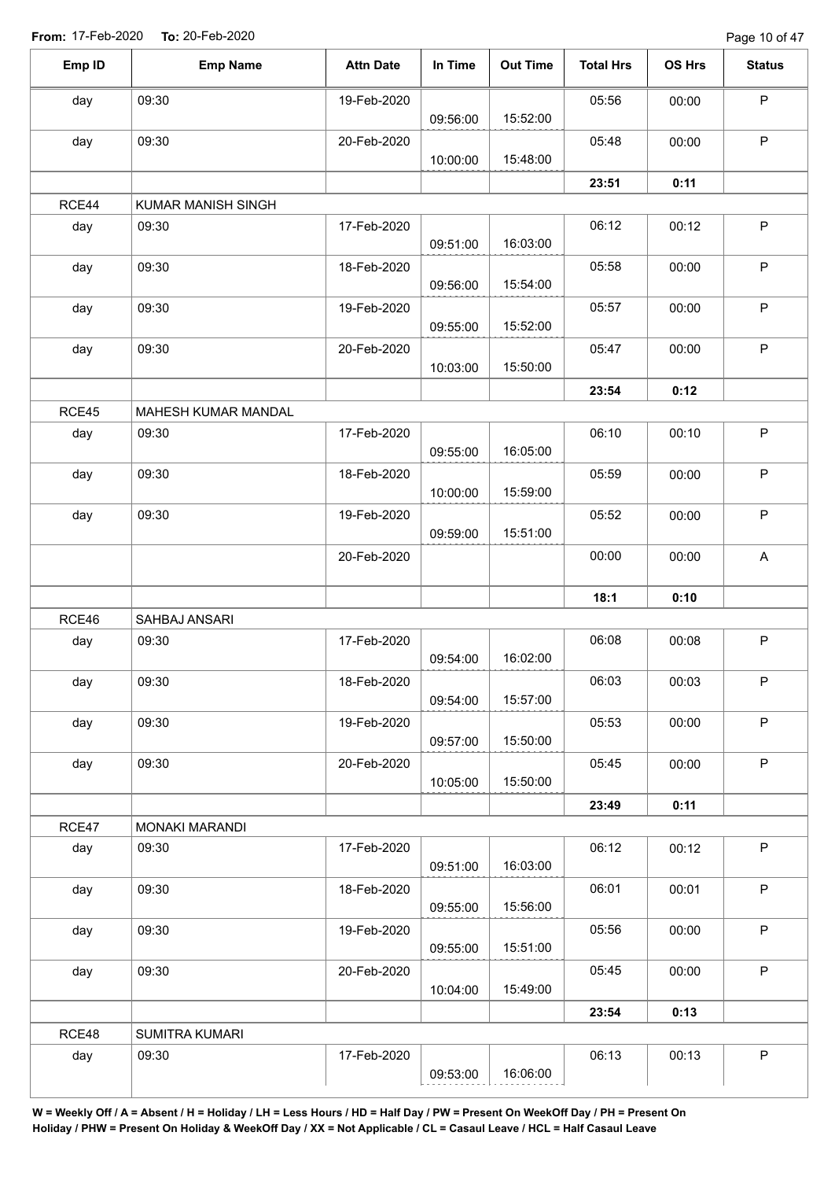**From:** 17-Feb-2020 **To:** 20-Feb-2020

| Emp ID | Emp Name | Attn Date | In Time | Out Time | Total Hrs | OS Hrs | Status |
|---|---|---|---|---|---|---|---|
| day | 09:30 | 19-Feb-2020 | 09:56:00 | 15:52:00 | 05:56 | 00:00 | P |
| day | 09:30 | 20-Feb-2020 | 10:00:00 | 15:48:00 | 05:48 | 00:00 | P |
| | | | | | **23:51** | **0:11** | |
| RCE44 | KUMAR MANISH SINGH | | | | | | |
| day | 09:30 | 17-Feb-2020 | 09:51:00 | 16:03:00 | 06:12 | 00:12 | P |
| day | 09:30 | 18-Feb-2020 | 09:56:00 | 15:54:00 | 05:58 | 00:00 | P |
| day | 09:30 | 19-Feb-2020 | 09:55:00 | 15:52:00 | 05:57 | 00:00 | P |
| day | 09:30 | 20-Feb-2020 | 10:03:00 | 15:50:00 | 05:47 | 00:00 | P |
| | | | | | **23:54** | **0:12** | |
| RCE45 | MAHESH KUMAR MANDAL | | | | | | |
| day | 09:30 | 17-Feb-2020 | 09:55:00 | 16:05:00 | 06:10 | 00:10 | P |
| day | 09:30 | 18-Feb-2020 | 10:00:00 | 15:59:00 | 05:59 | 00:00 | P |
| day | 09:30 | 19-Feb-2020 | 09:59:00 | 15:51:00 | 05:52 | 00:00 | P |
| | | 20-Feb-2020 | | | 00:00 | 00:00 | A |
| | | | | | **18:1** | **0:10** | |
| RCE46 | SAHBAJ ANSARI | | | | | | |
| day | 09:30 | 17-Feb-2020 | 09:54:00 | 16:02:00 | 06:08 | 00:08 | P |
| day | 09:30 | 18-Feb-2020 | 09:54:00 | 15:57:00 | 06:03 | 00:03 | P |
| day | 09:30 | 19-Feb-2020 | 09:57:00 | 15:50:00 | 05:53 | 00:00 | P |
| day | 09:30 | 20-Feb-2020 | 10:05:00 | 15:50:00 | 05:45 | 00:00 | P |
| | | | | | **23:49** | **0:11** | |
| RCE47 | MONAKI MARANDI | | | | | | |
| day | 09:30 | 17-Feb-2020 | 09:51:00 | 16:03:00 | 06:12 | 00:12 | P |
| day | 09:30 | 18-Feb-2020 | 09:55:00 | 15:56:00 | 06:01 | 00:01 | P |
| day | 09:30 | 19-Feb-2020 | 09:55:00 | 15:51:00 | 05:56 | 00:00 | P |
| day | 09:30 | 20-Feb-2020 | 10:04:00 | 15:49:00 | 05:45 | 00:00 | P |
| | | | | | **23:54** | **0:13** | |
| RCE48 | SUMITRA KUMARI | | | | | | |
| day | 09:30 | 17-Feb-2020 | 09:53:00 | 16:06:00 | 06:13 | 00:13 | P |

**W = Weekly Off / A = Absent / H = Holiday / LH = Less Hours / HD = Half Day / PW = Present On WeekOff Day / PH = Present On Holiday / PHW = Present On Holiday & WeekOff Day / XX = Not Applicable / CL = Casaul Leave / HCL = Half Casaul Leave**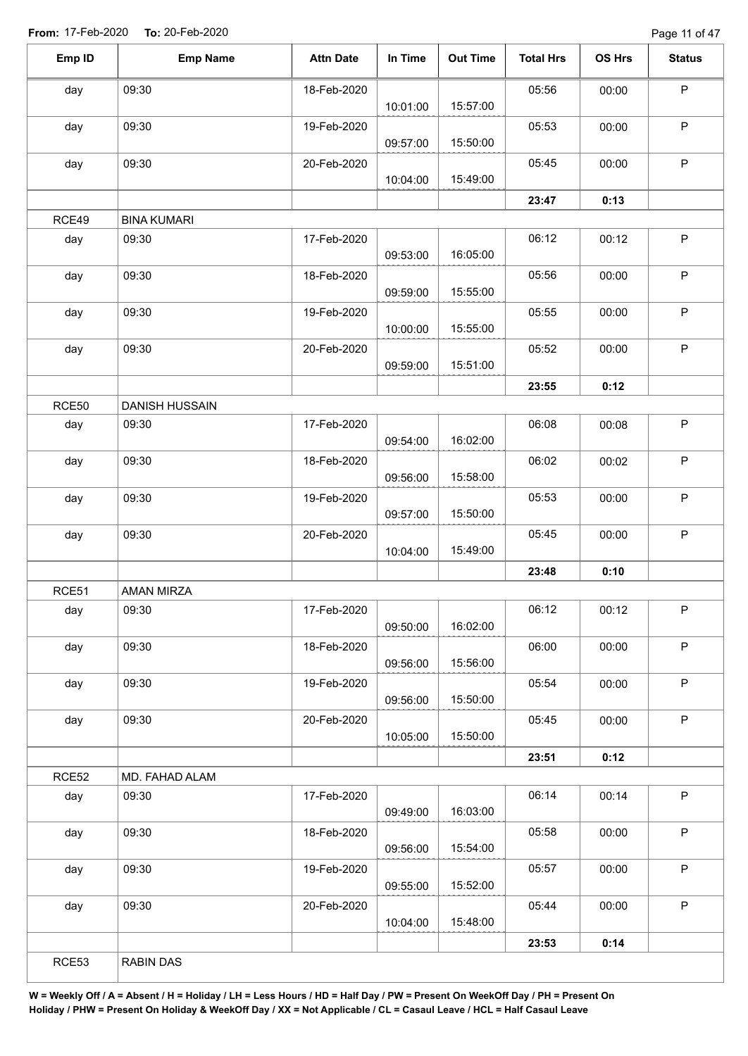From: 17-Feb-2020 To: 20-Feb-2020

| Emp ID | Emp Name | Attn Date | In Time | Out Time | Total Hrs | OS Hrs | Status |
|---|---|---|---|---|---|---|---|
| day | 09:30 | 18-Feb-2020 | 10:01:00 | 15:57:00 | 05:56 | 00:00 | P |
| day | 09:30 | 19-Feb-2020 | 09:57:00 | 15:50:00 | 05:53 | 00:00 | P |
| day | 09:30 | 20-Feb-2020 | 10:04:00 | 15:49:00 | 05:45 | 00:00 | P |
| | | | | | **23:47** | **0:13** | |
| RCE49 | BINA KUMARI | | | | | | |
| day | 09:30 | 17-Feb-2020 | 09:53:00 | 16:05:00 | 06:12 | 00:12 | P |
| day | 09:30 | 18-Feb-2020 | 09:59:00 | 15:55:00 | 05:56 | 00:00 | P |
| day | 09:30 | 19-Feb-2020 | 10:00:00 | 15:55:00 | 05:55 | 00:00 | P |
| day | 09:30 | 20-Feb-2020 | 09:59:00 | 15:51:00 | 05:52 | 00:00 | P |
| | | | | | **23:55** | **0:12** | |
| RCE50 | DANISH HUSSAIN | | | | | | |
| day | 09:30 | 17-Feb-2020 | 09:54:00 | 16:02:00 | 06:08 | 00:08 | P |
| day | 09:30 | 18-Feb-2020 | 09:56:00 | 15:58:00 | 06:02 | 00:02 | P |
| day | 09:30 | 19-Feb-2020 | 09:57:00 | 15:50:00 | 05:53 | 00:00 | P |
| day | 09:30 | 20-Feb-2020 | 10:04:00 | 15:49:00 | 05:45 | 00:00 | P |
| | | | | | **23:48** | **0:10** | |
| RCE51 | AMAN MIRZA | | | | | | |
| day | 09:30 | 17-Feb-2020 | 09:50:00 | 16:02:00 | 06:12 | 00:12 | P |
| day | 09:30 | 18-Feb-2020 | 09:56:00 | 15:56:00 | 06:00 | 00:00 | P |
| day | 09:30 | 19-Feb-2020 | 09:56:00 | 15:50:00 | 05:54 | 00:00 | P |
| day | 09:30 | 20-Feb-2020 | 10:05:00 | 15:50:00 | 05:45 | 00:00 | P |
| | | | | | **23:51** | **0:12** | |
| RCE52 | MD. FAHAD ALAM | | | | | | |
| day | 09:30 | 17-Feb-2020 | 09:49:00 | 16:03:00 | 06:14 | 00:14 | P |
| day | 09:30 | 18-Feb-2020 | 09:56:00 | 15:54:00 | 05:58 | 00:00 | P |
| day | 09:30 | 19-Feb-2020 | 09:55:00 | 15:52:00 | 05:57 | 00:00 | P |
| day | 09:30 | 20-Feb-2020 | 10:04:00 | 15:48:00 | 05:44 | 00:00 | P |
| | | | | | **23:53** | **0:14** | |
| RCE53 | RABIN DAS | | | | | | |

**W = Weekly Off / A = Absent / H = Holiday / LH = Less Hours / HD = Half Day / PW = Present On WeekOff Day / PH = Present On Holiday / PHW = Present On Holiday & WeekOff Day / XX = Not Applicable / CL = Casaul Leave / HCL = Half Casaul Leave**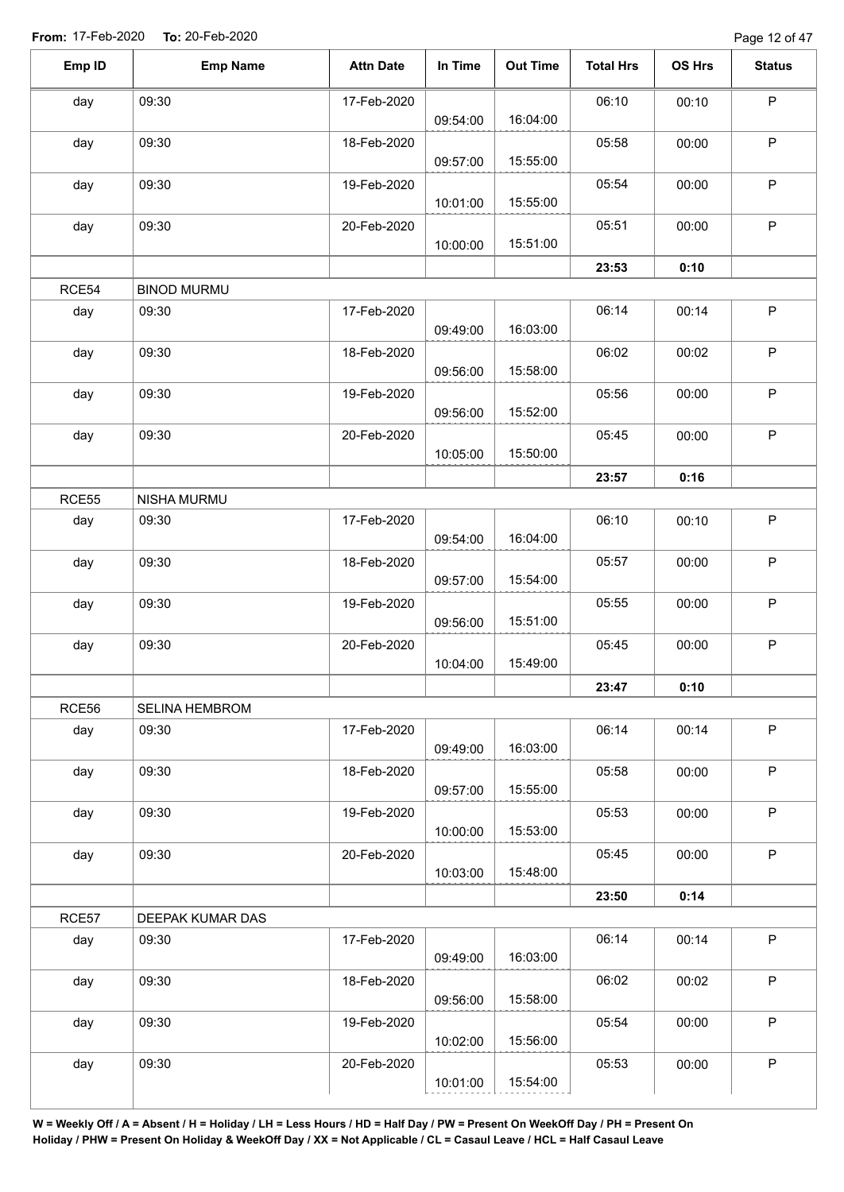**From:** 17-Feb-2020 **To:** 20-Feb-2020

| Emp ID | Emp Name | Attn Date | In Time | Out Time | Total Hrs | OS Hrs | Status |
|---|---|---|---|---|---|---|---|
| day | 09:30 | 17-Feb-2020 | 09:54:00 | 16:04:00 | 06:10 | 00:10 | P |
| day | 09:30 | 18-Feb-2020 | 09:57:00 | 15:55:00 | 05:58 | 00:00 | P |
| day | 09:30 | 19-Feb-2020 | 10:01:00 | 15:55:00 | 05:54 | 00:00 | P |
| day | 09:30 | 20-Feb-2020 | 10:00:00 | 15:51:00 | 05:51 | 00:00 | P |
| | | | | | **23:53** | **0:10** | |
| RCE54 | BINOD MURMU | | | | | | |
| day | 09:30 | 17-Feb-2020 | 09:49:00 | 16:03:00 | 06:14 | 00:14 | P |
| day | 09:30 | 18-Feb-2020 | 09:56:00 | 15:58:00 | 06:02 | 00:02 | P |
| day | 09:30 | 19-Feb-2020 | 09:56:00 | 15:52:00 | 05:56 | 00:00 | P |
| day | 09:30 | 20-Feb-2020 | 10:05:00 | 15:50:00 | 05:45 | 00:00 | P |
| | | | | | **23:57** | **0:16** | |
| RCE55 | NISHA MURMU | | | | | | |
| day | 09:30 | 17-Feb-2020 | 09:54:00 | 16:04:00 | 06:10 | 00:10 | P |
| day | 09:30 | 18-Feb-2020 | 09:57:00 | 15:54:00 | 05:57 | 00:00 | P |
| day | 09:30 | 19-Feb-2020 | 09:56:00 | 15:51:00 | 05:55 | 00:00 | P |
| day | 09:30 | 20-Feb-2020 | 10:04:00 | 15:49:00 | 05:45 | 00:00 | P |
| | | | | | **23:47** | **0:10** | |
| RCE56 | SELINA HEMBROM | | | | | | |
| day | 09:30 | 17-Feb-2020 | 09:49:00 | 16:03:00 | 06:14 | 00:14 | P |
| day | 09:30 | 18-Feb-2020 | 09:57:00 | 15:55:00 | 05:58 | 00:00 | P |
| day | 09:30 | 19-Feb-2020 | 10:00:00 | 15:53:00 | 05:53 | 00:00 | P |
| day | 09:30 | 20-Feb-2020 | 10:03:00 | 15:48:00 | 05:45 | 00:00 | P |
| | | | | | **23:50** | **0:14** | |
| RCE57 | DEEPAK KUMAR DAS | | | | | | |
| day | 09:30 | 17-Feb-2020 | 09:49:00 | 16:03:00 | 06:14 | 00:14 | P |
| day | 09:30 | 18-Feb-2020 | 09:56:00 | 15:58:00 | 06:02 | 00:02 | P |
| day | 09:30 | 19-Feb-2020 | 10:02:00 | 15:56:00 | 05:54 | 00:00 | P |
| day | 09:30 | 20-Feb-2020 | 10:01:00 | 15:54:00 | 05:53 | 00:00 | P |

**W = Weekly Off / A = Absent / H = Holiday / LH = Less Hours / HD = Half Day / PW = Present On WeekOff Day / PH = Present On Holiday / PHW = Present On Holiday & WeekOff Day / XX = Not Applicable / CL = Casaul Leave / HCL = Half Casaul Leave**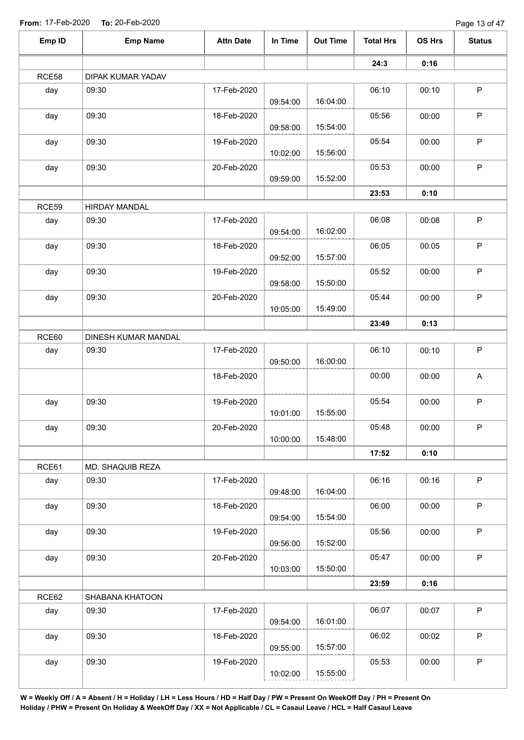**From:** 17-Feb-2020 **To:** 20-Feb-2020

| Emp ID | Emp Name | Attn Date | In Time | Out Time | Total Hrs | OS Hrs | Status |
|---|---|---|---|---|---|---|---|
| | | | | | **24:3** | **0:16** | |
| RCE58 | DIPAK KUMAR YADAV | | | | | | |
| day | 09:30 | 17-Feb-2020 | 09:54:00 | 16:04:00 | 06:10 | 00:10 | P |
| day | 09:30 | 18-Feb-2020 | 09:58:00 | 15:54:00 | 05:56 | 00:00 | P |
| day | 09:30 | 19-Feb-2020 | 10:02:00 | 15:56:00 | 05:54 | 00:00 | P |
| day | 09:30 | 20-Feb-2020 | 09:59:00 | 15:52:00 | 05:53 | 00:00 | P |
| | | | | | **23:53** | **0:10** | |
| RCE59 | HIRDAY MANDAL | | | | | | |
| day | 09:30 | 17-Feb-2020 | 09:54:00 | 16:02:00 | 06:08 | 00:08 | P |
| day | 09:30 | 18-Feb-2020 | 09:52:00 | 15:57:00 | 06:05 | 00:05 | P |
| day | 09:30 | 19-Feb-2020 | 09:58:00 | 15:50:00 | 05:52 | 00:00 | P |
| day | 09:30 | 20-Feb-2020 | 10:05:00 | 15:49:00 | 05:44 | 00:00 | P |
| | | | | | **23:49** | **0:13** | |
| RCE60 | DINESH KUMAR MANDAL | | | | | | |
| day | 09:30 | 17-Feb-2020 | 09:50:00 | 16:00:00 | 06:10 | 00:10 | P |
| | | 18-Feb-2020 | | | 00:00 | 00:00 | A |
| day | 09:30 | 19-Feb-2020 | 10:01:00 | 15:55:00 | 05:54 | 00:00 | P |
| day | 09:30 | 20-Feb-2020 | 10:00:00 | 15:48:00 | 05:48 | 00:00 | P |
| | | | | | **17:52** | **0:10** | |
| RCE61 | MD. SHAQUIB REZA | | | | | | |
| day | 09:30 | 17-Feb-2020 | 09:48:00 | 16:04:00 | 06:16 | 00:16 | P |
| day | 09:30 | 18-Feb-2020 | 09:54:00 | 15:54:00 | 06:00 | 00:00 | P |
| day | 09:30 | 19-Feb-2020 | 09:56:00 | 15:52:00 | 05:56 | 00:00 | P |
| day | 09:30 | 20-Feb-2020 | 10:03:00 | 15:50:00 | 05:47 | 00:00 | P |
| | | | | | **23:59** | **0:16** | |
| RCE62 | SHABANA KHATOON | | | | | | |
| day | 09:30 | 17-Feb-2020 | 09:54:00 | 16:01:00 | 06:07 | 00:07 | P |
| day | 09:30 | 18-Feb-2020 | 09:55:00 | 15:57:00 | 06:02 | 00:02 | P |
| day | 09:30 | 19-Feb-2020 | 10:02:00 | 15:55:00 | 05:53 | 00:00 | P |

**W = Weekly Off / A = Absent / H = Holiday / LH = Less Hours / HD = Half Day / PW = Present On WeekOff Day / PH = Present On Holiday / PHW = Present On Holiday & WeekOff Day / XX = Not Applicable / CL = Casaul Leave / HCL = Half Casaul Leave**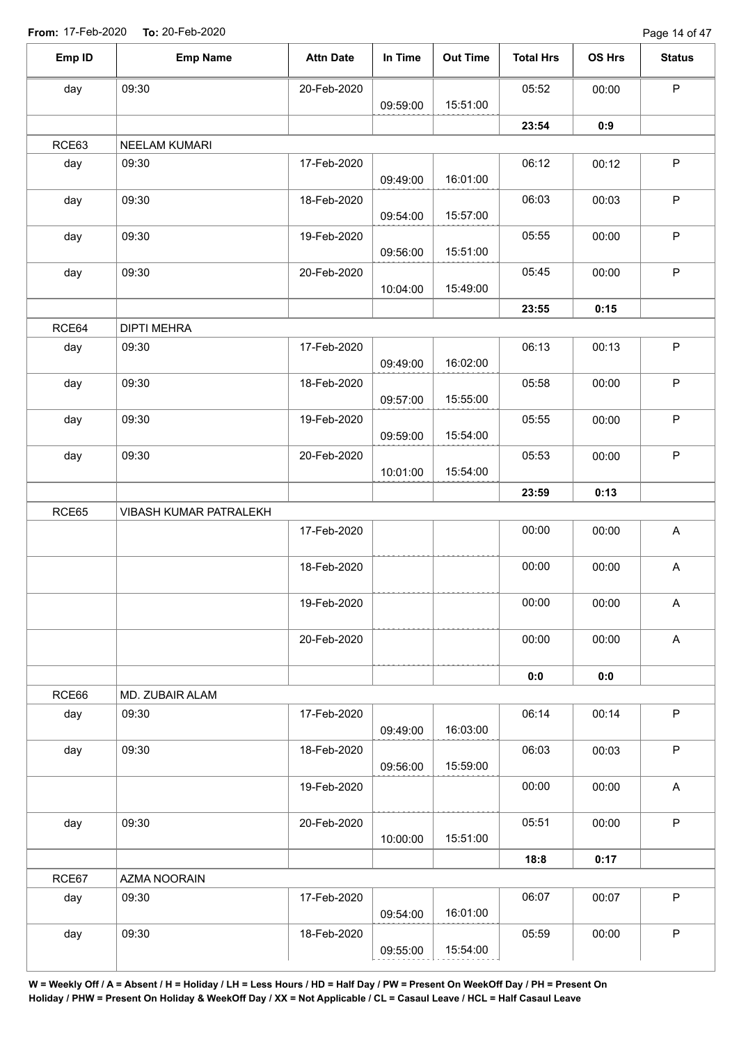**From:** 17-Feb-2020 **To:** 20-Feb-2020

| Emp ID | Emp Name | Attn Date | In Time | Out Time | Total Hrs | OS Hrs | Status |
|---|---|---|---|---|---|---|---|
| day | 09:30 | 20-Feb-2020 | 09:59:00 | 15:51:00 | 05:52 | 00:00 | P |
| | | | | | **23:54** | **0:9** | |
| RCE63 | NEELAM KUMARI | | | | | | |
| day | 09:30 | 17-Feb-2020 | 09:49:00 | 16:01:00 | 06:12 | 00:12 | P |
| day | 09:30 | 18-Feb-2020 | 09:54:00 | 15:57:00 | 06:03 | 00:03 | P |
| day | 09:30 | 19-Feb-2020 | 09:56:00 | 15:51:00 | 05:55 | 00:00 | P |
| day | 09:30 | 20-Feb-2020 | 10:04:00 | 15:49:00 | 05:45 | 00:00 | P |
| | | | | | **23:55** | **0:15** | |
| RCE64 | DIPTI MEHRA | | | | | | |
| day | 09:30 | 17-Feb-2020 | 09:49:00 | 16:02:00 | 06:13 | 00:13 | P |
| day | 09:30 | 18-Feb-2020 | 09:57:00 | 15:55:00 | 05:58 | 00:00 | P |
| day | 09:30 | 19-Feb-2020 | 09:59:00 | 15:54:00 | 05:55 | 00:00 | P |
| day | 09:30 | 20-Feb-2020 | 10:01:00 | 15:54:00 | 05:53 | 00:00 | P |
| | | | | | **23:59** | **0:13** | |
| RCE65 | VIBASH KUMAR PATRALEKH | | | | | | |
| | | 17-Feb-2020 | | | 00:00 | 00:00 | A |
| | | 18-Feb-2020 | | | 00:00 | 00:00 | A |
| | | 19-Feb-2020 | | | 00:00 | 00:00 | A |
| | | 20-Feb-2020 | | | 00:00 | 00:00 | A |
| | | | | | **0:0** | **0:0** | |
| RCE66 | MD. ZUBAIR ALAM | | | | | | |
| day | 09:30 | 17-Feb-2020 | 09:49:00 | 16:03:00 | 06:14 | 00:14 | P |
| day | 09:30 | 18-Feb-2020 | 09:56:00 | 15:59:00 | 06:03 | 00:03 | P |
| | | 19-Feb-2020 | | | 00:00 | 00:00 | A |
| day | 09:30 | 20-Feb-2020 | 10:00:00 | 15:51:00 | 05:51 | 00:00 | P |
| | | | | | **18:8** | **0:17** | |
| RCE67 | AZMA NOORAIN | | | | | | |
| day | 09:30 | 17-Feb-2020 | 09:54:00 | 16:01:00 | 06:07 | 00:07 | P |
| day | 09:30 | 18-Feb-2020 | 09:55:00 | 15:54:00 | 05:59 | 00:00 | P |

**W = Weekly Off / A = Absent / H = Holiday / LH = Less Hours / HD = Half Day / PW = Present On WeekOff Day / PH = Present On Holiday / PHW = Present On Holiday & WeekOff Day / XX = Not Applicable / CL = Casaul Leave / HCL = Half Casaul Leave**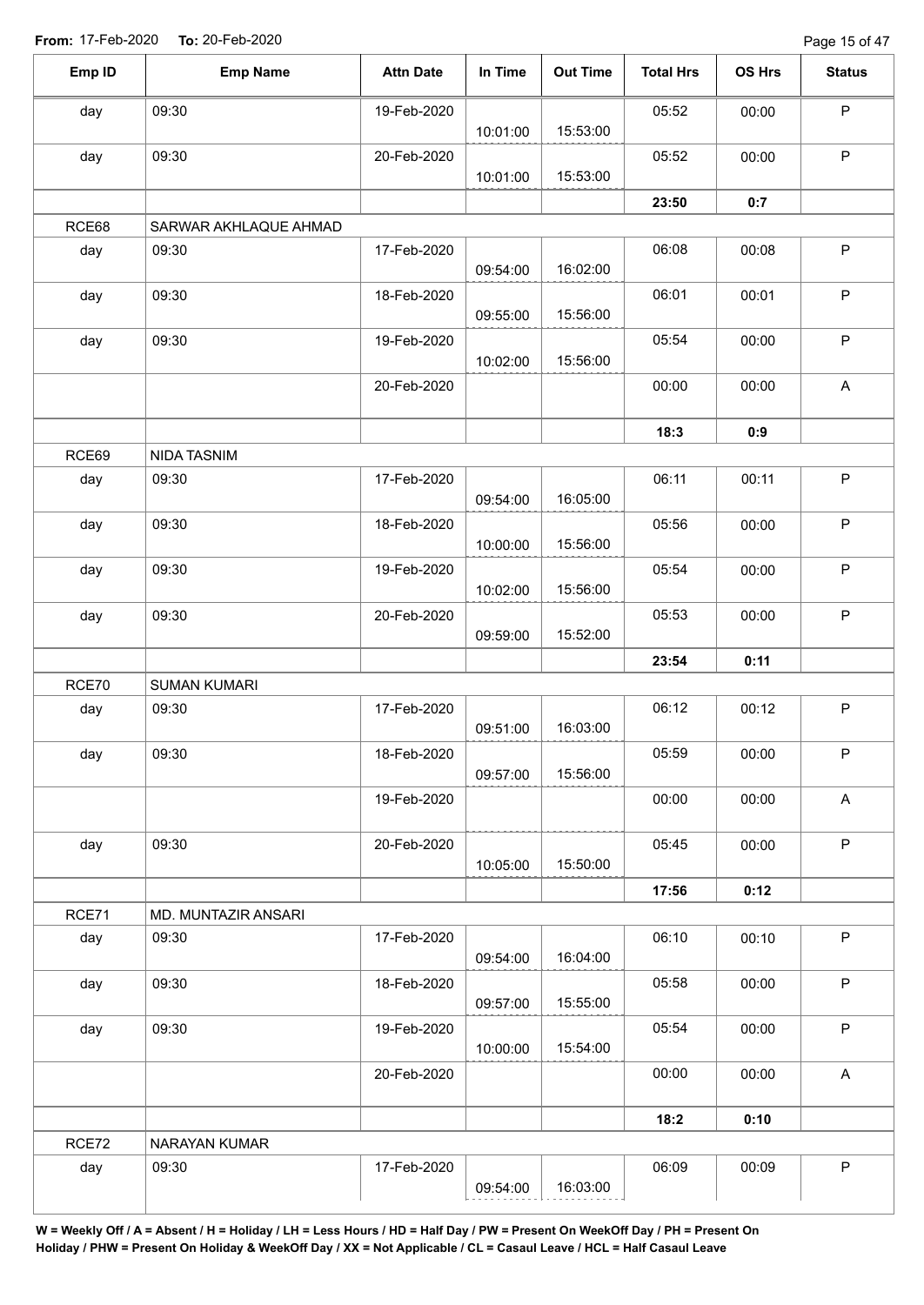**From:** 17-Feb-2020 **To:** 20-Feb-2020

| Emp ID | Emp Name | Attn Date | In Time | Out Time | Total Hrs | OS Hrs | Status |
|---|---|---|---|---|---|---|---|
| day | 09:30 | 19-Feb-2020 | 10:01:00 | 15:53:00 | 05:52 | 00:00 | P |
| day | 09:30 | 20-Feb-2020 | 10:01:00 | 15:53:00 | 05:52 | 00:00 | P |
| | | | | | **23:50** | **0:7** | |
| RCE68 | SARWAR AKHLAQUE AHMAD | | | | | | |
| day | 09:30 | 17-Feb-2020 | 09:54:00 | 16:02:00 | 06:08 | 00:08 | P |
| day | 09:30 | 18-Feb-2020 | 09:55:00 | 15:56:00 | 06:01 | 00:01 | P |
| day | 09:30 | 19-Feb-2020 | 10:02:00 | 15:56:00 | 05:54 | 00:00 | P |
| | | 20-Feb-2020 | | | 00:00 | 00:00 | A |
| | | | | | **18:3** | **0:9** | |
| RCE69 | NIDA TASNIM | | | | | | |
| day | 09:30 | 17-Feb-2020 | 09:54:00 | 16:05:00 | 06:11 | 00:11 | P |
| day | 09:30 | 18-Feb-2020 | 10:00:00 | 15:56:00 | 05:56 | 00:00 | P |
| day | 09:30 | 19-Feb-2020 | 10:02:00 | 15:56:00 | 05:54 | 00:00 | P |
| day | 09:30 | 20-Feb-2020 | 09:59:00 | 15:52:00 | 05:53 | 00:00 | P |
| | | | | | **23:54** | **0:11** | |
| RCE70 | SUMAN KUMARI | | | | | | |
| day | 09:30 | 17-Feb-2020 | 09:51:00 | 16:03:00 | 06:12 | 00:12 | P |
| day | 09:30 | 18-Feb-2020 | 09:57:00 | 15:56:00 | 05:59 | 00:00 | P |
| | | 19-Feb-2020 | | | 00:00 | 00:00 | A |
| day | 09:30 | 20-Feb-2020 | 10:05:00 | 15:50:00 | 05:45 | 00:00 | P |
| | | | | | **17:56** | **0:12** | |
| RCE71 | MD. MUNTAZIR ANSARI | | | | | | |
| day | 09:30 | 17-Feb-2020 | 09:54:00 | 16:04:00 | 06:10 | 00:10 | P |
| day | 09:30 | 18-Feb-2020 | 09:57:00 | 15:55:00 | 05:58 | 00:00 | P |
| day | 09:30 | 19-Feb-2020 | 10:00:00 | 15:54:00 | 05:54 | 00:00 | P |
| | | 20-Feb-2020 | | | 00:00 | 00:00 | A |
| | | | | | **18:2** | **0:10** | |
| RCE72 | NARAYAN KUMAR | | | | | | |
| day | 09:30 | 17-Feb-2020 | 09:54:00 | 16:03:00 | 06:09 | 00:09 | P |

**W = Weekly Off / A = Absent / H = Holiday / LH = Less Hours / HD = Half Day / PW = Present On WeekOff Day / PH = Present On Holiday / PHW = Present On Holiday & WeekOff Day / XX = Not Applicable / CL = Casaul Leave / HCL = Half Casaul Leave**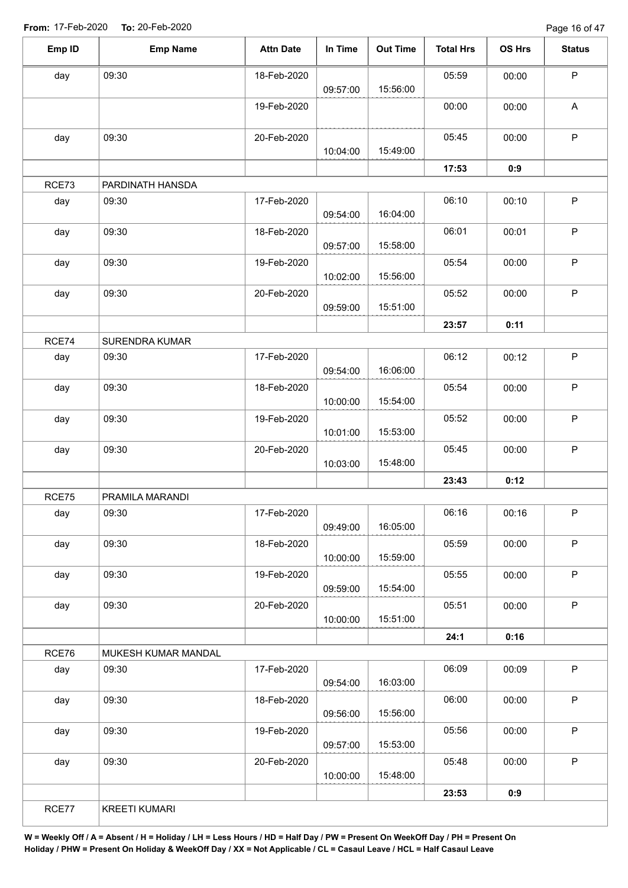**From:** 17-Feb-2020 **To:** 20-Feb-2020

| Emp ID | Emp Name | Attn Date | In Time | Out Time | Total Hrs | OS Hrs | Status |
|---|---|---|---|---|---|---|---|
| day | 09:30 | 18-Feb-2020 | 09:57:00 | 15:56:00 | 05:59 | 00:00 | P |
| | | 19-Feb-2020 | | | 00:00 | 00:00 | A |
| day | 09:30 | 20-Feb-2020 | 10:04:00 | 15:49:00 | 05:45 | 00:00 | P |
| | | | | | **17:53** | **0:9** | |
| RCE73 | PARDINATH HANSDA | | | | | | |
| day | 09:30 | 17-Feb-2020 | 09:54:00 | 16:04:00 | 06:10 | 00:10 | P |
| day | 09:30 | 18-Feb-2020 | 09:57:00 | 15:58:00 | 06:01 | 00:01 | P |
| day | 09:30 | 19-Feb-2020 | 10:02:00 | 15:56:00 | 05:54 | 00:00 | P |
| day | 09:30 | 20-Feb-2020 | 09:59:00 | 15:51:00 | 05:52 | 00:00 | P |
| | | | | | **23:57** | **0:11** | |
| RCE74 | SURENDRA KUMAR | | | | | | |
| day | 09:30 | 17-Feb-2020 | 09:54:00 | 16:06:00 | 06:12 | 00:12 | P |
| day | 09:30 | 18-Feb-2020 | 10:00:00 | 15:54:00 | 05:54 | 00:00 | P |
| day | 09:30 | 19-Feb-2020 | 10:01:00 | 15:53:00 | 05:52 | 00:00 | P |
| day | 09:30 | 20-Feb-2020 | 10:03:00 | 15:48:00 | 05:45 | 00:00 | P |
| | | | | | **23:43** | **0:12** | |
| RCE75 | PRAMILA MARANDI | | | | | | |
| day | 09:30 | 17-Feb-2020 | 09:49:00 | 16:05:00 | 06:16 | 00:16 | P |
| day | 09:30 | 18-Feb-2020 | 10:00:00 | 15:59:00 | 05:59 | 00:00 | P |
| day | 09:30 | 19-Feb-2020 | 09:59:00 | 15:54:00 | 05:55 | 00:00 | P |
| day | 09:30 | 20-Feb-2020 | 10:00:00 | 15:51:00 | 05:51 | 00:00 | P |
| | | | | | **24:1** | **0:16** | |
| RCE76 | MUKESH KUMAR MANDAL | | | | | | |
| day | 09:30 | 17-Feb-2020 | 09:54:00 | 16:03:00 | 06:09 | 00:09 | P |
| day | 09:30 | 18-Feb-2020 | 09:56:00 | 15:56:00 | 06:00 | 00:00 | P |
| day | 09:30 | 19-Feb-2020 | 09:57:00 | 15:53:00 | 05:56 | 00:00 | P |
| day | 09:30 | 20-Feb-2020 | 10:00:00 | 15:48:00 | 05:48 | 00:00 | P |
| | | | | | **23:53** | **0:9** | |
| RCE77 | KREETI KUMARI | | | | | | |

**W = Weekly Off / A = Absent / H = Holiday / LH = Less Hours / HD = Half Day / PW = Present On WeekOff Day / PH = Present On Holiday / PHW = Present On Holiday & WeekOff Day / XX = Not Applicable / CL = Casaul Leave / HCL = Half Casaul Leave**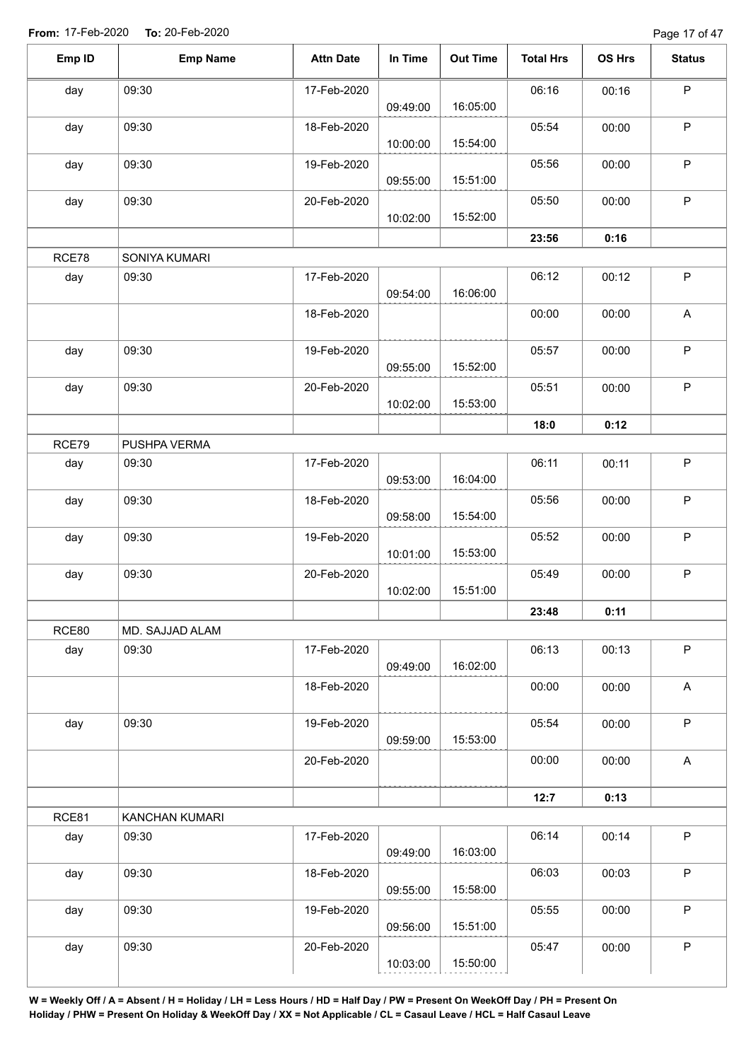**From:** 17-Feb-2020 **To:** 20-Feb-2020

| Emp ID | Emp Name | Attn Date | In Time | Out Time | Total Hrs | OS Hrs | Status |
|---|---|---|---|---|---|---|---|
| day | 09:30 | 17-Feb-2020 | 09:49:00 | 16:05:00 | 06:16 | 00:16 | P |
| day | 09:30 | 18-Feb-2020 | 10:00:00 | 15:54:00 | 05:54 | 00:00 | P |
| day | 09:30 | 19-Feb-2020 | 09:55:00 | 15:51:00 | 05:56 | 00:00 | P |
| day | 09:30 | 20-Feb-2020 | 10:02:00 | 15:52:00 | 05:50 | 00:00 | P |
| | | | | | **23:56** | **0:16** | |
| RCE78 | SONIYA KUMARI | | | | | | |
| day | 09:30 | 17-Feb-2020 | 09:54:00 | 16:06:00 | 06:12 | 00:12 | P |
| | | 18-Feb-2020 | | | 00:00 | 00:00 | A |
| day | 09:30 | 19-Feb-2020 | 09:55:00 | 15:52:00 | 05:57 | 00:00 | P |
| day | 09:30 | 20-Feb-2020 | 10:02:00 | 15:53:00 | 05:51 | 00:00 | P |
| | | | | | **18:0** | **0:12** | |
| RCE79 | PUSHPA VERMA | | | | | | |
| day | 09:30 | 17-Feb-2020 | 09:53:00 | 16:04:00 | 06:11 | 00:11 | P |
| day | 09:30 | 18-Feb-2020 | 09:58:00 | 15:54:00 | 05:56 | 00:00 | P |
| day | 09:30 | 19-Feb-2020 | 10:01:00 | 15:53:00 | 05:52 | 00:00 | P |
| day | 09:30 | 20-Feb-2020 | 10:02:00 | 15:51:00 | 05:49 | 00:00 | P |
| | | | | | **23:48** | **0:11** | |
| RCE80 | MD. SAJJAD ALAM | | | | | | |
| day | 09:30 | 17-Feb-2020 | 09:49:00 | 16:02:00 | 06:13 | 00:13 | P |
| | | 18-Feb-2020 | | | 00:00 | 00:00 | A |
| day | 09:30 | 19-Feb-2020 | 09:59:00 | 15:53:00 | 05:54 | 00:00 | P |
| | | 20-Feb-2020 | | | 00:00 | 00:00 | A |
| | | | | | **12:7** | **0:13** | |
| RCE81 | KANCHAN KUMARI | | | | | | |
| day | 09:30 | 17-Feb-2020 | 09:49:00 | 16:03:00 | 06:14 | 00:14 | P |
| day | 09:30 | 18-Feb-2020 | 09:55:00 | 15:58:00 | 06:03 | 00:03 | P |
| day | 09:30 | 19-Feb-2020 | 09:56:00 | 15:51:00 | 05:55 | 00:00 | P |
| day | 09:30 | 20-Feb-2020 | 10:03:00 | 15:50:00 | 05:47 | 00:00 | P |

**W = Weekly Off / A = Absent / H = Holiday / LH = Less Hours / HD = Half Day / PW = Present On WeekOff Day / PH = Present On Holiday / PHW = Present On Holiday & WeekOff Day / XX = Not Applicable / CL = Casaul Leave / HCL = Half Casaul Leave**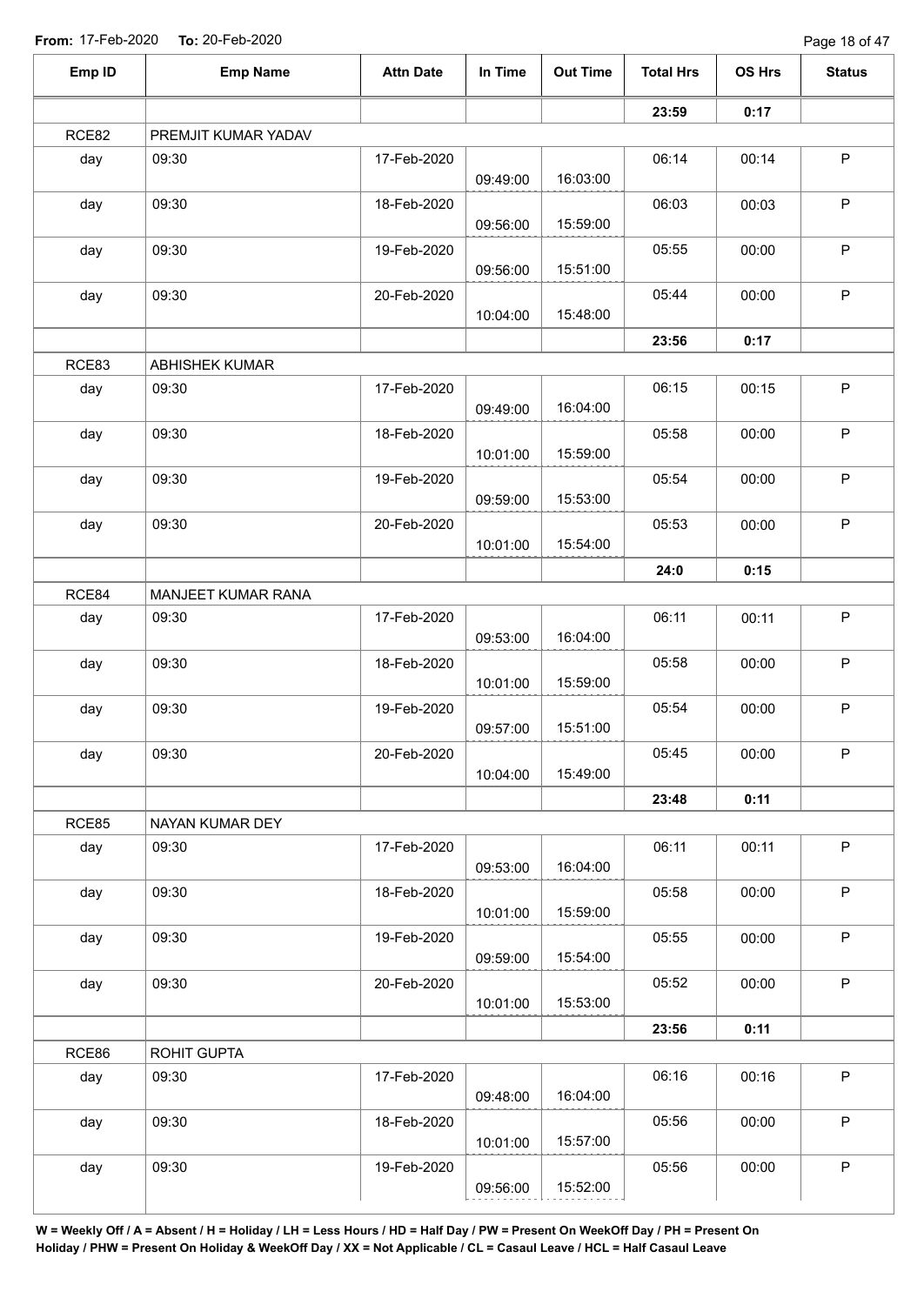From: 17-Feb-2020 To: 20-Feb-2020

| Emp ID | Emp Name | Attn Date | In Time | Out Time | Total Hrs | OS Hrs | Status |
|---|---|---|---|---|---|---|---|
| | | | | | 23:59 | 0:17 | |
| RCE82 | PREMJIT KUMAR YADAV | | | | | | |
| day | 09:30 | 17-Feb-2020 | 09:49:00 | 16:03:00 | 06:14 | 00:14 | P |
| day | 09:30 | 18-Feb-2020 | 09:56:00 | 15:59:00 | 06:03 | 00:03 | P |
| day | 09:30 | 19-Feb-2020 | 09:56:00 | 15:51:00 | 05:55 | 00:00 | P |
| day | 09:30 | 20-Feb-2020 | 10:04:00 | 15:48:00 | 05:44 | 00:00 | P |
| | | | | | 23:56 | 0:17 | |
| RCE83 | ABHISHEK KUMAR | | | | | | |
| day | 09:30 | 17-Feb-2020 | 09:49:00 | 16:04:00 | 06:15 | 00:15 | P |
| day | 09:30 | 18-Feb-2020 | 10:01:00 | 15:59:00 | 05:58 | 00:00 | P |
| day | 09:30 | 19-Feb-2020 | 09:59:00 | 15:53:00 | 05:54 | 00:00 | P |
| day | 09:30 | 20-Feb-2020 | 10:01:00 | 15:54:00 | 05:53 | 00:00 | P |
| | | | | | 24:0 | 0:15 | |
| RCE84 | MANJEET KUMAR RANA | | | | | | |
| day | 09:30 | 17-Feb-2020 | 09:53:00 | 16:04:00 | 06:11 | 00:11 | P |
| day | 09:30 | 18-Feb-2020 | 10:01:00 | 15:59:00 | 05:58 | 00:00 | P |
| day | 09:30 | 19-Feb-2020 | 09:57:00 | 15:51:00 | 05:54 | 00:00 | P |
| day | 09:30 | 20-Feb-2020 | 10:04:00 | 15:49:00 | 05:45 | 00:00 | P |
| | | | | | 23:48 | 0:11 | |
| RCE85 | NAYAN KUMAR DEY | | | | | | |
| day | 09:30 | 17-Feb-2020 | 09:53:00 | 16:04:00 | 06:11 | 00:11 | P |
| day | 09:30 | 18-Feb-2020 | 10:01:00 | 15:59:00 | 05:58 | 00:00 | P |
| day | 09:30 | 19-Feb-2020 | 09:59:00 | 15:54:00 | 05:55 | 00:00 | P |
| day | 09:30 | 20-Feb-2020 | 10:01:00 | 15:53:00 | 05:52 | 00:00 | P |
| | | | | | 23:56 | 0:11 | |
| RCE86 | ROHIT GUPTA | | | | | | |
| day | 09:30 | 17-Feb-2020 | 09:48:00 | 16:04:00 | 06:16 | 00:16 | P |
| day | 09:30 | 18-Feb-2020 | 10:01:00 | 15:57:00 | 05:56 | 00:00 | P |
| day | 09:30 | 19-Feb-2020 | 09:56:00 | 15:52:00 | 05:56 | 00:00 | P |

**W = Weekly Off / A = Absent / H = Holiday / LH = Less Hours / HD = Half Day / PW = Present On WeekOff Day / PH = Present On Holiday / PHW = Present On Holiday & WeekOff Day / XX = Not Applicable / CL = Casaul Leave / HCL = Half Casaul Leave**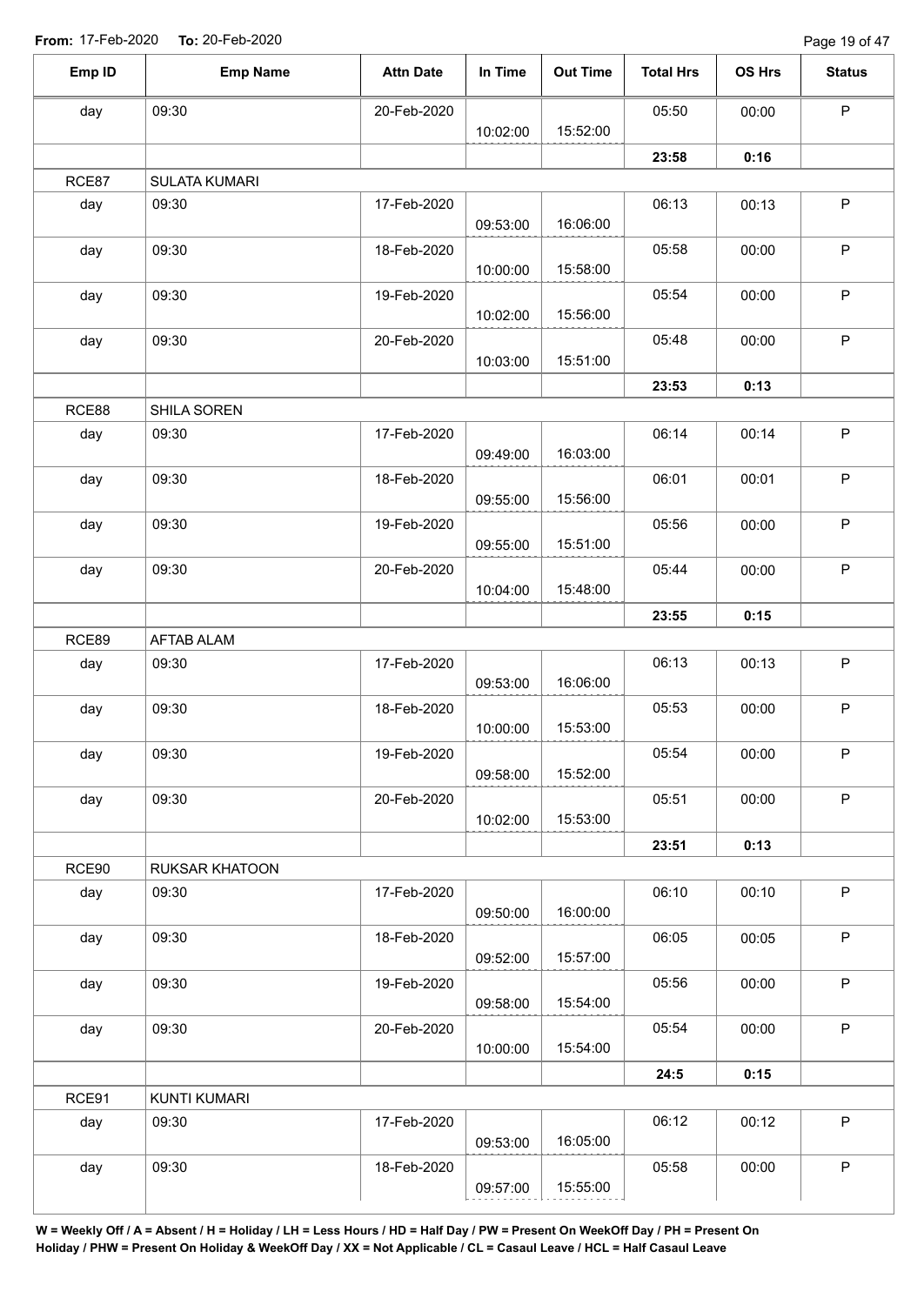**From:** 17-Feb-2020 **To:** 20-Feb-2020

| Emp ID | Emp Name | Attn Date | In Time | Out Time | Total Hrs | OS Hrs | Status |
|---|---|---|---|---|---|---|---|
| day | 09:30 | 20-Feb-2020 | 10:02:00 | 15:52:00 | 05:50 | 00:00 | P |
| | | | | | **23:58** | **0:16** | |
| RCE87 | SULATA KUMARI | | | | | | |
| day | 09:30 | 17-Feb-2020 | 09:53:00 | 16:06:00 | 06:13 | 00:13 | P |
| day | 09:30 | 18-Feb-2020 | 10:00:00 | 15:58:00 | 05:58 | 00:00 | P |
| day | 09:30 | 19-Feb-2020 | 10:02:00 | 15:56:00 | 05:54 | 00:00 | P |
| day | 09:30 | 20-Feb-2020 | 10:03:00 | 15:51:00 | 05:48 | 00:00 | P |
| | | | | | **23:53** | **0:13** | |
| RCE88 | SHILA SOREN | | | | | | |
| day | 09:30 | 17-Feb-2020 | 09:49:00 | 16:03:00 | 06:14 | 00:14 | P |
| day | 09:30 | 18-Feb-2020 | 09:55:00 | 15:56:00 | 06:01 | 00:01 | P |
| day | 09:30 | 19-Feb-2020 | 09:55:00 | 15:51:00 | 05:56 | 00:00 | P |
| day | 09:30 | 20-Feb-2020 | 10:04:00 | 15:48:00 | 05:44 | 00:00 | P |
| | | | | | **23:55** | **0:15** | |
| RCE89 | AFTAB ALAM | | | | | | |
| day | 09:30 | 17-Feb-2020 | 09:53:00 | 16:06:00 | 06:13 | 00:13 | P |
| day | 09:30 | 18-Feb-2020 | 10:00:00 | 15:53:00 | 05:53 | 00:00 | P |
| day | 09:30 | 19-Feb-2020 | 09:58:00 | 15:52:00 | 05:54 | 00:00 | P |
| day | 09:30 | 20-Feb-2020 | 10:02:00 | 15:53:00 | 05:51 | 00:00 | P |
| | | | | | **23:51** | **0:13** | |
| RCE90 | RUKSAR KHATOON | | | | | | |
| day | 09:30 | 17-Feb-2020 | 09:50:00 | 16:00:00 | 06:10 | 00:10 | P |
| day | 09:30 | 18-Feb-2020 | 09:52:00 | 15:57:00 | 06:05 | 00:05 | P |
| day | 09:30 | 19-Feb-2020 | 09:58:00 | 15:54:00 | 05:56 | 00:00 | P |
| day | 09:30 | 20-Feb-2020 | 10:00:00 | 15:54:00 | 05:54 | 00:00 | P |
| | | | | | **24:5** | **0:15** | |
| RCE91 | KUNTI KUMARI | | | | | | |
| day | 09:30 | 17-Feb-2020 | 09:53:00 | 16:05:00 | 06:12 | 00:12 | P |
| day | 09:30 | 18-Feb-2020 | 09:57:00 | 15:55:00 | 05:58 | 00:00 | P |

**W = Weekly Off / A = Absent / H = Holiday / LH = Less Hours / HD = Half Day / PW = Present On WeekOff Day / PH = Present On Holiday / PHW = Present On Holiday & WeekOff Day / XX = Not Applicable / CL = Casaul Leave / HCL = Half Casaul Leave**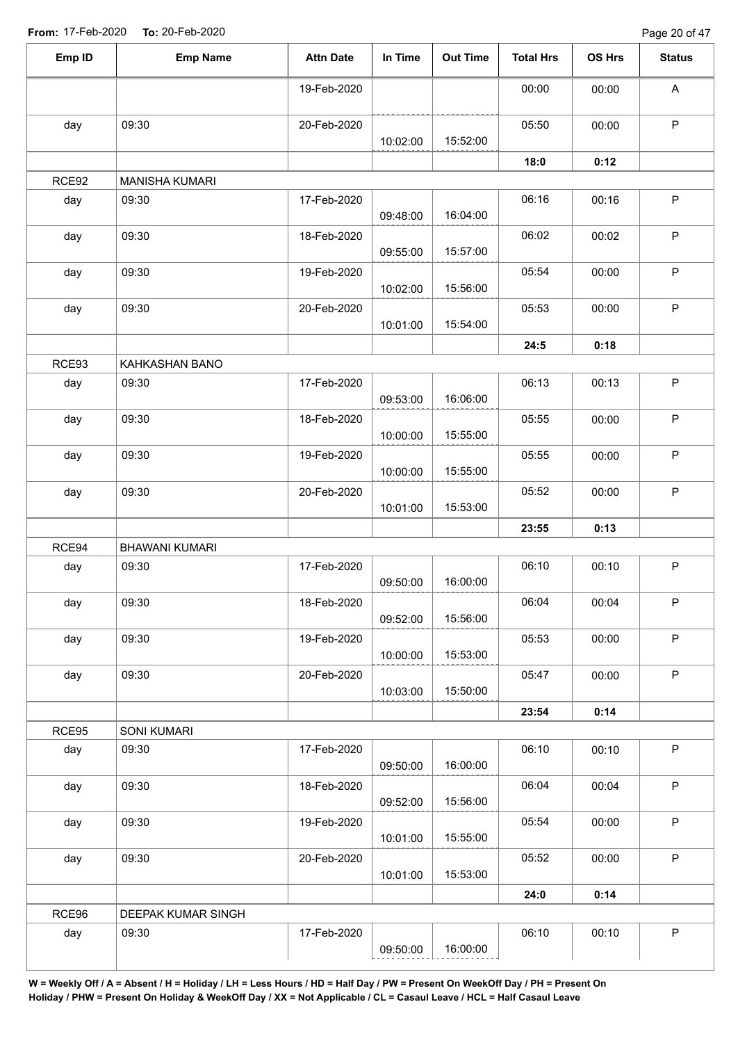**From:** 17-Feb-2020 **To:** 20-Feb-2020

| Emp ID | Emp Name | Attn Date | In Time | Out Time | Total Hrs | OS Hrs | Status |
|---|---|---|---|---|---|---|---|
| | | 19-Feb-2020 | | | 00:00 | 00:00 | A |
| day | 09:30 | 20-Feb-2020 | 10:02:00 | 15:52:00 | 05:50 | 00:00 | P |
| | | | | | **18:0** | **0:12** | |
| RCE92 | MANISHA KUMARI | | | | | | |
| day | 09:30 | 17-Feb-2020 | 09:48:00 | 16:04:00 | 06:16 | 00:16 | P |
| day | 09:30 | 18-Feb-2020 | 09:55:00 | 15:57:00 | 06:02 | 00:02 | P |
| day | 09:30 | 19-Feb-2020 | 10:02:00 | 15:56:00 | 05:54 | 00:00 | P |
| day | 09:30 | 20-Feb-2020 | 10:01:00 | 15:54:00 | 05:53 | 00:00 | P |
| | | | | | **24:5** | **0:18** | |
| RCE93 | KAHKASHAN BANO | | | | | | |
| day | 09:30 | 17-Feb-2020 | 09:53:00 | 16:06:00 | 06:13 | 00:13 | P |
| day | 09:30 | 18-Feb-2020 | 10:00:00 | 15:55:00 | 05:55 | 00:00 | P |
| day | 09:30 | 19-Feb-2020 | 10:00:00 | 15:55:00 | 05:55 | 00:00 | P |
| day | 09:30 | 20-Feb-2020 | 10:01:00 | 15:53:00 | 05:52 | 00:00 | P |
| | | | | | **23:55** | **0:13** | |
| RCE94 | BHAWANI KUMARI | | | | | | |
| day | 09:30 | 17-Feb-2020 | 09:50:00 | 16:00:00 | 06:10 | 00:10 | P |
| day | 09:30 | 18-Feb-2020 | 09:52:00 | 15:56:00 | 06:04 | 00:04 | P |
| day | 09:30 | 19-Feb-2020 | 10:00:00 | 15:53:00 | 05:53 | 00:00 | P |
| day | 09:30 | 20-Feb-2020 | 10:03:00 | 15:50:00 | 05:47 | 00:00 | P |
| | | | | | **23:54** | **0:14** | |
| RCE95 | SONI KUMARI | | | | | | |
| day | 09:30 | 17-Feb-2020 | 09:50:00 | 16:00:00 | 06:10 | 00:10 | P |
| day | 09:30 | 18-Feb-2020 | 09:52:00 | 15:56:00 | 06:04 | 00:04 | P |
| day | 09:30 | 19-Feb-2020 | 10:01:00 | 15:55:00 | 05:54 | 00:00 | P |
| day | 09:30 | 20-Feb-2020 | 10:01:00 | 15:53:00 | 05:52 | 00:00 | P |
| | | | | | **24:0** | **0:14** | |
| RCE96 | DEEPAK KUMAR SINGH | | | | | | |
| day | 09:30 | 17-Feb-2020 | 09:50:00 | 16:00:00 | 06:10 | 00:10 | P |

**W = Weekly Off / A = Absent / H = Holiday / LH = Less Hours / HD = Half Day / PW = Present On WeekOff Day / PH = Present On Holiday / PHW = Present On Holiday & WeekOff Day / XX = Not Applicable / CL = Casaul Leave / HCL = Half Casaul Leave**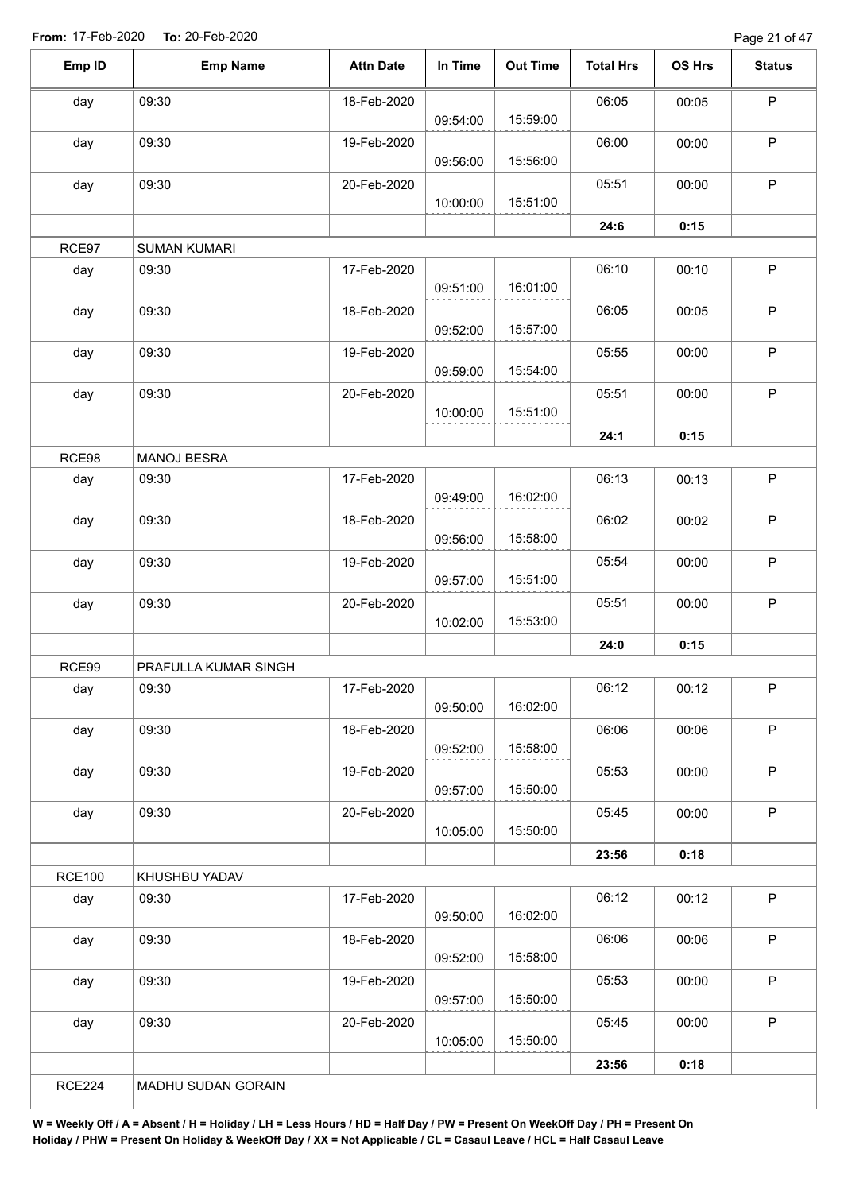**From:** 17-Feb-2020 **To:** 20-Feb-2020

| Emp ID | Emp Name | Attn Date | In Time | Out Time | Total Hrs | OS Hrs | Status |
|---|---|---|---|---|---|---|---|
| day | 09:30 | 18-Feb-2020 | 09:54:00 | 15:59:00 | 06:05 | 00:05 | P |
| day | 09:30 | 19-Feb-2020 | 09:56:00 | 15:56:00 | 06:00 | 00:00 | P |
| day | 09:30 | 20-Feb-2020 | 10:00:00 | 15:51:00 | 05:51 | 00:00 | P |
| | | | | | 24:6 | 0:15 | |
| RCE97 | SUMAN KUMARI | | | | | | |
| day | 09:30 | 17-Feb-2020 | 09:51:00 | 16:01:00 | 06:10 | 00:10 | P |
| day | 09:30 | 18-Feb-2020 | 09:52:00 | 15:57:00 | 06:05 | 00:05 | P |
| day | 09:30 | 19-Feb-2020 | 09:59:00 | 15:54:00 | 05:55 | 00:00 | P |
| day | 09:30 | 20-Feb-2020 | 10:00:00 | 15:51:00 | 05:51 | 00:00 | P |
| | | | | | 24:1 | 0:15 | |
| RCE98 | MANOJ BESRA | | | | | | |
| day | 09:30 | 17-Feb-2020 | 09:49:00 | 16:02:00 | 06:13 | 00:13 | P |
| day | 09:30 | 18-Feb-2020 | 09:56:00 | 15:58:00 | 06:02 | 00:02 | P |
| day | 09:30 | 19-Feb-2020 | 09:57:00 | 15:51:00 | 05:54 | 00:00 | P |
| day | 09:30 | 20-Feb-2020 | 10:02:00 | 15:53:00 | 05:51 | 00:00 | P |
| | | | | | 24:0 | 0:15 | |
| RCE99 | PRAFULLA KUMAR SINGH | | | | | | |
| day | 09:30 | 17-Feb-2020 | 09:50:00 | 16:02:00 | 06:12 | 00:12 | P |
| day | 09:30 | 18-Feb-2020 | 09:52:00 | 15:58:00 | 06:06 | 00:06 | P |
| day | 09:30 | 19-Feb-2020 | 09:57:00 | 15:50:00 | 05:53 | 00:00 | P |
| day | 09:30 | 20-Feb-2020 | 10:05:00 | 15:50:00 | 05:45 | 00:00 | P |
| | | | | | 23:56 | 0:18 | |
| RCE100 | KHUSHBU YADAV | | | | | | |
| day | 09:30 | 17-Feb-2020 | 09:50:00 | 16:02:00 | 06:12 | 00:12 | P |
| day | 09:30 | 18-Feb-2020 | 09:52:00 | 15:58:00 | 06:06 | 00:06 | P |
| day | 09:30 | 19-Feb-2020 | 09:57:00 | 15:50:00 | 05:53 | 00:00 | P |
| day | 09:30 | 20-Feb-2020 | 10:05:00 | 15:50:00 | 05:45 | 00:00 | P |
| | | | | | 23:56 | 0:18 | |
| RCE224 | MADHU SUDAN GORAIN | | | | | | |

**W = Weekly Off / A = Absent / H = Holiday / LH = Less Hours / HD = Half Day / PW = Present On WeekOff Day / PH = Present On Holiday / PHW = Present On Holiday & WeekOff Day / XX = Not Applicable / CL = Casaul Leave / HCL = Half Casaul Leave**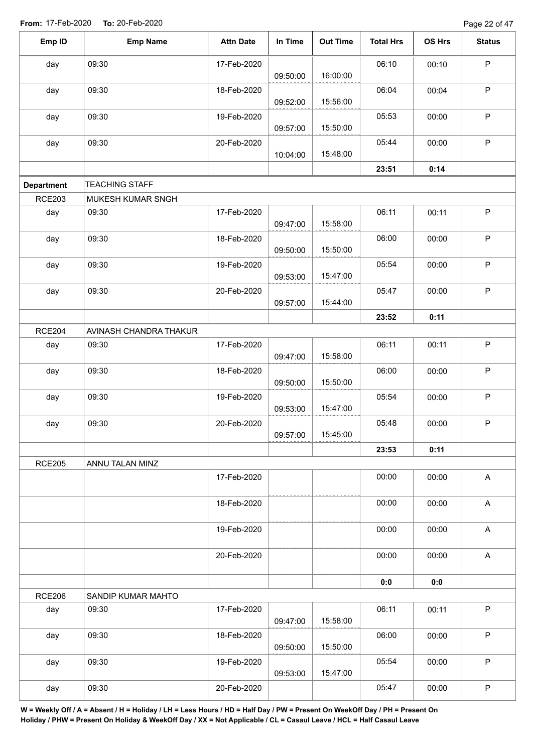From: 17-Feb-2020 To: 20-Feb-2020

| Emp ID | Emp Name | Attn Date | In Time | Out Time | Total Hrs | OS Hrs | Status |
|---|---|---|---|---|---|---|---|
| day | 09:30 | 17-Feb-2020 | 09:50:00 | 16:00:00 | 06:10 | 00:10 | P |
| day | 09:30 | 18-Feb-2020 | 09:52:00 | 15:56:00 | 06:04 | 00:04 | P |
| day | 09:30 | 19-Feb-2020 | 09:57:00 | 15:50:00 | 05:53 | 00:00 | P |
| day | 09:30 | 20-Feb-2020 | 10:04:00 | 15:48:00 | 05:44 | 00:00 | P |
| | | | | | **23:51** | **0:14** | |
| **Department** | TEACHING STAFF | | | | | | |
| RCE203 | MUKESH KUMAR SNGH | | | | | | |
| day | 09:30 | 17-Feb-2020 | 09:47:00 | 15:58:00 | 06:11 | 00:11 | P |
| day | 09:30 | 18-Feb-2020 | 09:50:00 | 15:50:00 | 06:00 | 00:00 | P |
| day | 09:30 | 19-Feb-2020 | 09:53:00 | 15:47:00 | 05:54 | 00:00 | P |
| day | 09:30 | 20-Feb-2020 | 09:57:00 | 15:44:00 | 05:47 | 00:00 | P |
| | | | | | **23:52** | **0:11** | |
| RCE204 | AVINASH CHANDRA THAKUR | | | | | | |
| day | 09:30 | 17-Feb-2020 | 09:47:00 | 15:58:00 | 06:11 | 00:11 | P |
| day | 09:30 | 18-Feb-2020 | 09:50:00 | 15:50:00 | 06:00 | 00:00 | P |
| day | 09:30 | 19-Feb-2020 | 09:53:00 | 15:47:00 | 05:54 | 00:00 | P |
| day | 09:30 | 20-Feb-2020 | 09:57:00 | 15:45:00 | 05:48 | 00:00 | P |
| | | | | | **23:53** | **0:11** | |
| RCE205 | ANNU TALAN MINZ | | | | | | |
| | | 17-Feb-2020 | | | 00:00 | 00:00 | A |
| | | 18-Feb-2020 | | | 00:00 | 00:00 | A |
| | | 19-Feb-2020 | | | 00:00 | 00:00 | A |
| | | 20-Feb-2020 | | | 00:00 | 00:00 | A |
| | | | | | **0:0** | **0:0** | |
| RCE206 | SANDIP KUMAR MAHTO | | | | | | |
| day | 09:30 | 17-Feb-2020 | 09:47:00 | 15:58:00 | 06:11 | 00:11 | P |
| day | 09:30 | 18-Feb-2020 | 09:50:00 | 15:50:00 | 06:00 | 00:00 | P |
| day | 09:30 | 19-Feb-2020 | 09:53:00 | 15:47:00 | 05:54 | 00:00 | P |
| day | 09:30 | 20-Feb-2020 | | | 05:47 | 00:00 | P |

**W = Weekly Off / A = Absent / H = Holiday / LH = Less Hours / HD = Half Day / PW = Present On WeekOff Day / PH = Present On Holiday / PHW = Present On Holiday & WeekOff Day / XX = Not Applicable / CL = Casaul Leave / HCL = Half Casaul Leave**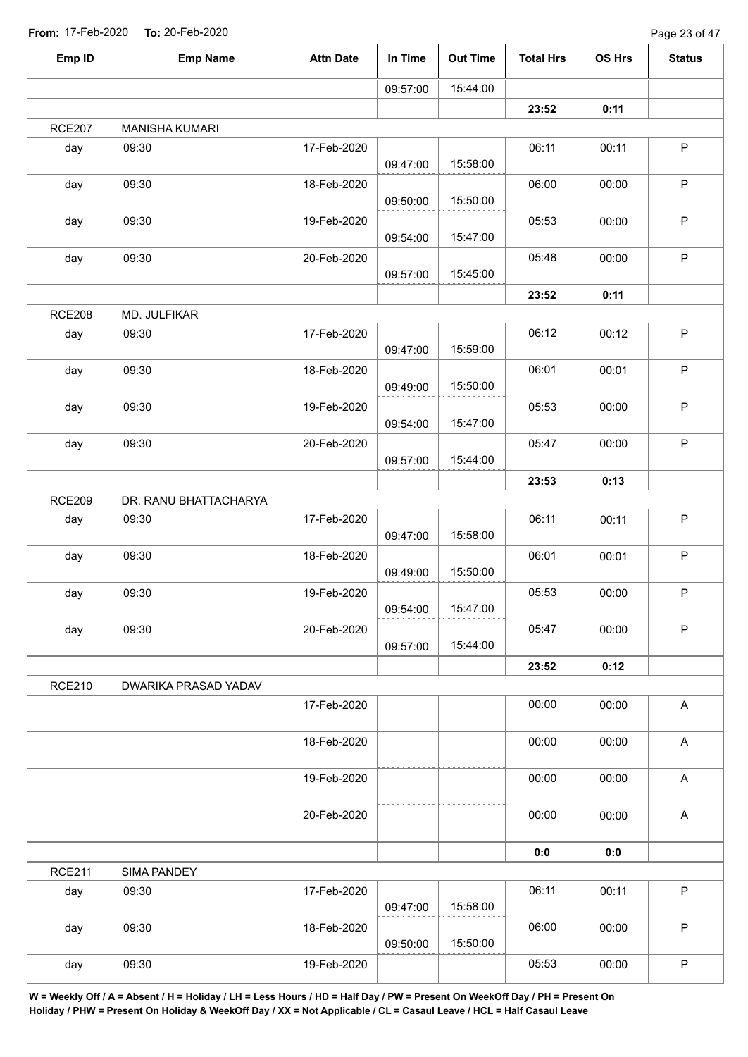From: 17-Feb-2020 To: 20-Feb-2020

| Emp ID | Emp Name | Attn Date | In Time | Out Time | Total Hrs | OS Hrs | Status |
|---|---|---|---|---|---|---|---|
| | | | 09:57:00 | 15:44:00 | | | |
| | | | | | 23:52 | 0:11 | |
| RCE207 | MANISHA KUMARI | | | | | | |
| day | 09:30 | 17-Feb-2020 | 09:47:00 | 15:58:00 | 06:11 | 00:11 | P |
| day | 09:30 | 18-Feb-2020 | 09:50:00 | 15:50:00 | 06:00 | 00:00 | P |
| day | 09:30 | 19-Feb-2020 | 09:54:00 | 15:47:00 | 05:53 | 00:00 | P |
| day | 09:30 | 20-Feb-2020 | 09:57:00 | 15:45:00 | 05:48 | 00:00 | P |
| | | | | | 23:52 | 0:11 | |
| RCE208 | MD. JULFIKAR | | | | | | |
| day | 09:30 | 17-Feb-2020 | 09:47:00 | 15:59:00 | 06:12 | 00:12 | P |
| day | 09:30 | 18-Feb-2020 | 09:49:00 | 15:50:00 | 06:01 | 00:01 | P |
| day | 09:30 | 19-Feb-2020 | 09:54:00 | 15:47:00 | 05:53 | 00:00 | P |
| day | 09:30 | 20-Feb-2020 | 09:57:00 | 15:44:00 | 05:47 | 00:00 | P |
| | | | | | 23:53 | 0:13 | |
| RCE209 | DR. RANU BHATTACHARYA | | | | | | |
| day | 09:30 | 17-Feb-2020 | 09:47:00 | 15:58:00 | 06:11 | 00:11 | P |
| day | 09:30 | 18-Feb-2020 | 09:49:00 | 15:50:00 | 06:01 | 00:01 | P |
| day | 09:30 | 19-Feb-2020 | 09:54:00 | 15:47:00 | 05:53 | 00:00 | P |
| day | 09:30 | 20-Feb-2020 | 09:57:00 | 15:44:00 | 05:47 | 00:00 | P |
| | | | | | 23:52 | 0:12 | |
| RCE210 | DWARIKA PRASAD YADAV | | | | | | |
| | | 17-Feb-2020 | | | 00:00 | 00:00 | A |
| | | 18-Feb-2020 | | | 00:00 | 00:00 | A |
| | | 19-Feb-2020 | | | 00:00 | 00:00 | A |
| | | 20-Feb-2020 | | | 00:00 | 00:00 | A |
| | | | | | 0:0 | 0:0 | |
| RCE211 | SIMA PANDEY | | | | | | |
| day | 09:30 | 17-Feb-2020 | 09:47:00 | 15:58:00 | 06:11 | 00:11 | P |
| day | 09:30 | 18-Feb-2020 | 09:50:00 | 15:50:00 | 06:00 | 00:00 | P |
| day | 09:30 | 19-Feb-2020 | | | 05:53 | 00:00 | P |

**W = Weekly Off / A = Absent / H = Holiday / LH = Less Hours / HD = Half Day / PW = Present On WeekOff Day / PH = Present On Holiday / PHW = Present On Holiday & WeekOff Day / XX = Not Applicable / CL = Casaul Leave / HCL = Half Casaul Leave**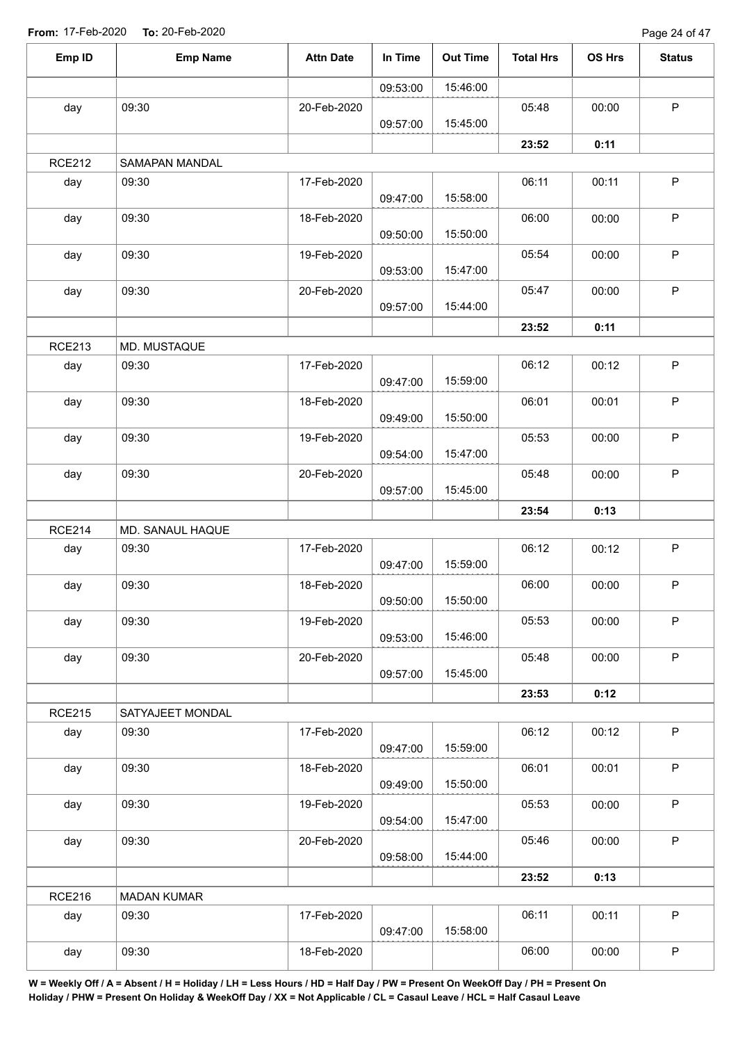From: 17-Feb-2020 To: 20-Feb-2020

| Emp ID | Emp Name | Attn Date | In Time | Out Time | Total Hrs | OS Hrs | Status |
|---|---|---|---|---|---|---|---|
| | | | 09:53:00 | 15:46:00 | | | |
| day | 09:30 | 20-Feb-2020 | 09:57:00 | 15:45:00 | 05:48 | 00:00 | P |
| | | | | | **23:52** | **0:11** | |
| RCE212 | SAMAPAN MANDAL | | | | | | |
| day | 09:30 | 17-Feb-2020 | 09:47:00 | 15:58:00 | 06:11 | 00:11 | P |
| day | 09:30 | 18-Feb-2020 | 09:50:00 | 15:50:00 | 06:00 | 00:00 | P |
| day | 09:30 | 19-Feb-2020 | 09:53:00 | 15:47:00 | 05:54 | 00:00 | P |
| day | 09:30 | 20-Feb-2020 | 09:57:00 | 15:44:00 | 05:47 | 00:00 | P |
| | | | | | **23:52** | **0:11** | |
| RCE213 | MD. MUSTAQUE | | | | | | |
| day | 09:30 | 17-Feb-2020 | 09:47:00 | 15:59:00 | 06:12 | 00:12 | P |
| day | 09:30 | 18-Feb-2020 | 09:49:00 | 15:50:00 | 06:01 | 00:01 | P |
| day | 09:30 | 19-Feb-2020 | 09:54:00 | 15:47:00 | 05:53 | 00:00 | P |
| day | 09:30 | 20-Feb-2020 | 09:57:00 | 15:45:00 | 05:48 | 00:00 | P |
| | | | | | **23:54** | **0:13** | |
| RCE214 | MD. SANAUL HAQUE | | | | | | |
| day | 09:30 | 17-Feb-2020 | 09:47:00 | 15:59:00 | 06:12 | 00:12 | P |
| day | 09:30 | 18-Feb-2020 | 09:50:00 | 15:50:00 | 06:00 | 00:00 | P |
| day | 09:30 | 19-Feb-2020 | 09:53:00 | 15:46:00 | 05:53 | 00:00 | P |
| day | 09:30 | 20-Feb-2020 | 09:57:00 | 15:45:00 | 05:48 | 00:00 | P |
| | | | | | **23:53** | **0:12** | |
| RCE215 | SATYAJEET MONDAL | | | | | | |
| day | 09:30 | 17-Feb-2020 | 09:47:00 | 15:59:00 | 06:12 | 00:12 | P |
| day | 09:30 | 18-Feb-2020 | 09:49:00 | 15:50:00 | 06:01 | 00:01 | P |
| day | 09:30 | 19-Feb-2020 | 09:54:00 | 15:47:00 | 05:53 | 00:00 | P |
| day | 09:30 | 20-Feb-2020 | 09:58:00 | 15:44:00 | 05:46 | 00:00 | P |
| | | | | | **23:52** | **0:13** | |
| RCE216 | MADAN KUMAR | | | | | | |
| day | 09:30 | 17-Feb-2020 | 09:47:00 | 15:58:00 | 06:11 | 00:11 | P |
| day | 09:30 | 18-Feb-2020 | | | 06:00 | 00:00 | P |

**W = Weekly Off / A = Absent / H = Holiday / LH = Less Hours / HD = Half Day / PW = Present On WeekOff Day / PH = Present On Holiday / PHW = Present On Holiday & WeekOff Day / XX = Not Applicable / CL = Casaul Leave / HCL = Half Casaul Leave**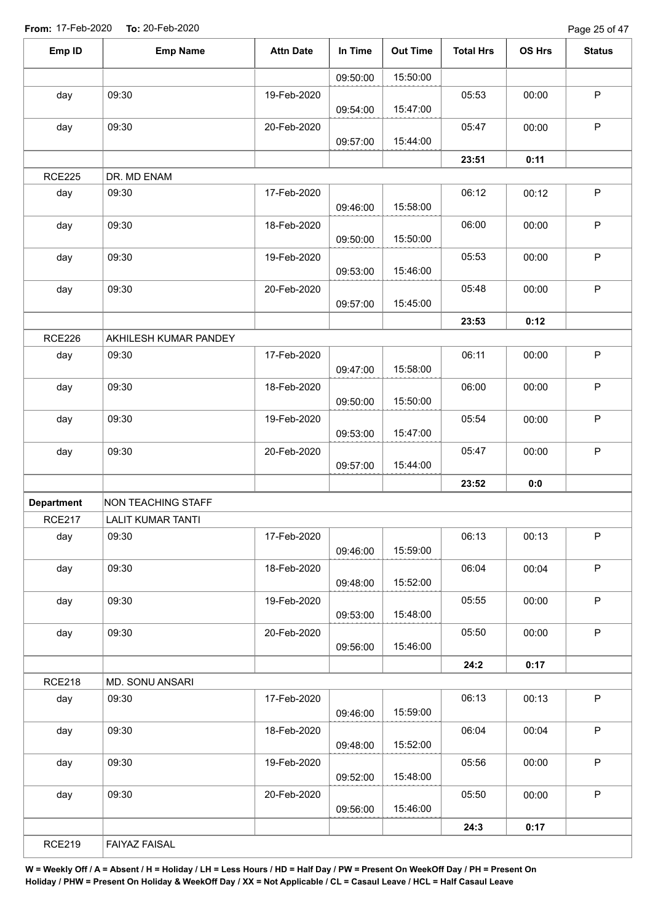From: 17-Feb-2020 To: 20-Feb-2020

| Emp ID | Emp Name | Attn Date | In Time | Out Time | Total Hrs | OS Hrs | Status |
|---|---|---|---|---|---|---|---|
| | | | 09:50:00 | 15:50:00 | | | |
| day | 09:30 | 19-Feb-2020 | 09:54:00 | 15:47:00 | 05:53 | 00:00 | P |
| day | 09:30 | 20-Feb-2020 | 09:57:00 | 15:44:00 | 05:47 | 00:00 | P |
| | | | | | **23:51** | **0:11** | |
| RCE225 | DR. MD ENAM | | | | | | |
| day | 09:30 | 17-Feb-2020 | 09:46:00 | 15:58:00 | 06:12 | 00:12 | P |
| day | 09:30 | 18-Feb-2020 | 09:50:00 | 15:50:00 | 06:00 | 00:00 | P |
| day | 09:30 | 19-Feb-2020 | 09:53:00 | 15:46:00 | 05:53 | 00:00 | P |
| day | 09:30 | 20-Feb-2020 | 09:57:00 | 15:45:00 | 05:48 | 00:00 | P |
| | | | | | **23:53** | **0:12** | |
| RCE226 | AKHILESH KUMAR PANDEY | | | | | | |
| day | 09:30 | 17-Feb-2020 | 09:47:00 | 15:58:00 | 06:11 | 00:00 | P |
| day | 09:30 | 18-Feb-2020 | 09:50:00 | 15:50:00 | 06:00 | 00:00 | P |
| day | 09:30 | 19-Feb-2020 | 09:53:00 | 15:47:00 | 05:54 | 00:00 | P |
| day | 09:30 | 20-Feb-2020 | 09:57:00 | 15:44:00 | 05:47 | 00:00 | P |
| | | | | | **23:52** | **0:0** | |
| **Department** | NON TEACHING STAFF | | | | | | |
| RCE217 | LALIT KUMAR TANTI | | | | | | |
| day | 09:30 | 17-Feb-2020 | 09:46:00 | 15:59:00 | 06:13 | 00:13 | P |
| day | 09:30 | 18-Feb-2020 | 09:48:00 | 15:52:00 | 06:04 | 00:04 | P |
| day | 09:30 | 19-Feb-2020 | 09:53:00 | 15:48:00 | 05:55 | 00:00 | P |
| day | 09:30 | 20-Feb-2020 | 09:56:00 | 15:46:00 | 05:50 | 00:00 | P |
| | | | | | **24:2** | **0:17** | |
| RCE218 | MD. SONU ANSARI | | | | | | |
| day | 09:30 | 17-Feb-2020 | 09:46:00 | 15:59:00 | 06:13 | 00:13 | P |
| day | 09:30 | 18-Feb-2020 | 09:48:00 | 15:52:00 | 06:04 | 00:04 | P |
| day | 09:30 | 19-Feb-2020 | 09:52:00 | 15:48:00 | 05:56 | 00:00 | P |
| day | 09:30 | 20-Feb-2020 | 09:56:00 | 15:46:00 | 05:50 | 00:00 | P |
| | | | | | **24:3** | **0:17** | |
| RCE219 | FAIYAZ FAISAL | | | | | | |

**W = Weekly Off / A = Absent / H = Holiday / LH = Less Hours / HD = Half Day / PW = Present On WeekOff Day / PH = Present On Holiday / PHW = Present On Holiday & WeekOff Day / XX = Not Applicable / CL = Casaul Leave / HCL = Half Casaul Leave**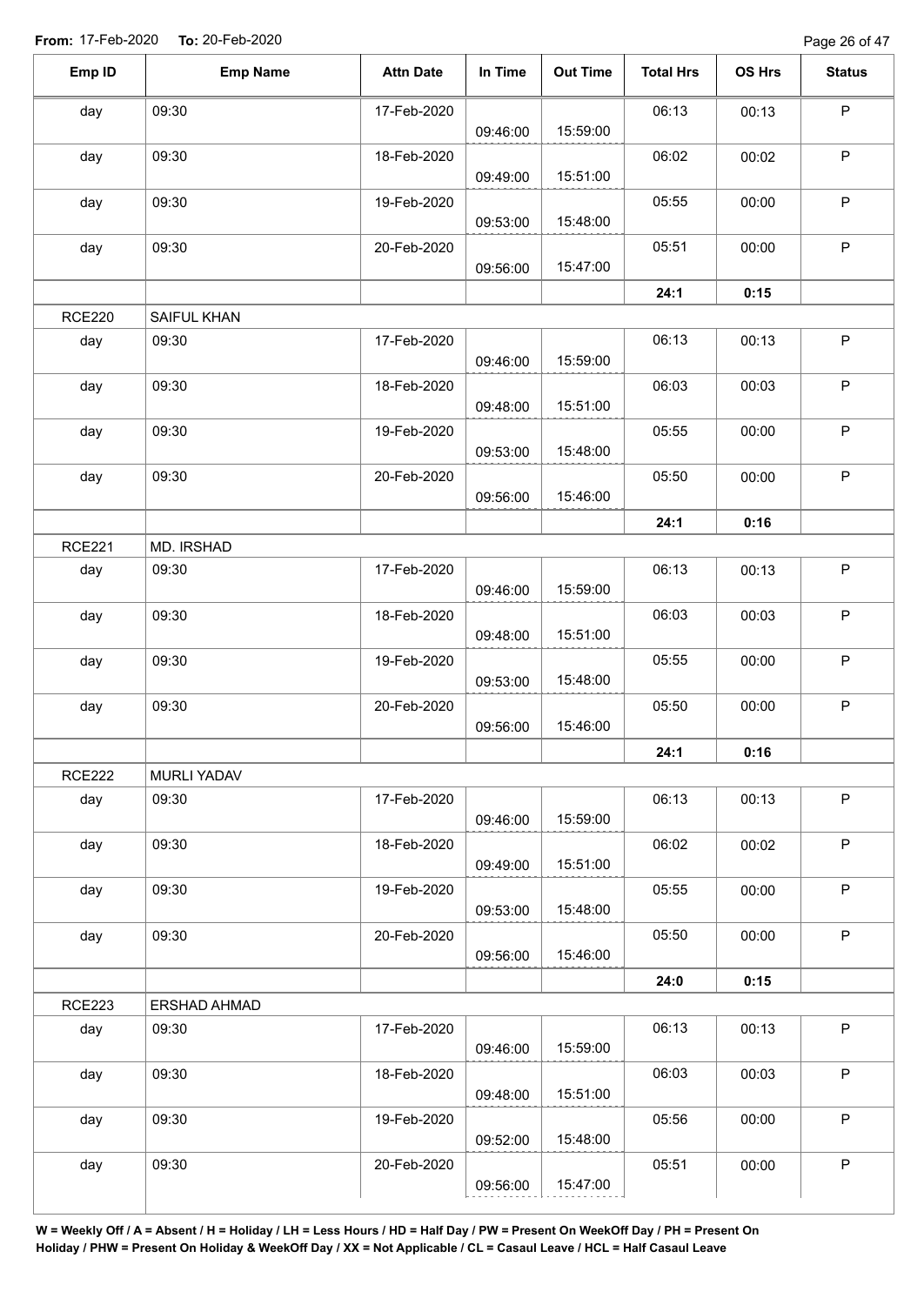**From:** 17-Feb-2020 **To:** 20-Feb-2020

| Emp ID | Emp Name | Attn Date | In Time | Out Time | Total Hrs | OS Hrs | Status |
|---|---|---|---|---|---|---|---|
| day | 09:30 | 17-Feb-2020 | 09:46:00 | 15:59:00 | 06:13 | 00:13 | P |
| day | 09:30 | 18-Feb-2020 | 09:49:00 | 15:51:00 | 06:02 | 00:02 | P |
| day | 09:30 | 19-Feb-2020 | 09:53:00 | 15:48:00 | 05:55 | 00:00 | P |
| day | 09:30 | 20-Feb-2020 | 09:56:00 | 15:47:00 | 05:51 | 00:00 | P |
| | | | | | **24:1** | **0:15** | |
| RCE220 | SAIFUL KHAN | | | | | | |
| day | 09:30 | 17-Feb-2020 | 09:46:00 | 15:59:00 | 06:13 | 00:13 | P |
| day | 09:30 | 18-Feb-2020 | 09:48:00 | 15:51:00 | 06:03 | 00:03 | P |
| day | 09:30 | 19-Feb-2020 | 09:53:00 | 15:48:00 | 05:55 | 00:00 | P |
| day | 09:30 | 20-Feb-2020 | 09:56:00 | 15:46:00 | 05:50 | 00:00 | P |
| | | | | | **24:1** | **0:16** | |
| RCE221 | MD. IRSHAD | | | | | | |
| day | 09:30 | 17-Feb-2020 | 09:46:00 | 15:59:00 | 06:13 | 00:13 | P |
| day | 09:30 | 18-Feb-2020 | 09:48:00 | 15:51:00 | 06:03 | 00:03 | P |
| day | 09:30 | 19-Feb-2020 | 09:53:00 | 15:48:00 | 05:55 | 00:00 | P |
| day | 09:30 | 20-Feb-2020 | 09:56:00 | 15:46:00 | 05:50 | 00:00 | P |
| | | | | | **24:1** | **0:16** | |
| RCE222 | MURLI YADAV | | | | | | |
| day | 09:30 | 17-Feb-2020 | 09:46:00 | 15:59:00 | 06:13 | 00:13 | P |
| day | 09:30 | 18-Feb-2020 | 09:49:00 | 15:51:00 | 06:02 | 00:02 | P |
| day | 09:30 | 19-Feb-2020 | 09:53:00 | 15:48:00 | 05:55 | 00:00 | P |
| day | 09:30 | 20-Feb-2020 | 09:56:00 | 15:46:00 | 05:50 | 00:00 | P |
| | | | | | **24:0** | **0:15** | |
| RCE223 | ERSHAD AHMAD | | | | | | |
| day | 09:30 | 17-Feb-2020 | 09:46:00 | 15:59:00 | 06:13 | 00:13 | P |
| day | 09:30 | 18-Feb-2020 | 09:48:00 | 15:51:00 | 06:03 | 00:03 | P |
| day | 09:30 | 19-Feb-2020 | 09:52:00 | 15:48:00 | 05:56 | 00:00 | P |
| day | 09:30 | 20-Feb-2020 | 09:56:00 | 15:47:00 | 05:51 | 00:00 | P |

**W = Weekly Off / A = Absent / H = Holiday / LH = Less Hours / HD = Half Day / PW = Present On WeekOff Day / PH = Present On Holiday / PHW = Present On Holiday & WeekOff Day / XX = Not Applicable / CL = Casaul Leave / HCL = Half Casaul Leave**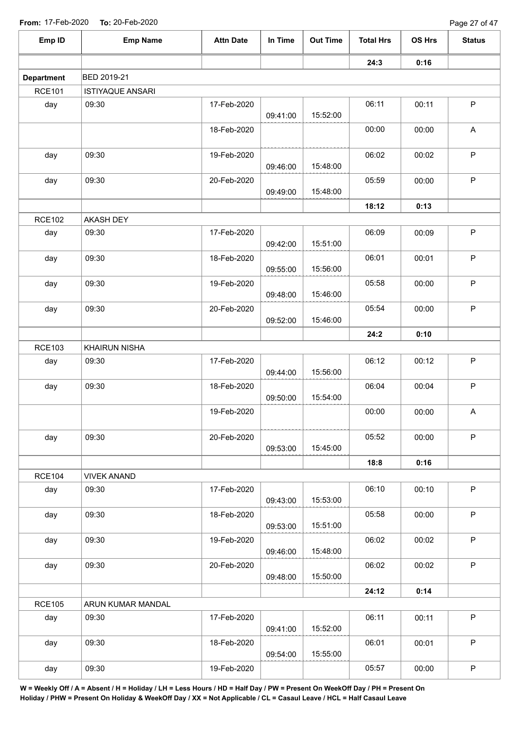From: 17-Feb-2020 To: 20-Feb-2020

| Emp ID | Emp Name | Attn Date | In Time | Out Time | Total Hrs | OS Hrs | Status |
|---|---|---|---|---|---|---|---|
| | | | | | **24:3** | **0:16** | |
| **Department** | BED 2019-21 | | | | | | |
| RCE101 | ISTIYAQUE ANSARI | | | | | | |
| day | 09:30 | 17-Feb-2020 | 09:41:00 | 15:52:00 | 06:11 | 00:11 | P |
| | | 18-Feb-2020 | | | 00:00 | 00:00 | A |
| day | 09:30 | 19-Feb-2020 | 09:46:00 | 15:48:00 | 06:02 | 00:02 | P |
| day | 09:30 | 20-Feb-2020 | 09:49:00 | 15:48:00 | 05:59 | 00:00 | P |
| | | | | | **18:12** | **0:13** | |
| RCE102 | AKASH DEY | | | | | | |
| day | 09:30 | 17-Feb-2020 | 09:42:00 | 15:51:00 | 06:09 | 00:09 | P |
| day | 09:30 | 18-Feb-2020 | 09:55:00 | 15:56:00 | 06:01 | 00:01 | P |
| day | 09:30 | 19-Feb-2020 | 09:48:00 | 15:46:00 | 05:58 | 00:00 | P |
| day | 09:30 | 20-Feb-2020 | 09:52:00 | 15:46:00 | 05:54 | 00:00 | P |
| | | | | | **24:2** | **0:10** | |
| RCE103 | KHAIRUN NISHA | | | | | | |
| day | 09:30 | 17-Feb-2020 | 09:44:00 | 15:56:00 | 06:12 | 00:12 | P |
| day | 09:30 | 18-Feb-2020 | 09:50:00 | 15:54:00 | 06:04 | 00:04 | P |
| | | 19-Feb-2020 | | | 00:00 | 00:00 | A |
| day | 09:30 | 20-Feb-2020 | 09:53:00 | 15:45:00 | 05:52 | 00:00 | P |
| | | | | | **18:8** | **0:16** | |
| RCE104 | VIVEK ANAND | | | | | | |
| day | 09:30 | 17-Feb-2020 | 09:43:00 | 15:53:00 | 06:10 | 00:10 | P |
| day | 09:30 | 18-Feb-2020 | 09:53:00 | 15:51:00 | 05:58 | 00:00 | P |
| day | 09:30 | 19-Feb-2020 | 09:46:00 | 15:48:00 | 06:02 | 00:02 | P |
| day | 09:30 | 20-Feb-2020 | 09:48:00 | 15:50:00 | 06:02 | 00:02 | P |
| | | | | | **24:12** | **0:14** | |
| RCE105 | ARUN KUMAR MANDAL | | | | | | |
| day | 09:30 | 17-Feb-2020 | 09:41:00 | 15:52:00 | 06:11 | 00:11 | P |
| day | 09:30 | 18-Feb-2020 | 09:54:00 | 15:55:00 | 06:01 | 00:01 | P |
| day | 09:30 | 19-Feb-2020 | | | 05:57 | 00:00 | P |

**W = Weekly Off / A = Absent / H = Holiday / LH = Less Hours / HD = Half Day / PW = Present On WeekOff Day / PH = Present On Holiday / PHW = Present On Holiday & WeekOff Day / XX = Not Applicable / CL = Casaul Leave / HCL = Half Casaul Leave**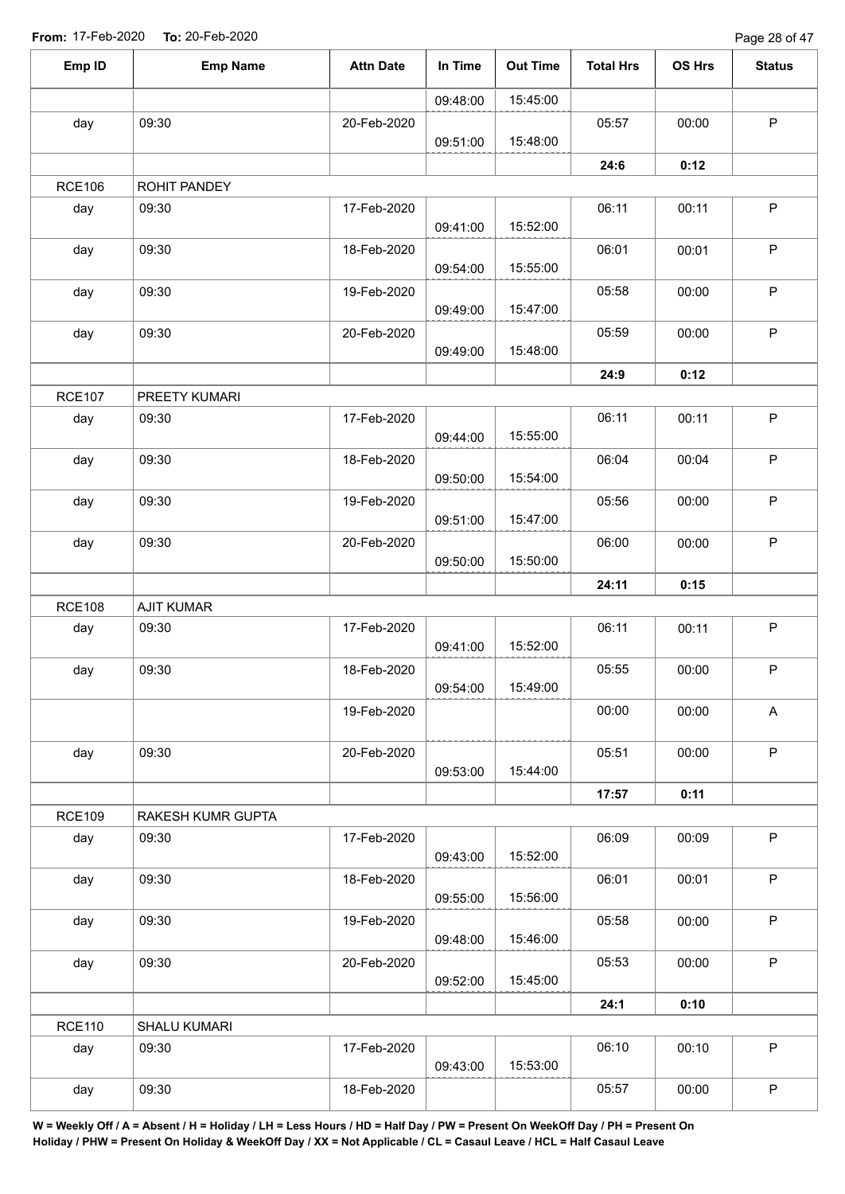**From:** 17-Feb-2020 **To:** 20-Feb-2020

| Emp ID | Emp Name | Attn Date | In Time | Out Time | Total Hrs | OS Hrs | Status |
|---|---|---|---|---|---|---|---|
| | | | 09:48:00 | 15:45:00 | | | |
| day | 09:30 | 20-Feb-2020 | 09:51:00 | 15:48:00 | 05:57 | 00:00 | P |
| | | | | | **24:6** | **0:12** | |
| RCE106 | ROHIT PANDEY | | | | | | |
| day | 09:30 | 17-Feb-2020 | 09:41:00 | 15:52:00 | 06:11 | 00:11 | P |
| day | 09:30 | 18-Feb-2020 | 09:54:00 | 15:55:00 | 06:01 | 00:01 | P |
| day | 09:30 | 19-Feb-2020 | 09:49:00 | 15:47:00 | 05:58 | 00:00 | P |
| day | 09:30 | 20-Feb-2020 | 09:49:00 | 15:48:00 | 05:59 | 00:00 | P |
| | | | | | **24:9** | **0:12** | |
| RCE107 | PREETY KUMARI | | | | | | |
| day | 09:30 | 17-Feb-2020 | 09:44:00 | 15:55:00 | 06:11 | 00:11 | P |
| day | 09:30 | 18-Feb-2020 | 09:50:00 | 15:54:00 | 06:04 | 00:04 | P |
| day | 09:30 | 19-Feb-2020 | 09:51:00 | 15:47:00 | 05:56 | 00:00 | P |
| day | 09:30 | 20-Feb-2020 | 09:50:00 | 15:50:00 | 06:00 | 00:00 | P |
| | | | | | **24:11** | **0:15** | |
| RCE108 | AJIT KUMAR | | | | | | |
| day | 09:30 | 17-Feb-2020 | 09:41:00 | 15:52:00 | 06:11 | 00:11 | P |
| day | 09:30 | 18-Feb-2020 | 09:54:00 | 15:49:00 | 05:55 | 00:00 | P |
| | | 19-Feb-2020 | | | 00:00 | 00:00 | A |
| day | 09:30 | 20-Feb-2020 | 09:53:00 | 15:44:00 | 05:51 | 00:00 | P |
| | | | | | **17:57** | **0:11** | |
| RCE109 | RAKESH KUMR GUPTA | | | | | | |
| day | 09:30 | 17-Feb-2020 | 09:43:00 | 15:52:00 | 06:09 | 00:09 | P |
| day | 09:30 | 18-Feb-2020 | 09:55:00 | 15:56:00 | 06:01 | 00:01 | P |
| day | 09:30 | 19-Feb-2020 | 09:48:00 | 15:46:00 | 05:58 | 00:00 | P |
| day | 09:30 | 20-Feb-2020 | 09:52:00 | 15:45:00 | 05:53 | 00:00 | P |
| | | | | | **24:1** | **0:10** | |
| RCE110 | SHALU KUMARI | | | | | | |
| day | 09:30 | 17-Feb-2020 | 09:43:00 | 15:53:00 | 06:10 | 00:10 | P |
| day | 09:30 | 18-Feb-2020 | | | 05:57 | 00:00 | P |

**W = Weekly Off / A = Absent / H = Holiday / LH = Less Hours / HD = Half Day / PW = Present On WeekOff Day / PH = Present On Holiday / PHW = Present On Holiday & WeekOff Day / XX = Not Applicable / CL = Casaul Leave / HCL = Half Casaul Leave**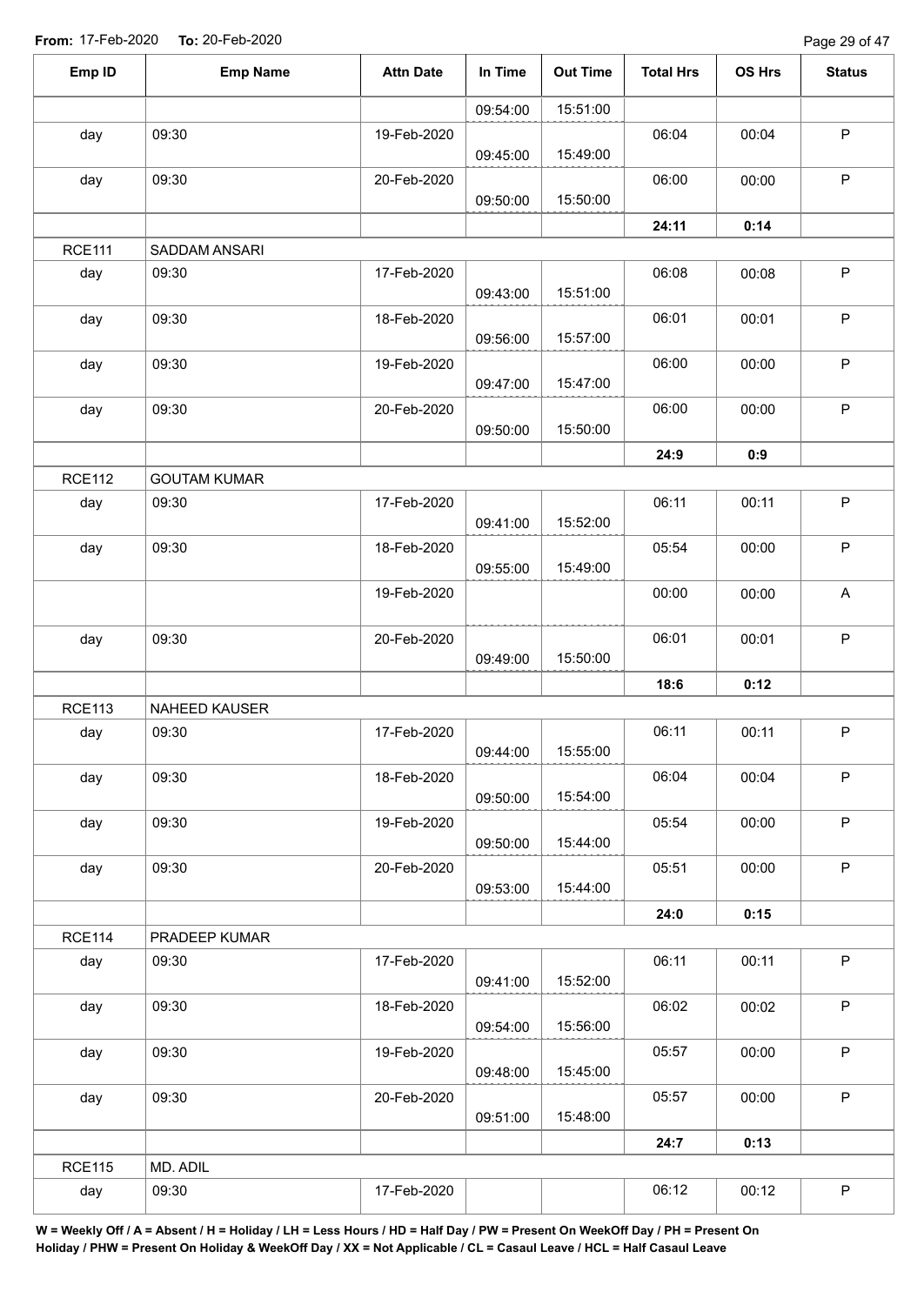From: 17-Feb-2020 To: 20-Feb-2020

| Emp ID | Emp Name | Attn Date | In Time | Out Time | Total Hrs | OS Hrs | Status |
|---|---|---|---|---|---|---|---|
| | | | 09:54:00 | 15:51:00 | | | |
| day | 09:30 | 19-Feb-2020 | 09:45:00 | 15:49:00 | 06:04 | 00:04 | P |
| day | 09:30 | 20-Feb-2020 | 09:50:00 | 15:50:00 | 06:00 | 00:00 | P |
| | | | | | **24:11** | **0:14** | |
| RCE111 | SADDAM ANSARI | | | | | | |
| day | 09:30 | 17-Feb-2020 | 09:43:00 | 15:51:00 | 06:08 | 00:08 | P |
| day | 09:30 | 18-Feb-2020 | 09:56:00 | 15:57:00 | 06:01 | 00:01 | P |
| day | 09:30 | 19-Feb-2020 | 09:47:00 | 15:47:00 | 06:00 | 00:00 | P |
| day | 09:30 | 20-Feb-2020 | 09:50:00 | 15:50:00 | 06:00 | 00:00 | P |
| | | | | | **24:9** | **0:9** | |
| RCE112 | GOUTAM KUMAR | | | | | | |
| day | 09:30 | 17-Feb-2020 | 09:41:00 | 15:52:00 | 06:11 | 00:11 | P |
| day | 09:30 | 18-Feb-2020 | 09:55:00 | 15:49:00 | 05:54 | 00:00 | P |
| | | 19-Feb-2020 | | | 00:00 | 00:00 | A |
| day | 09:30 | 20-Feb-2020 | 09:49:00 | 15:50:00 | 06:01 | 00:01 | P |
| | | | | | **18:6** | **0:12** | |
| RCE113 | NAHEED KAUSER | | | | | | |
| day | 09:30 | 17-Feb-2020 | 09:44:00 | 15:55:00 | 06:11 | 00:11 | P |
| day | 09:30 | 18-Feb-2020 | 09:50:00 | 15:54:00 | 06:04 | 00:04 | P |
| day | 09:30 | 19-Feb-2020 | 09:50:00 | 15:44:00 | 05:54 | 00:00 | P |
| day | 09:30 | 20-Feb-2020 | 09:53:00 | 15:44:00 | 05:51 | 00:00 | P |
| | | | | | **24:0** | **0:15** | |
| RCE114 | PRADEEP KUMAR | | | | | | |
| day | 09:30 | 17-Feb-2020 | 09:41:00 | 15:52:00 | 06:11 | 00:11 | P |
| day | 09:30 | 18-Feb-2020 | 09:54:00 | 15:56:00 | 06:02 | 00:02 | P |
| day | 09:30 | 19-Feb-2020 | 09:48:00 | 15:45:00 | 05:57 | 00:00 | P |
| day | 09:30 | 20-Feb-2020 | 09:51:00 | 15:48:00 | 05:57 | 00:00 | P |
| | | | | | **24:7** | **0:13** | |
| RCE115 | MD. ADIL | | | | | | |
| day | 09:30 | 17-Feb-2020 | | | 06:12 | 00:12 | P |

**W = Weekly Off / A = Absent / H = Holiday / LH = Less Hours / HD = Half Day / PW = Present On WeekOff Day / PH = Present On Holiday / PHW = Present On Holiday & WeekOff Day / XX = Not Applicable / CL = Casaul Leave / HCL = Half Casaul Leave**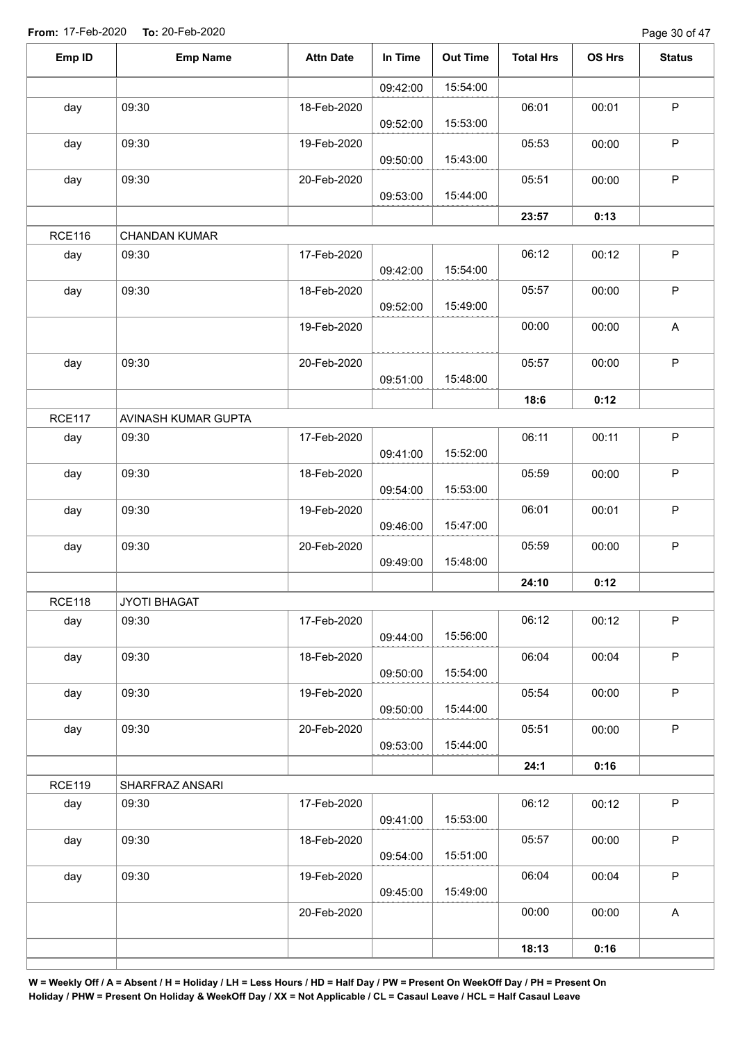**From:** 17-Feb-2020 **To:** 20-Feb-2020

| Emp ID | Emp Name | Attn Date | In Time | Out Time | Total Hrs | OS Hrs | Status |
|---|---|---|---|---|---|---|---|
| | | | 09:42:00 | 15:54:00 | | | |
| day | 09:30 | 18-Feb-2020 | 09:52:00 | 15:53:00 | 06:01 | 00:01 | P |
| day | 09:30 | 19-Feb-2020 | 09:50:00 | 15:43:00 | 05:53 | 00:00 | P |
| day | 09:30 | 20-Feb-2020 | 09:53:00 | 15:44:00 | 05:51 | 00:00 | P |
| | | | | | **23:57** | **0:13** | |
| RCE116 | CHANDAN KUMAR | | | | | | |
| day | 09:30 | 17-Feb-2020 | 09:42:00 | 15:54:00 | 06:12 | 00:12 | P |
| day | 09:30 | 18-Feb-2020 | 09:52:00 | 15:49:00 | 05:57 | 00:00 | P |
| | | 19-Feb-2020 | | | 00:00 | 00:00 | A |
| day | 09:30 | 20-Feb-2020 | 09:51:00 | 15:48:00 | 05:57 | 00:00 | P |
| | | | | | **18:6** | **0:12** | |
| RCE117 | AVINASH KUMAR GUPTA | | | | | | |
| day | 09:30 | 17-Feb-2020 | 09:41:00 | 15:52:00 | 06:11 | 00:11 | P |
| day | 09:30 | 18-Feb-2020 | 09:54:00 | 15:53:00 | 05:59 | 00:00 | P |
| day | 09:30 | 19-Feb-2020 | 09:46:00 | 15:47:00 | 06:01 | 00:01 | P |
| day | 09:30 | 20-Feb-2020 | 09:49:00 | 15:48:00 | 05:59 | 00:00 | P |
| | | | | | **24:10** | **0:12** | |
| RCE118 | JYOTI BHAGAT | | | | | | |
| day | 09:30 | 17-Feb-2020 | 09:44:00 | 15:56:00 | 06:12 | 00:12 | P |
| day | 09:30 | 18-Feb-2020 | 09:50:00 | 15:54:00 | 06:04 | 00:04 | P |
| day | 09:30 | 19-Feb-2020 | 09:50:00 | 15:44:00 | 05:54 | 00:00 | P |
| day | 09:30 | 20-Feb-2020 | 09:53:00 | 15:44:00 | 05:51 | 00:00 | P |
| | | | | | **24:1** | **0:16** | |
| RCE119 | SHARFRAZ ANSARI | | | | | | |
| day | 09:30 | 17-Feb-2020 | 09:41:00 | 15:53:00 | 06:12 | 00:12 | P |
| day | 09:30 | 18-Feb-2020 | 09:54:00 | 15:51:00 | 05:57 | 00:00 | P |
| day | 09:30 | 19-Feb-2020 | 09:45:00 | 15:49:00 | 06:04 | 00:04 | P |
| | | 20-Feb-2020 | | | 00:00 | 00:00 | A |
| | | | | | **18:13** | **0:16** | |

**W = Weekly Off / A = Absent / H = Holiday / LH = Less Hours / HD = Half Day / PW = Present On WeekOff Day / PH = Present On Holiday / PHW = Present On Holiday & WeekOff Day / XX = Not Applicable / CL = Casaul Leave / HCL = Half Casaul Leave**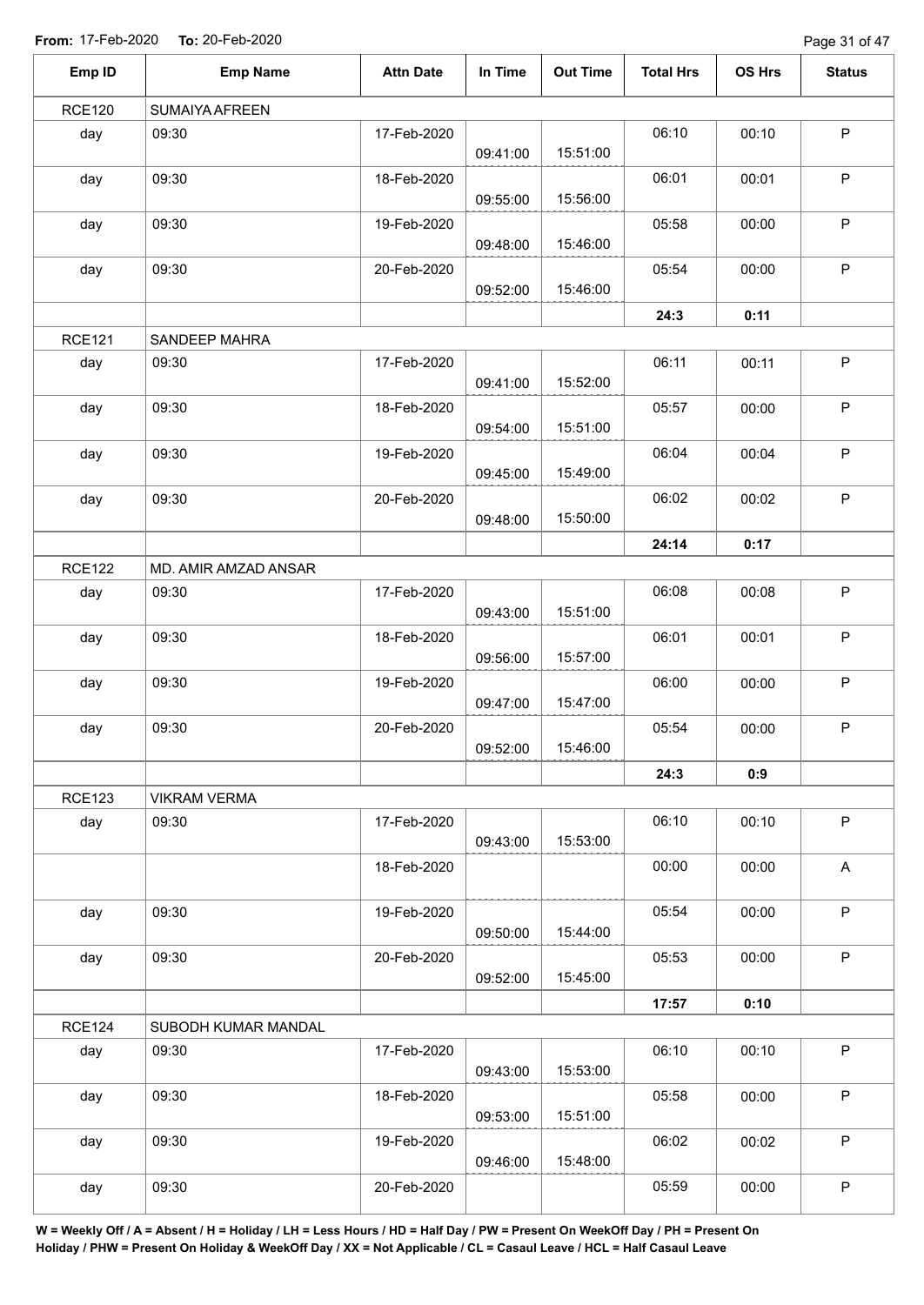**From:** 17-Feb-2020 **To:** 20-Feb-2020

| Emp ID | Emp Name | Attn Date | In Time | Out Time | Total Hrs | OS Hrs | Status |
|---|---|---|---|---|---|---|---|
| RCE120 | SUMAIYA AFREEN | | | | | | |
| day | 09:30 | 17-Feb-2020 | 09:41:00 | 15:51:00 | 06:10 | 00:10 | P |
| day | 09:30 | 18-Feb-2020 | 09:55:00 | 15:56:00 | 06:01 | 00:01 | P |
| day | 09:30 | 19-Feb-2020 | 09:48:00 | 15:46:00 | 05:58 | 00:00 | P |
| day | 09:30 | 20-Feb-2020 | 09:52:00 | 15:46:00 | 05:54 | 00:00 | P |
| | | | | | **24:3** | **0:11** | |
| RCE121 | SANDEEP MAHRA | | | | | | |
| day | 09:30 | 17-Feb-2020 | 09:41:00 | 15:52:00 | 06:11 | 00:11 | P |
| day | 09:30 | 18-Feb-2020 | 09:54:00 | 15:51:00 | 05:57 | 00:00 | P |
| day | 09:30 | 19-Feb-2020 | 09:45:00 | 15:49:00 | 06:04 | 00:04 | P |
| day | 09:30 | 20-Feb-2020 | 09:48:00 | 15:50:00 | 06:02 | 00:02 | P |
| | | | | | **24:14** | **0:17** | |
| RCE122 | MD. AMIR AMZAD ANSAR | | | | | | |
| day | 09:30 | 17-Feb-2020 | 09:43:00 | 15:51:00 | 06:08 | 00:08 | P |
| day | 09:30 | 18-Feb-2020 | 09:56:00 | 15:57:00 | 06:01 | 00:01 | P |
| day | 09:30 | 19-Feb-2020 | 09:47:00 | 15:47:00 | 06:00 | 00:00 | P |
| day | 09:30 | 20-Feb-2020 | 09:52:00 | 15:46:00 | 05:54 | 00:00 | P |
| | | | | | **24:3** | **0:9** | |
| RCE123 | VIKRAM VERMA | | | | | | |
| day | 09:30 | 17-Feb-2020 | 09:43:00 | 15:53:00 | 06:10 | 00:10 | P |
| | | 18-Feb-2020 | | | 00:00 | 00:00 | A |
| day | 09:30 | 19-Feb-2020 | 09:50:00 | 15:44:00 | 05:54 | 00:00 | P |
| day | 09:30 | 20-Feb-2020 | 09:52:00 | 15:45:00 | 05:53 | 00:00 | P |
| | | | | | **17:57** | **0:10** | |
| RCE124 | SUBODH KUMAR MANDAL | | | | | | |
| day | 09:30 | 17-Feb-2020 | 09:43:00 | 15:53:00 | 06:10 | 00:10 | P |
| day | 09:30 | 18-Feb-2020 | 09:53:00 | 15:51:00 | 05:58 | 00:00 | P |
| day | 09:30 | 19-Feb-2020 | 09:46:00 | 15:48:00 | 06:02 | 00:02 | P |
| day | 09:30 | 20-Feb-2020 | | | 05:59 | 00:00 | P |

**W = Weekly Off / A = Absent / H = Holiday / LH = Less Hours / HD = Half Day / PW = Present On WeekOff Day / PH = Present On Holiday / PHW = Present On Holiday & WeekOff Day / XX = Not Applicable / CL = Casaul Leave / HCL = Half Casaul Leave**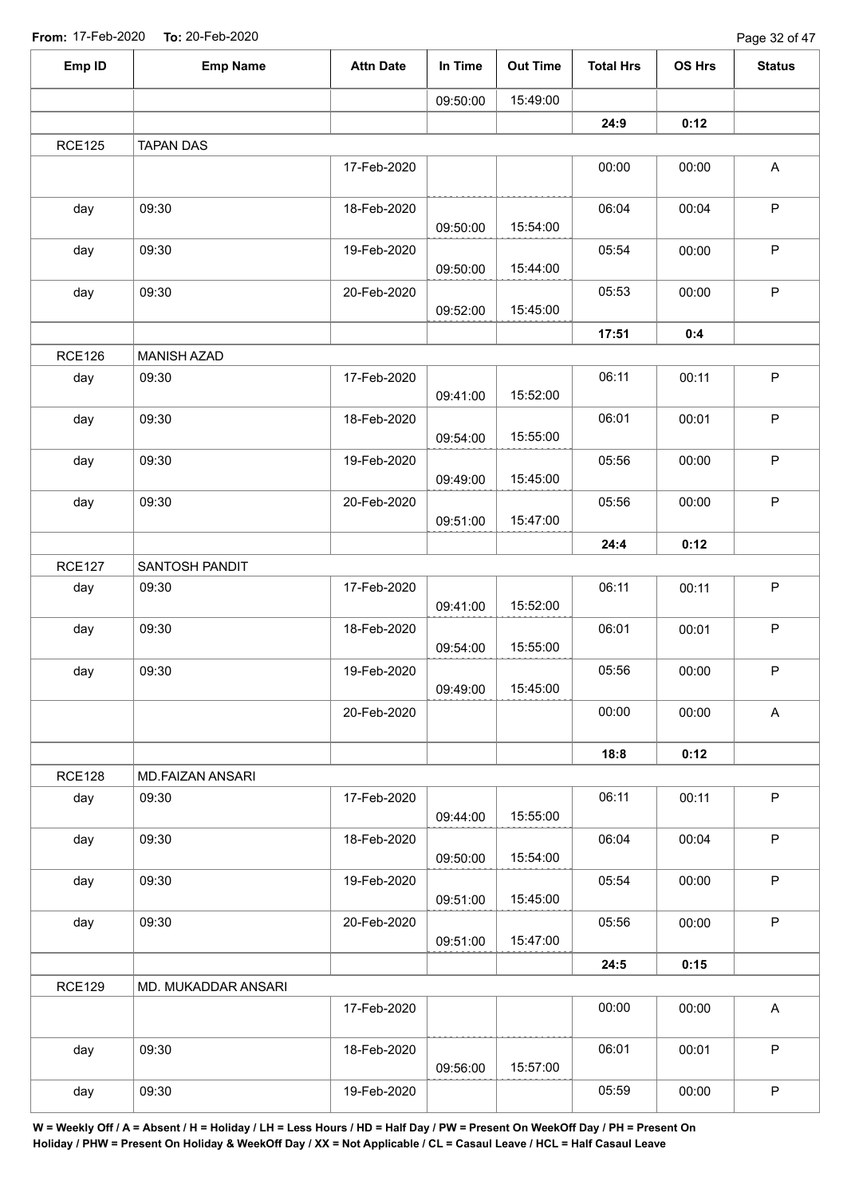**From:** 17-Feb-2020 **To:** 20-Feb-2020

| Emp ID | Emp Name | Attn Date | In Time | Out Time | Total Hrs | OS Hrs | Status |
|---|---|---|---|---|---|---|---|
| | | | 09:50:00 | 15:49:00 | | | |
| | | | | | **24:9** | **0:12** | |
| RCE125 | TAPAN DAS | | | | | | |
| | | 17-Feb-2020 | | | 00:00 | 00:00 | A |
| day | 09:30 | 18-Feb-2020 | 09:50:00 | 15:54:00 | 06:04 | 00:04 | P |
| day | 09:30 | 19-Feb-2020 | 09:50:00 | 15:44:00 | 05:54 | 00:00 | P |
| day | 09:30 | 20-Feb-2020 | 09:52:00 | 15:45:00 | 05:53 | 00:00 | P |
| | | | | | **17:51** | **0:4** | |
| RCE126 | MANISH AZAD | | | | | | |
| day | 09:30 | 17-Feb-2020 | 09:41:00 | 15:52:00 | 06:11 | 00:11 | P |
| day | 09:30 | 18-Feb-2020 | 09:54:00 | 15:55:00 | 06:01 | 00:01 | P |
| day | 09:30 | 19-Feb-2020 | 09:49:00 | 15:45:00 | 05:56 | 00:00 | P |
| day | 09:30 | 20-Feb-2020 | 09:51:00 | 15:47:00 | 05:56 | 00:00 | P |
| | | | | | **24:4** | **0:12** | |
| RCE127 | SANTOSH PANDIT | | | | | | |
| day | 09:30 | 17-Feb-2020 | 09:41:00 | 15:52:00 | 06:11 | 00:11 | P |
| day | 09:30 | 18-Feb-2020 | 09:54:00 | 15:55:00 | 06:01 | 00:01 | P |
| day | 09:30 | 19-Feb-2020 | 09:49:00 | 15:45:00 | 05:56 | 00:00 | P |
| | | 20-Feb-2020 | | | 00:00 | 00:00 | A |
| | | | | | **18:8** | **0:12** | |
| RCE128 | MD.FAIZAN ANSARI | | | | | | |
| day | 09:30 | 17-Feb-2020 | 09:44:00 | 15:55:00 | 06:11 | 00:11 | P |
| day | 09:30 | 18-Feb-2020 | 09:50:00 | 15:54:00 | 06:04 | 00:04 | P |
| day | 09:30 | 19-Feb-2020 | 09:51:00 | 15:45:00 | 05:54 | 00:00 | P |
| day | 09:30 | 20-Feb-2020 | 09:51:00 | 15:47:00 | 05:56 | 00:00 | P |
| | | | | | **24:5** | **0:15** | |
| RCE129 | MD. MUKADDAR ANSARI | | | | | | |
| | | 17-Feb-2020 | | | 00:00 | 00:00 | A |
| day | 09:30 | 18-Feb-2020 | 09:56:00 | 15:57:00 | 06:01 | 00:01 | P |
| day | 09:30 | 19-Feb-2020 | | | 05:59 | 00:00 | P |

**W = Weekly Off / A = Absent / H = Holiday / LH = Less Hours / HD = Half Day / PW = Present On WeekOff Day / PH = Present On Holiday / PHW = Present On Holiday & WeekOff Day / XX = Not Applicable / CL = Casaul Leave / HCL = Half Casaul Leave**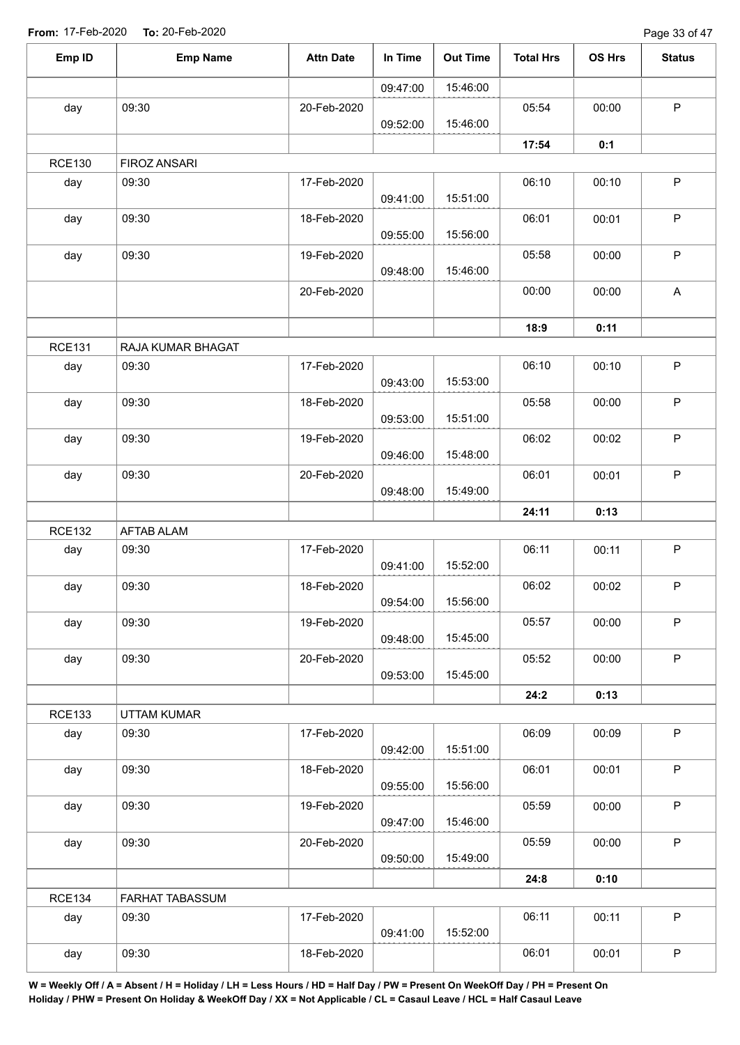From: 17-Feb-2020 To: 20-Feb-2020

| Emp ID | Emp Name | Attn Date | In Time | Out Time | Total Hrs | OS Hrs | Status |
|---|---|---|---|---|---|---|---|
| | | | 09:47:00 | 15:46:00 | | | |
| day | 09:30 | 20-Feb-2020 | 09:52:00 | 15:46:00 | 05:54 | 00:00 | P |
| | | | | | 17:54 | 0:1 | |
| RCE130 | FIROZ ANSARI | | | | | | |
| day | 09:30 | 17-Feb-2020 | 09:41:00 | 15:51:00 | 06:10 | 00:10 | P |
| day | 09:30 | 18-Feb-2020 | 09:55:00 | 15:56:00 | 06:01 | 00:01 | P |
| day | 09:30 | 19-Feb-2020 | 09:48:00 | 15:46:00 | 05:58 | 00:00 | P |
| | | 20-Feb-2020 | | | 00:00 | 00:00 | A |
| | | | | | 18:9 | 0:11 | |
| RCE131 | RAJA KUMAR BHAGAT | | | | | | |
| day | 09:30 | 17-Feb-2020 | 09:43:00 | 15:53:00 | 06:10 | 00:10 | P |
| day | 09:30 | 18-Feb-2020 | 09:53:00 | 15:51:00 | 05:58 | 00:00 | P |
| day | 09:30 | 19-Feb-2020 | 09:46:00 | 15:48:00 | 06:02 | 00:02 | P |
| day | 09:30 | 20-Feb-2020 | 09:48:00 | 15:49:00 | 06:01 | 00:01 | P |
| | | | | | 24:11 | 0:13 | |
| RCE132 | AFTAB ALAM | | | | | | |
| day | 09:30 | 17-Feb-2020 | 09:41:00 | 15:52:00 | 06:11 | 00:11 | P |
| day | 09:30 | 18-Feb-2020 | 09:54:00 | 15:56:00 | 06:02 | 00:02 | P |
| day | 09:30 | 19-Feb-2020 | 09:48:00 | 15:45:00 | 05:57 | 00:00 | P |
| day | 09:30 | 20-Feb-2020 | 09:53:00 | 15:45:00 | 05:52 | 00:00 | P |
| | | | | | 24:2 | 0:13 | |
| RCE133 | UTTAM KUMAR | | | | | | |
| day | 09:30 | 17-Feb-2020 | 09:42:00 | 15:51:00 | 06:09 | 00:09 | P |
| day | 09:30 | 18-Feb-2020 | 09:55:00 | 15:56:00 | 06:01 | 00:01 | P |
| day | 09:30 | 19-Feb-2020 | 09:47:00 | 15:46:00 | 05:59 | 00:00 | P |
| day | 09:30 | 20-Feb-2020 | 09:50:00 | 15:49:00 | 05:59 | 00:00 | P |
| | | | | | 24:8 | 0:10 | |
| RCE134 | FARHAT TABASSUM | | | | | | |
| day | 09:30 | 17-Feb-2020 | 09:41:00 | 15:52:00 | 06:11 | 00:11 | P |
| day | 09:30 | 18-Feb-2020 | | | 06:01 | 00:01 | P |

**W = Weekly Off / A = Absent / H = Holiday / LH = Less Hours / HD = Half Day / PW = Present On WeekOff Day / PH = Present On Holiday / PHW = Present On Holiday & WeekOff Day / XX = Not Applicable / CL = Casaul Leave / HCL = Half Casaul Leave**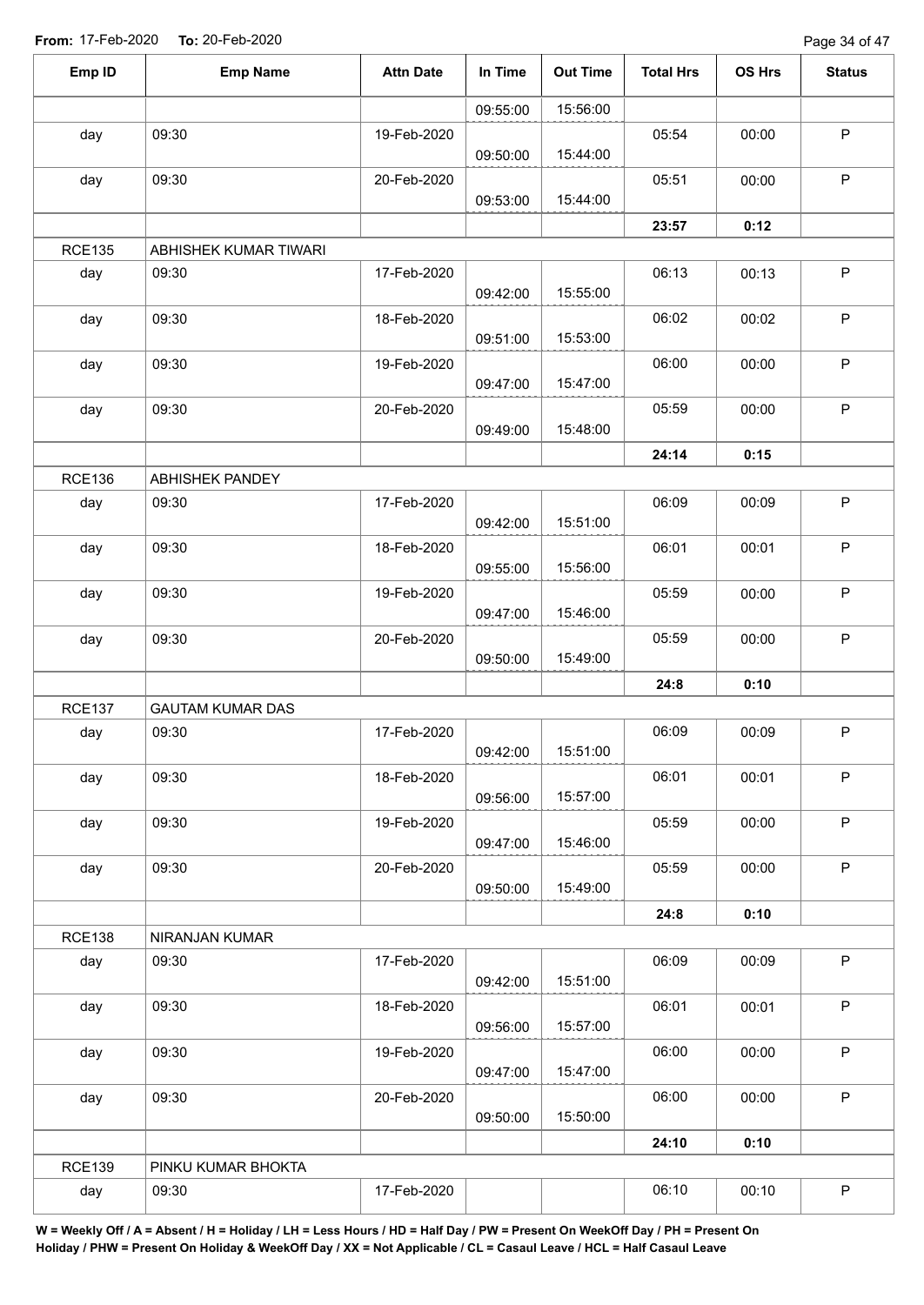**From:** 17-Feb-2020 **To:** 20-Feb-2020

| Emp ID | Emp Name | Attn Date | In Time | Out Time | Total Hrs | OS Hrs | Status |
|---|---|---|---|---|---|---|---|
| | | | 09:55:00 | 15:56:00 | | | |
| day | 09:30 | 19-Feb-2020 | 09:50:00 | 15:44:00 | 05:54 | 00:00 | P |
| day | 09:30 | 20-Feb-2020 | 09:53:00 | 15:44:00 | 05:51 | 00:00 | P |
| | | | | | 23:57 | 0:12 | |
| RCE135 | ABHISHEK KUMAR TIWARI | | | | | | |
| day | 09:30 | 17-Feb-2020 | 09:42:00 | 15:55:00 | 06:13 | 00:13 | P |
| day | 09:30 | 18-Feb-2020 | 09:51:00 | 15:53:00 | 06:02 | 00:02 | P |
| day | 09:30 | 19-Feb-2020 | 09:47:00 | 15:47:00 | 06:00 | 00:00 | P |
| day | 09:30 | 20-Feb-2020 | 09:49:00 | 15:48:00 | 05:59 | 00:00 | P |
| | | | | | 24:14 | 0:15 | |
| RCE136 | ABHISHEK PANDEY | | | | | | |
| day | 09:30 | 17-Feb-2020 | 09:42:00 | 15:51:00 | 06:09 | 00:09 | P |
| day | 09:30 | 18-Feb-2020 | 09:55:00 | 15:56:00 | 06:01 | 00:01 | P |
| day | 09:30 | 19-Feb-2020 | 09:47:00 | 15:46:00 | 05:59 | 00:00 | P |
| day | 09:30 | 20-Feb-2020 | 09:50:00 | 15:49:00 | 05:59 | 00:00 | P |
| | | | | | 24:8 | 0:10 | |
| RCE137 | GAUTAM KUMAR DAS | | | | | | |
| day | 09:30 | 17-Feb-2020 | 09:42:00 | 15:51:00 | 06:09 | 00:09 | P |
| day | 09:30 | 18-Feb-2020 | 09:56:00 | 15:57:00 | 06:01 | 00:01 | P |
| day | 09:30 | 19-Feb-2020 | 09:47:00 | 15:46:00 | 05:59 | 00:00 | P |
| day | 09:30 | 20-Feb-2020 | 09:50:00 | 15:49:00 | 05:59 | 00:00 | P |
| | | | | | 24:8 | 0:10 | |
| RCE138 | NIRANJAN KUMAR | | | | | | |
| day | 09:30 | 17-Feb-2020 | 09:42:00 | 15:51:00 | 06:09 | 00:09 | P |
| day | 09:30 | 18-Feb-2020 | 09:56:00 | 15:57:00 | 06:01 | 00:01 | P |
| day | 09:30 | 19-Feb-2020 | 09:47:00 | 15:47:00 | 06:00 | 00:00 | P |
| day | 09:30 | 20-Feb-2020 | 09:50:00 | 15:50:00 | 06:00 | 00:00 | P |
| | | | | | 24:10 | 0:10 | |
| RCE139 | PINKU KUMAR BHOKTA | | | | | | |
| day | 09:30 | 17-Feb-2020 | | | 06:10 | 00:10 | P |

**W = Weekly Off / A = Absent / H = Holiday / LH = Less Hours / HD = Half Day / PW = Present On WeekOff Day / PH = Present On Holiday / PHW = Present On Holiday & WeekOff Day / XX = Not Applicable / CL = Casaul Leave / HCL = Half Casaul Leave**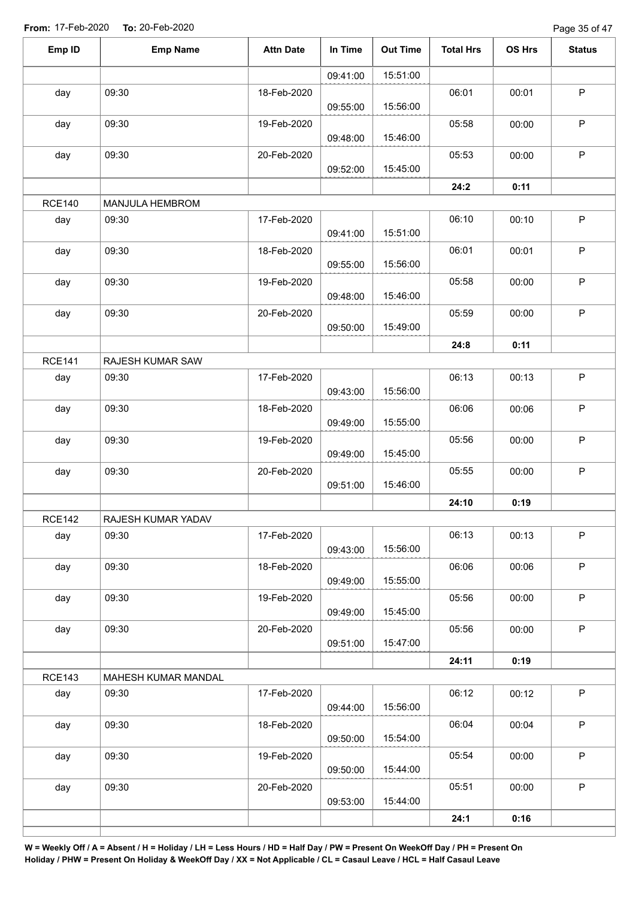From: 17-Feb-2020 To: 20-Feb-2020

| Emp ID | Emp Name | Attn Date | In Time | Out Time | Total Hrs | OS Hrs | Status |
|---|---|---|---|---|---|---|---|
| | | | 09:41:00 | 15:51:00 | | | |
| day | 09:30 | 18-Feb-2020 | 09:55:00 | 15:56:00 | 06:01 | 00:01 | P |
| day | 09:30 | 19-Feb-2020 | 09:48:00 | 15:46:00 | 05:58 | 00:00 | P |
| day | 09:30 | 20-Feb-2020 | 09:52:00 | 15:45:00 | 05:53 | 00:00 | P |
| | | | | | 24:2 | 0:11 | |
| RCE140 | MANJULA HEMBROM | | | | | | |
| day | 09:30 | 17-Feb-2020 | 09:41:00 | 15:51:00 | 06:10 | 00:10 | P |
| day | 09:30 | 18-Feb-2020 | 09:55:00 | 15:56:00 | 06:01 | 00:01 | P |
| day | 09:30 | 19-Feb-2020 | 09:48:00 | 15:46:00 | 05:58 | 00:00 | P |
| day | 09:30 | 20-Feb-2020 | 09:50:00 | 15:49:00 | 05:59 | 00:00 | P |
| | | | | | 24:8 | 0:11 | |
| RCE141 | RAJESH KUMAR SAW | | | | | | |
| day | 09:30 | 17-Feb-2020 | 09:43:00 | 15:56:00 | 06:13 | 00:13 | P |
| day | 09:30 | 18-Feb-2020 | 09:49:00 | 15:55:00 | 06:06 | 00:06 | P |
| day | 09:30 | 19-Feb-2020 | 09:49:00 | 15:45:00 | 05:56 | 00:00 | P |
| day | 09:30 | 20-Feb-2020 | 09:51:00 | 15:46:00 | 05:55 | 00:00 | P |
| | | | | | 24:10 | 0:19 | |
| RCE142 | RAJESH KUMAR YADAV | | | | | | |
| day | 09:30 | 17-Feb-2020 | 09:43:00 | 15:56:00 | 06:13 | 00:13 | P |
| day | 09:30 | 18-Feb-2020 | 09:49:00 | 15:55:00 | 06:06 | 00:06 | P |
| day | 09:30 | 19-Feb-2020 | 09:49:00 | 15:45:00 | 05:56 | 00:00 | P |
| day | 09:30 | 20-Feb-2020 | 09:51:00 | 15:47:00 | 05:56 | 00:00 | P |
| | | | | | 24:11 | 0:19 | |
| RCE143 | MAHESH KUMAR MANDAL | | | | | | |
| day | 09:30 | 17-Feb-2020 | 09:44:00 | 15:56:00 | 06:12 | 00:12 | P |
| day | 09:30 | 18-Feb-2020 | 09:50:00 | 15:54:00 | 06:04 | 00:04 | P |
| day | 09:30 | 19-Feb-2020 | 09:50:00 | 15:44:00 | 05:54 | 00:00 | P |
| day | 09:30 | 20-Feb-2020 | 09:53:00 | 15:44:00 | 05:51 | 00:00 | P |
| | | | | | 24:1 | 0:16 | |

**W = Weekly Off / A = Absent / H = Holiday / LH = Less Hours / HD = Half Day / PW = Present On WeekOff Day / PH = Present On Holiday / PHW = Present On Holiday & WeekOff Day / XX = Not Applicable / CL = Casaul Leave / HCL = Half Casaul Leave**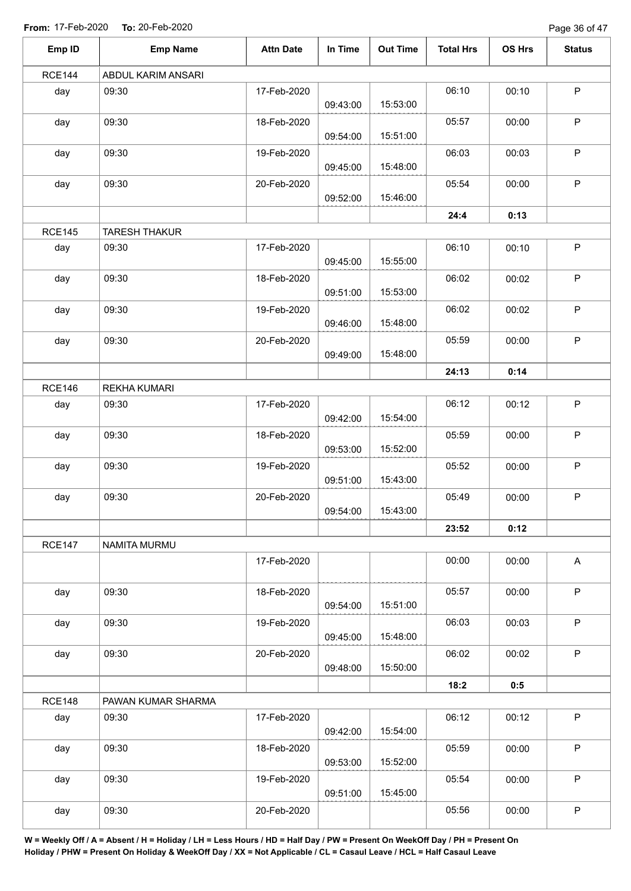**From:** 17-Feb-2020 **To:** 20-Feb-2020

| Emp ID | Emp Name | Attn Date | In Time | Out Time | Total Hrs | OS Hrs | Status |
|---|---|---|---|---|---|---|---|
| RCE144 | ABDUL KARIM ANSARI | | | | | | |
| day | 09:30 | 17-Feb-2020 | 09:43:00 | 15:53:00 | 06:10 | 00:10 | P |
| day | 09:30 | 18-Feb-2020 | 09:54:00 | 15:51:00 | 05:57 | 00:00 | P |
| day | 09:30 | 19-Feb-2020 | 09:45:00 | 15:48:00 | 06:03 | 00:03 | P |
| day | 09:30 | 20-Feb-2020 | 09:52:00 | 15:46:00 | 05:54 | 00:00 | P |
| | | | | | **24:4** | **0:13** | |
| RCE145 | TARESH THAKUR | | | | | | |
| day | 09:30 | 17-Feb-2020 | 09:45:00 | 15:55:00 | 06:10 | 00:10 | P |
| day | 09:30 | 18-Feb-2020 | 09:51:00 | 15:53:00 | 06:02 | 00:02 | P |
| day | 09:30 | 19-Feb-2020 | 09:46:00 | 15:48:00 | 06:02 | 00:02 | P |
| day | 09:30 | 20-Feb-2020 | 09:49:00 | 15:48:00 | 05:59 | 00:00 | P |
| | | | | | **24:13** | **0:14** | |
| RCE146 | REKHA KUMARI | | | | | | |
| day | 09:30 | 17-Feb-2020 | 09:42:00 | 15:54:00 | 06:12 | 00:12 | P |
| day | 09:30 | 18-Feb-2020 | 09:53:00 | 15:52:00 | 05:59 | 00:00 | P |
| day | 09:30 | 19-Feb-2020 | 09:51:00 | 15:43:00 | 05:52 | 00:00 | P |
| day | 09:30 | 20-Feb-2020 | 09:54:00 | 15:43:00 | 05:49 | 00:00 | P |
| | | | | | **23:52** | **0:12** | |
| RCE147 | NAMITA MURMU | | | | | | |
| | | 17-Feb-2020 | | | 00:00 | 00:00 | A |
| day | 09:30 | 18-Feb-2020 | 09:54:00 | 15:51:00 | 05:57 | 00:00 | P |
| day | 09:30 | 19-Feb-2020 | 09:45:00 | 15:48:00 | 06:03 | 00:03 | P |
| day | 09:30 | 20-Feb-2020 | 09:48:00 | 15:50:00 | 06:02 | 00:02 | P |
| | | | | | **18:2** | **0:5** | |
| RCE148 | PAWAN KUMAR SHARMA | | | | | | |
| day | 09:30 | 17-Feb-2020 | 09:42:00 | 15:54:00 | 06:12 | 00:12 | P |
| day | 09:30 | 18-Feb-2020 | 09:53:00 | 15:52:00 | 05:59 | 00:00 | P |
| day | 09:30 | 19-Feb-2020 | 09:51:00 | 15:45:00 | 05:54 | 00:00 | P |
| day | 09:30 | 20-Feb-2020 | | | 05:56 | 00:00 | P |

**W = Weekly Off / A = Absent / H = Holiday / LH = Less Hours / HD = Half Day / PW = Present On WeekOff Day / PH = Present On Holiday / PHW = Present On Holiday & WeekOff Day / XX = Not Applicable / CL = Casaul Leave / HCL = Half Casaul Leave**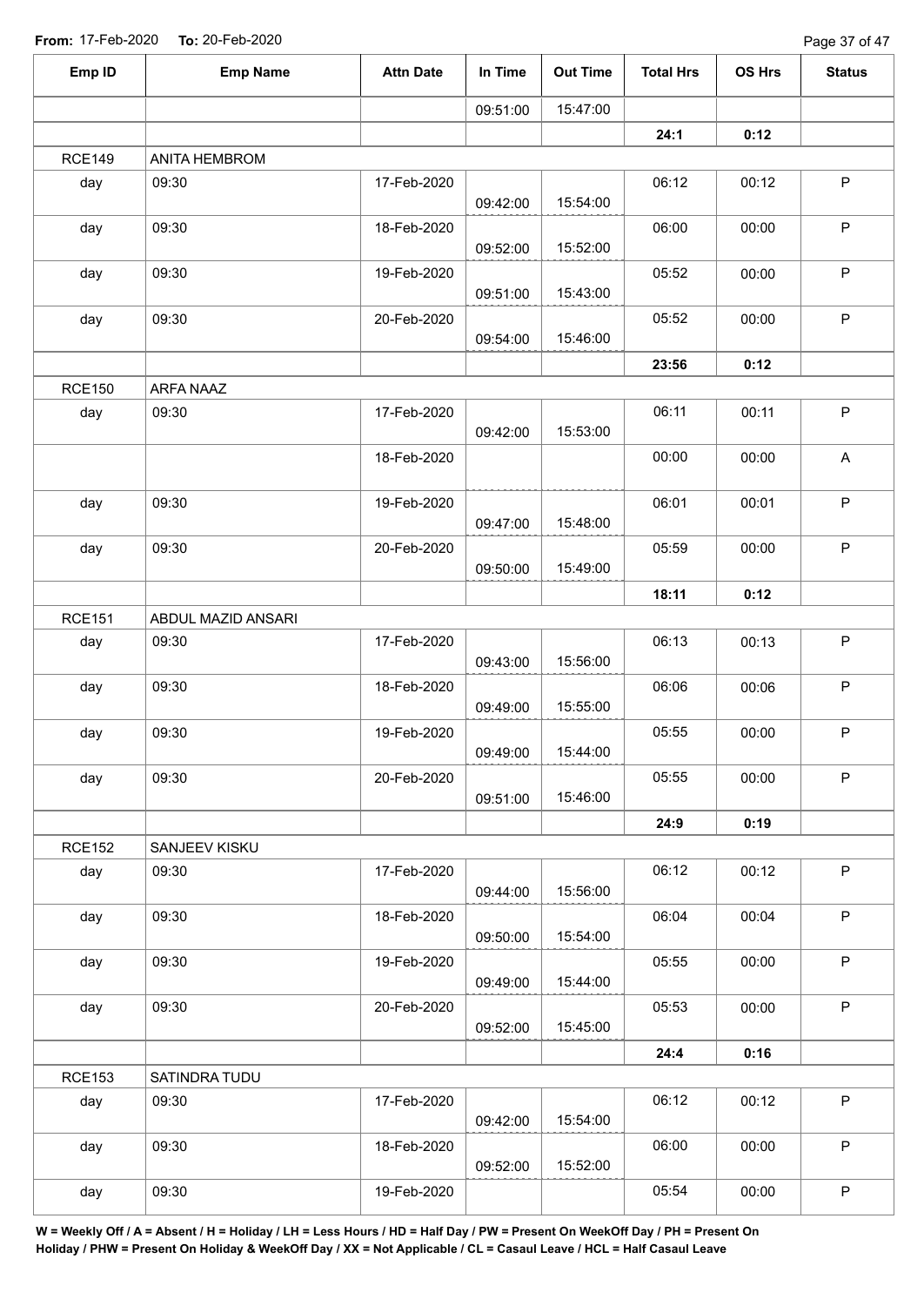**From:** 17-Feb-2020 **To:** 20-Feb-2020

| Emp ID | Emp Name | Attn Date | In Time | Out Time | Total Hrs | OS Hrs | Status |
|---|---|---|---|---|---|---|---|
| | | | 09:51:00 | 15:47:00 | | | |
| | | | | | **24:1** | **0:12** | |
| RCE149 | ANITA HEMBROM | | | | | | |
| day | 09:30 | 17-Feb-2020 | 09:42:00 | 15:54:00 | 06:12 | 00:12 | P |
| day | 09:30 | 18-Feb-2020 | 09:52:00 | 15:52:00 | 06:00 | 00:00 | P |
| day | 09:30 | 19-Feb-2020 | 09:51:00 | 15:43:00 | 05:52 | 00:00 | P |
| day | 09:30 | 20-Feb-2020 | 09:54:00 | 15:46:00 | 05:52 | 00:00 | P |
| | | | | | **23:56** | **0:12** | |
| RCE150 | ARFA NAAZ | | | | | | |
| day | 09:30 | 17-Feb-2020 | 09:42:00 | 15:53:00 | 06:11 | 00:11 | P |
| | | 18-Feb-2020 | | | 00:00 | 00:00 | A |
| day | 09:30 | 19-Feb-2020 | 09:47:00 | 15:48:00 | 06:01 | 00:01 | P |
| day | 09:30 | 20-Feb-2020 | 09:50:00 | 15:49:00 | 05:59 | 00:00 | P |
| | | | | | **18:11** | **0:12** | |
| RCE151 | ABDUL MAZID ANSARI | | | | | | |
| day | 09:30 | 17-Feb-2020 | 09:43:00 | 15:56:00 | 06:13 | 00:13 | P |
| day | 09:30 | 18-Feb-2020 | 09:49:00 | 15:55:00 | 06:06 | 00:06 | P |
| day | 09:30 | 19-Feb-2020 | 09:49:00 | 15:44:00 | 05:55 | 00:00 | P |
| day | 09:30 | 20-Feb-2020 | 09:51:00 | 15:46:00 | 05:55 | 00:00 | P |
| | | | | | **24:9** | **0:19** | |
| RCE152 | SANJEEV KISKU | | | | | | |
| day | 09:30 | 17-Feb-2020 | 09:44:00 | 15:56:00 | 06:12 | 00:12 | P |
| day | 09:30 | 18-Feb-2020 | 09:50:00 | 15:54:00 | 06:04 | 00:04 | P |
| day | 09:30 | 19-Feb-2020 | 09:49:00 | 15:44:00 | 05:55 | 00:00 | P |
| day | 09:30 | 20-Feb-2020 | 09:52:00 | 15:45:00 | 05:53 | 00:00 | P |
| | | | | | **24:4** | **0:16** | |
| RCE153 | SATINDRA TUDU | | | | | | |
| day | 09:30 | 17-Feb-2020 | 09:42:00 | 15:54:00 | 06:12 | 00:12 | P |
| day | 09:30 | 18-Feb-2020 | 09:52:00 | 15:52:00 | 06:00 | 00:00 | P |
| day | 09:30 | 19-Feb-2020 | | | 05:54 | 00:00 | P |

**W = Weekly Off / A = Absent / H = Holiday / LH = Less Hours / HD = Half Day / PW = Present On WeekOff Day / PH = Present On Holiday / PHW = Present On Holiday & WeekOff Day / XX = Not Applicable / CL = Casaul Leave / HCL = Half Casaul Leave**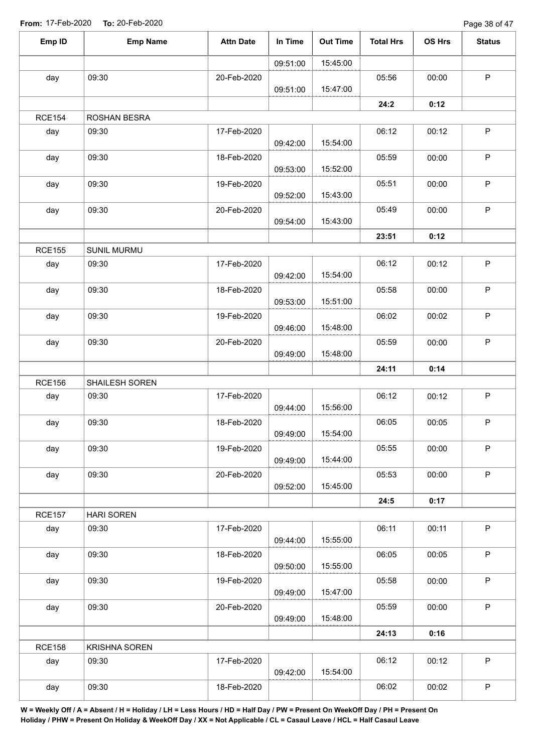From: 17-Feb-2020 To: 20-Feb-2020

| Emp ID | Emp Name | Attn Date | In Time | Out Time | Total Hrs | OS Hrs | Status |
|---|---|---|---|---|---|---|---|
| | | | 09:51:00 | 15:45:00 | | | |
| day | 09:30 | 20-Feb-2020 | 09:51:00 | 15:47:00 | 05:56 | 00:00 | P |
| | | | | | **24:2** | **0:12** | |
| RCE154 | ROSHAN BESRA | | | | | | |
| day | 09:30 | 17-Feb-2020 | 09:42:00 | 15:54:00 | 06:12 | 00:12 | P |
| day | 09:30 | 18-Feb-2020 | 09:53:00 | 15:52:00 | 05:59 | 00:00 | P |
| day | 09:30 | 19-Feb-2020 | 09:52:00 | 15:43:00 | 05:51 | 00:00 | P |
| day | 09:30 | 20-Feb-2020 | 09:54:00 | 15:43:00 | 05:49 | 00:00 | P |
| | | | | | **23:51** | **0:12** | |
| RCE155 | SUNIL MURMU | | | | | | |
| day | 09:30 | 17-Feb-2020 | 09:42:00 | 15:54:00 | 06:12 | 00:12 | P |
| day | 09:30 | 18-Feb-2020 | 09:53:00 | 15:51:00 | 05:58 | 00:00 | P |
| day | 09:30 | 19-Feb-2020 | 09:46:00 | 15:48:00 | 06:02 | 00:02 | P |
| day | 09:30 | 20-Feb-2020 | 09:49:00 | 15:48:00 | 05:59 | 00:00 | P |
| | | | | | **24:11** | **0:14** | |
| RCE156 | SHAILESH SOREN | | | | | | |
| day | 09:30 | 17-Feb-2020 | 09:44:00 | 15:56:00 | 06:12 | 00:12 | P |
| day | 09:30 | 18-Feb-2020 | 09:49:00 | 15:54:00 | 06:05 | 00:05 | P |
| day | 09:30 | 19-Feb-2020 | 09:49:00 | 15:44:00 | 05:55 | 00:00 | P |
| day | 09:30 | 20-Feb-2020 | 09:52:00 | 15:45:00 | 05:53 | 00:00 | P |
| | | | | | **24:5** | **0:17** | |
| RCE157 | HARI SOREN | | | | | | |
| day | 09:30 | 17-Feb-2020 | 09:44:00 | 15:55:00 | 06:11 | 00:11 | P |
| day | 09:30 | 18-Feb-2020 | 09:50:00 | 15:55:00 | 06:05 | 00:05 | P |
| day | 09:30 | 19-Feb-2020 | 09:49:00 | 15:47:00 | 05:58 | 00:00 | P |
| day | 09:30 | 20-Feb-2020 | 09:49:00 | 15:48:00 | 05:59 | 00:00 | P |
| | | | | | **24:13** | **0:16** | |
| RCE158 | KRISHNA SOREN | | | | | | |
| day | 09:30 | 17-Feb-2020 | 09:42:00 | 15:54:00 | 06:12 | 00:12 | P |
| day | 09:30 | 18-Feb-2020 | | | 06:02 | 00:02 | P |

**W = Weekly Off / A = Absent / H = Holiday / LH = Less Hours / HD = Half Day / PW = Present On WeekOff Day / PH = Present On Holiday / PHW = Present On Holiday & WeekOff Day / XX = Not Applicable / CL = Casaul Leave / HCL = Half Casaul Leave**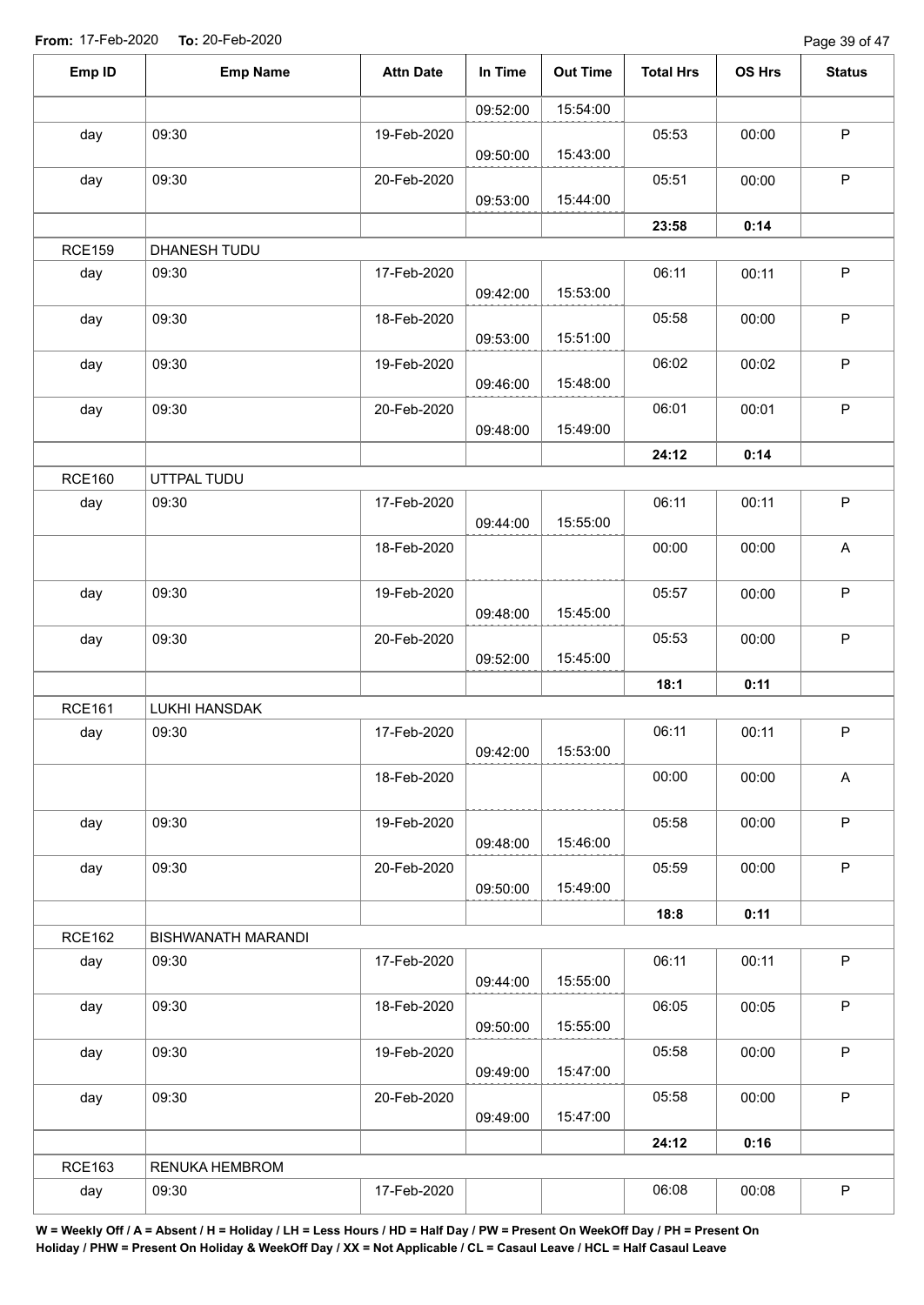**From:** 17-Feb-2020 **To:** 20-Feb-2020

| Emp ID | Emp Name | Attn Date | In Time | Out Time | Total Hrs | OS Hrs | Status |
|---|---|---|---|---|---|---|---|
| | | | 09:52:00 | 15:54:00 | | | |
| day | 09:30 | 19-Feb-2020 | 09:50:00 | 15:43:00 | 05:53 | 00:00 | P |
| day | 09:30 | 20-Feb-2020 | 09:53:00 | 15:44:00 | 05:51 | 00:00 | P |
| | | | | | **23:58** | **0:14** | |
| RCE159 | DHANESH TUDU | | | | | | |
| day | 09:30 | 17-Feb-2020 | 09:42:00 | 15:53:00 | 06:11 | 00:11 | P |
| day | 09:30 | 18-Feb-2020 | 09:53:00 | 15:51:00 | 05:58 | 00:00 | P |
| day | 09:30 | 19-Feb-2020 | 09:46:00 | 15:48:00 | 06:02 | 00:02 | P |
| day | 09:30 | 20-Feb-2020 | 09:48:00 | 15:49:00 | 06:01 | 00:01 | P |
| | | | | | **24:12** | **0:14** | |
| RCE160 | UTTPAL TUDU | | | | | | |
| day | 09:30 | 17-Feb-2020 | 09:44:00 | 15:55:00 | 06:11 | 00:11 | P |
| | | 18-Feb-2020 | | | 00:00 | 00:00 | A |
| day | 09:30 | 19-Feb-2020 | 09:48:00 | 15:45:00 | 05:57 | 00:00 | P |
| day | 09:30 | 20-Feb-2020 | 09:52:00 | 15:45:00 | 05:53 | 00:00 | P |
| | | | | | **18:1** | **0:11** | |
| RCE161 | LUKHI HANSDAK | | | | | | |
| day | 09:30 | 17-Feb-2020 | 09:42:00 | 15:53:00 | 06:11 | 00:11 | P |
| | | 18-Feb-2020 | | | 00:00 | 00:00 | A |
| day | 09:30 | 19-Feb-2020 | 09:48:00 | 15:46:00 | 05:58 | 00:00 | P |
| day | 09:30 | 20-Feb-2020 | 09:50:00 | 15:49:00 | 05:59 | 00:00 | P |
| | | | | | **18:8** | **0:11** | |
| RCE162 | BISHWANATH MARANDI | | | | | | |
| day | 09:30 | 17-Feb-2020 | 09:44:00 | 15:55:00 | 06:11 | 00:11 | P |
| day | 09:30 | 18-Feb-2020 | 09:50:00 | 15:55:00 | 06:05 | 00:05 | P |
| day | 09:30 | 19-Feb-2020 | 09:49:00 | 15:47:00 | 05:58 | 00:00 | P |
| day | 09:30 | 20-Feb-2020 | 09:49:00 | 15:47:00 | 05:58 | 00:00 | P |
| | | | | | **24:12** | **0:16** | |
| RCE163 | RENUKA HEMBROM | | | | | | |
| day | 09:30 | 17-Feb-2020 | | | 06:08 | 00:08 | P |

**W = Weekly Off / A = Absent / H = Holiday / LH = Less Hours / HD = Half Day / PW = Present On WeekOff Day / PH = Present On Holiday / PHW = Present On Holiday & WeekOff Day / XX = Not Applicable / CL = Casaul Leave / HCL = Half Casaul Leave**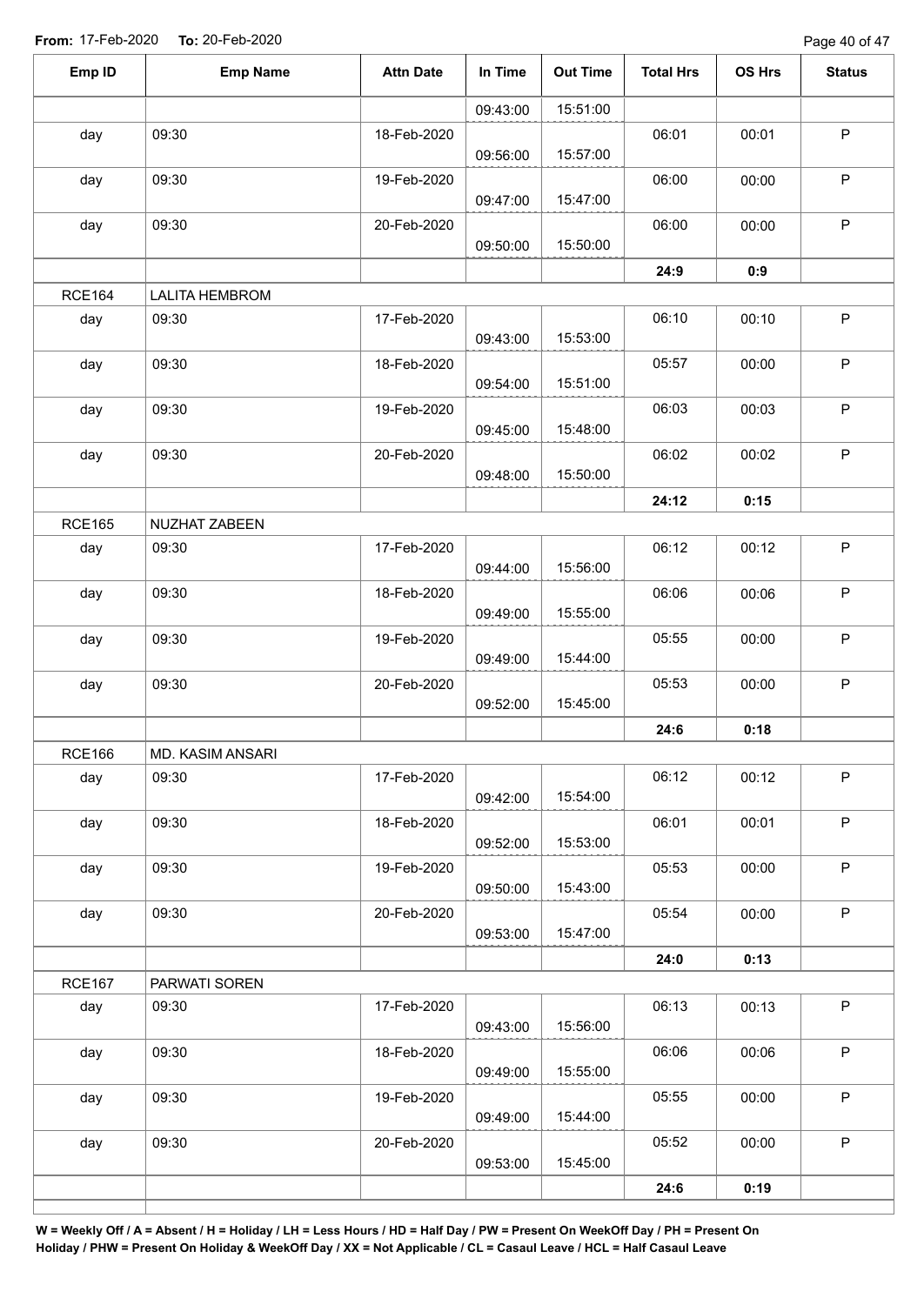**From:** 17-Feb-2020 **To:** 20-Feb-2020

| Emp ID | Emp Name | Attn Date | In Time | Out Time | Total Hrs | OS Hrs | Status |
|---|---|---|---|---|---|---|---|
| | | | 09:43:00 | 15:51:00 | | | |
| day | 09:30 | 18-Feb-2020 | 09:56:00 | 15:57:00 | 06:01 | 00:01 | P |
| day | 09:30 | 19-Feb-2020 | 09:47:00 | 15:47:00 | 06:00 | 00:00 | P |
| day | 09:30 | 20-Feb-2020 | 09:50:00 | 15:50:00 | 06:00 | 00:00 | P |
| | | | | | **24:9** | **0:9** | |
| RCE164 | LALITA HEMBROM | | | | | | |
| day | 09:30 | 17-Feb-2020 | 09:43:00 | 15:53:00 | 06:10 | 00:10 | P |
| day | 09:30 | 18-Feb-2020 | 09:54:00 | 15:51:00 | 05:57 | 00:00 | P |
| day | 09:30 | 19-Feb-2020 | 09:45:00 | 15:48:00 | 06:03 | 00:03 | P |
| day | 09:30 | 20-Feb-2020 | 09:48:00 | 15:50:00 | 06:02 | 00:02 | P |
| | | | | | **24:12** | **0:15** | |
| RCE165 | NUZHAT ZABEEN | | | | | | |
| day | 09:30 | 17-Feb-2020 | 09:44:00 | 15:56:00 | 06:12 | 00:12 | P |
| day | 09:30 | 18-Feb-2020 | 09:49:00 | 15:55:00 | 06:06 | 00:06 | P |
| day | 09:30 | 19-Feb-2020 | 09:49:00 | 15:44:00 | 05:55 | 00:00 | P |
| day | 09:30 | 20-Feb-2020 | 09:52:00 | 15:45:00 | 05:53 | 00:00 | P |
| | | | | | **24:6** | **0:18** | |
| RCE166 | MD. KASIM ANSARI | | | | | | |
| day | 09:30 | 17-Feb-2020 | 09:42:00 | 15:54:00 | 06:12 | 00:12 | P |
| day | 09:30 | 18-Feb-2020 | 09:52:00 | 15:53:00 | 06:01 | 00:01 | P |
| day | 09:30 | 19-Feb-2020 | 09:50:00 | 15:43:00 | 05:53 | 00:00 | P |
| day | 09:30 | 20-Feb-2020 | 09:53:00 | 15:47:00 | 05:54 | 00:00 | P |
| | | | | | **24:0** | **0:13** | |
| RCE167 | PARWATI SOREN | | | | | | |
| day | 09:30 | 17-Feb-2020 | 09:43:00 | 15:56:00 | 06:13 | 00:13 | P |
| day | 09:30 | 18-Feb-2020 | 09:49:00 | 15:55:00 | 06:06 | 00:06 | P |
| day | 09:30 | 19-Feb-2020 | 09:49:00 | 15:44:00 | 05:55 | 00:00 | P |
| day | 09:30 | 20-Feb-2020 | 09:53:00 | 15:45:00 | 05:52 | 00:00 | P |
| | | | | | **24:6** | **0:19** | |

**W = Weekly Off / A = Absent / H = Holiday / LH = Less Hours / HD = Half Day / PW = Present On WeekOff Day / PH = Present On Holiday / PHW = Present On Holiday & WeekOff Day / XX = Not Applicable / CL = Casaul Leave / HCL = Half Casaul Leave**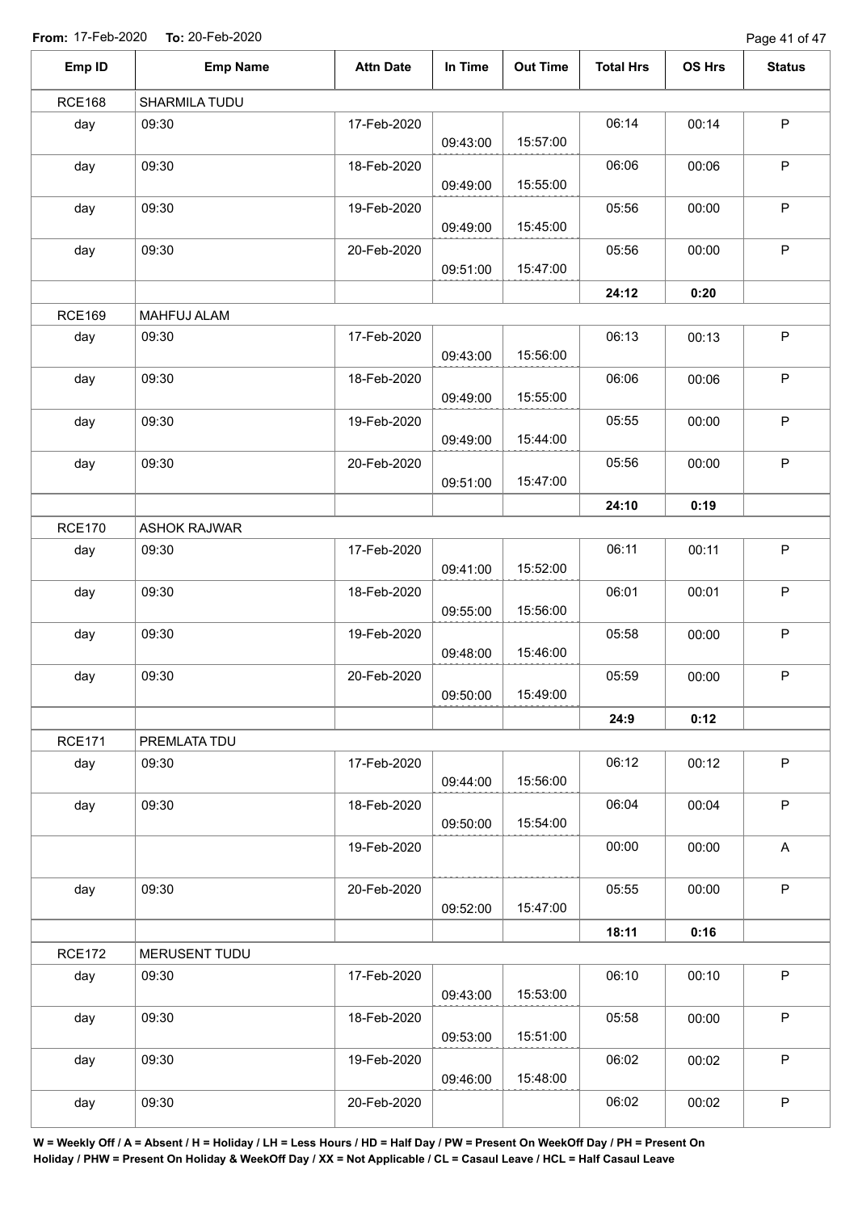From: 17-Feb-2020 To: 20-Feb-2020

| Emp ID | Emp Name | Attn Date | In Time | Out Time | Total Hrs | OS Hrs | Status |
|---|---|---|---|---|---|---|---|
| RCE168 | SHARMILA TUDU | | | | | | |
| day | 09:30 | 17-Feb-2020 | 09:43:00 | 15:57:00 | 06:14 | 00:14 | P |
| day | 09:30 | 18-Feb-2020 | 09:49:00 | 15:55:00 | 06:06 | 00:06 | P |
| day | 09:30 | 19-Feb-2020 | 09:49:00 | 15:45:00 | 05:56 | 00:00 | P |
| day | 09:30 | 20-Feb-2020 | 09:51:00 | 15:47:00 | 05:56 | 00:00 | P |
| | | | | | **24:12** | **0:20** | |
| RCE169 | MAHFUJ ALAM | | | | | | |
| day | 09:30 | 17-Feb-2020 | 09:43:00 | 15:56:00 | 06:13 | 00:13 | P |
| day | 09:30 | 18-Feb-2020 | 09:49:00 | 15:55:00 | 06:06 | 00:06 | P |
| day | 09:30 | 19-Feb-2020 | 09:49:00 | 15:44:00 | 05:55 | 00:00 | P |
| day | 09:30 | 20-Feb-2020 | 09:51:00 | 15:47:00 | 05:56 | 00:00 | P |
| | | | | | **24:10** | **0:19** | |
| RCE170 | ASHOK RAJWAR | | | | | | |
| day | 09:30 | 17-Feb-2020 | 09:41:00 | 15:52:00 | 06:11 | 00:11 | P |
| day | 09:30 | 18-Feb-2020 | 09:55:00 | 15:56:00 | 06:01 | 00:01 | P |
| day | 09:30 | 19-Feb-2020 | 09:48:00 | 15:46:00 | 05:58 | 00:00 | P |
| day | 09:30 | 20-Feb-2020 | 09:50:00 | 15:49:00 | 05:59 | 00:00 | P |
| | | | | | **24:9** | **0:12** | |
| RCE171 | PREMLATA TDU | | | | | | |
| day | 09:30 | 17-Feb-2020 | 09:44:00 | 15:56:00 | 06:12 | 00:12 | P |
| day | 09:30 | 18-Feb-2020 | 09:50:00 | 15:54:00 | 06:04 | 00:04 | P |
| | | 19-Feb-2020 | | | 00:00 | 00:00 | A |
| day | 09:30 | 20-Feb-2020 | 09:52:00 | 15:47:00 | 05:55 | 00:00 | P |
| | | | | | **18:11** | **0:16** | |
| RCE172 | MERUSENT TUDU | | | | | | |
| day | 09:30 | 17-Feb-2020 | 09:43:00 | 15:53:00 | 06:10 | 00:10 | P |
| day | 09:30 | 18-Feb-2020 | 09:53:00 | 15:51:00 | 05:58 | 00:00 | P |
| day | 09:30 | 19-Feb-2020 | 09:46:00 | 15:48:00 | 06:02 | 00:02 | P |
| day | 09:30 | 20-Feb-2020 | | | 06:02 | 00:02 | P |

**W = Weekly Off / A = Absent / H = Holiday / LH = Less Hours / HD = Half Day / PW = Present On WeekOff Day / PH = Present On Holiday / PHW = Present On Holiday & WeekOff Day / XX = Not Applicable / CL = Casaul Leave / HCL = Half Casaul Leave**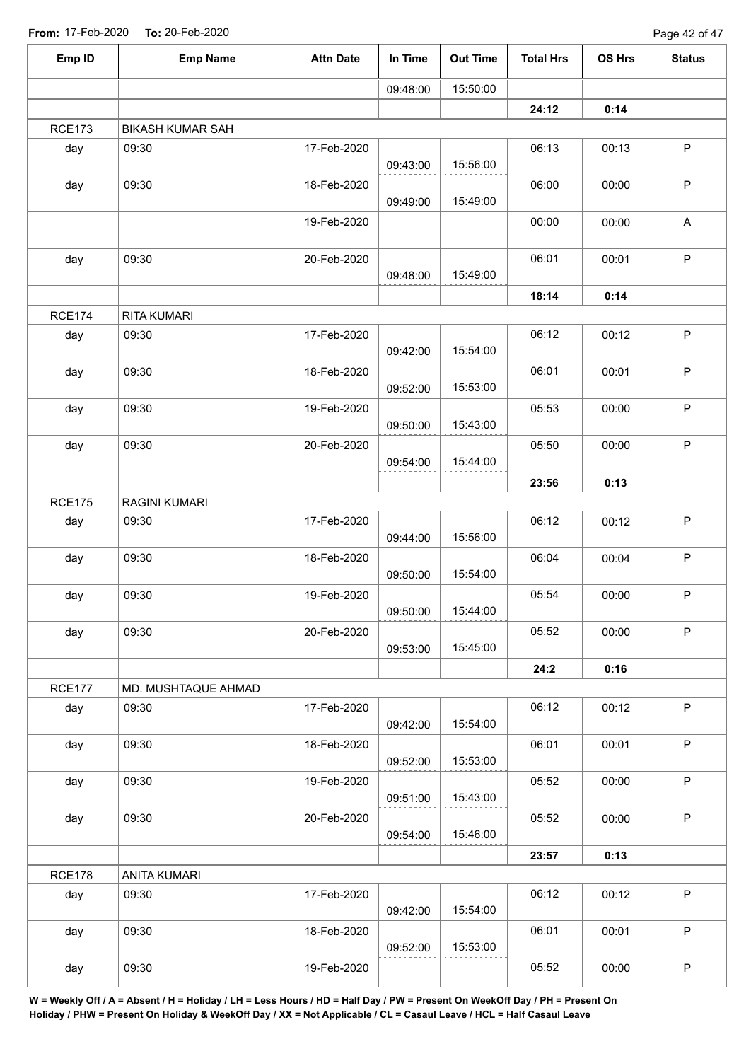From: 17-Feb-2020 To: 20-Feb-2020

| Emp ID | Emp Name | Attn Date | In Time | Out Time | Total Hrs | OS Hrs | Status |
|---|---|---|---|---|---|---|---|
| | | | 09:48:00 | 15:50:00 | | | |
| | | | | | **24:12** | **0:14** | |
| RCE173 | BIKASH KUMAR SAH | | | | | | |
| day | 09:30 | 17-Feb-2020 | 09:43:00 | 15:56:00 | 06:13 | 00:13 | P |
| day | 09:30 | 18-Feb-2020 | 09:49:00 | 15:49:00 | 06:00 | 00:00 | P |
| | | 19-Feb-2020 | | | 00:00 | 00:00 | A |
| day | 09:30 | 20-Feb-2020 | 09:48:00 | 15:49:00 | 06:01 | 00:01 | P |
| | | | | | **18:14** | **0:14** | |
| RCE174 | RITA KUMARI | | | | | | |
| day | 09:30 | 17-Feb-2020 | 09:42:00 | 15:54:00 | 06:12 | 00:12 | P |
| day | 09:30 | 18-Feb-2020 | 09:52:00 | 15:53:00 | 06:01 | 00:01 | P |
| day | 09:30 | 19-Feb-2020 | 09:50:00 | 15:43:00 | 05:53 | 00:00 | P |
| day | 09:30 | 20-Feb-2020 | 09:54:00 | 15:44:00 | 05:50 | 00:00 | P |
| | | | | | **23:56** | **0:13** | |
| RCE175 | RAGINI KUMARI | | | | | | |
| day | 09:30 | 17-Feb-2020 | 09:44:00 | 15:56:00 | 06:12 | 00:12 | P |
| day | 09:30 | 18-Feb-2020 | 09:50:00 | 15:54:00 | 06:04 | 00:04 | P |
| day | 09:30 | 19-Feb-2020 | 09:50:00 | 15:44:00 | 05:54 | 00:00 | P |
| day | 09:30 | 20-Feb-2020 | 09:53:00 | 15:45:00 | 05:52 | 00:00 | P |
| | | | | | **24:2** | **0:16** | |
| RCE177 | MD. MUSHTAQUE AHMAD | | | | | | |
| day | 09:30 | 17-Feb-2020 | 09:42:00 | 15:54:00 | 06:12 | 00:12 | P |
| day | 09:30 | 18-Feb-2020 | 09:52:00 | 15:53:00 | 06:01 | 00:01 | P |
| day | 09:30 | 19-Feb-2020 | 09:51:00 | 15:43:00 | 05:52 | 00:00 | P |
| day | 09:30 | 20-Feb-2020 | 09:54:00 | 15:46:00 | 05:52 | 00:00 | P |
| | | | | | **23:57** | **0:13** | |
| RCE178 | ANITA KUMARI | | | | | | |
| day | 09:30 | 17-Feb-2020 | 09:42:00 | 15:54:00 | 06:12 | 00:12 | P |
| day | 09:30 | 18-Feb-2020 | 09:52:00 | 15:53:00 | 06:01 | 00:01 | P |
| day | 09:30 | 19-Feb-2020 | | | 05:52 | 00:00 | P |

**W = Weekly Off / A = Absent / H = Holiday / LH = Less Hours / HD = Half Day / PW = Present On WeekOff Day / PH = Present On Holiday / PHW = Present On Holiday & WeekOff Day / XX = Not Applicable / CL = Casaul Leave / HCL = Half Casaul Leave**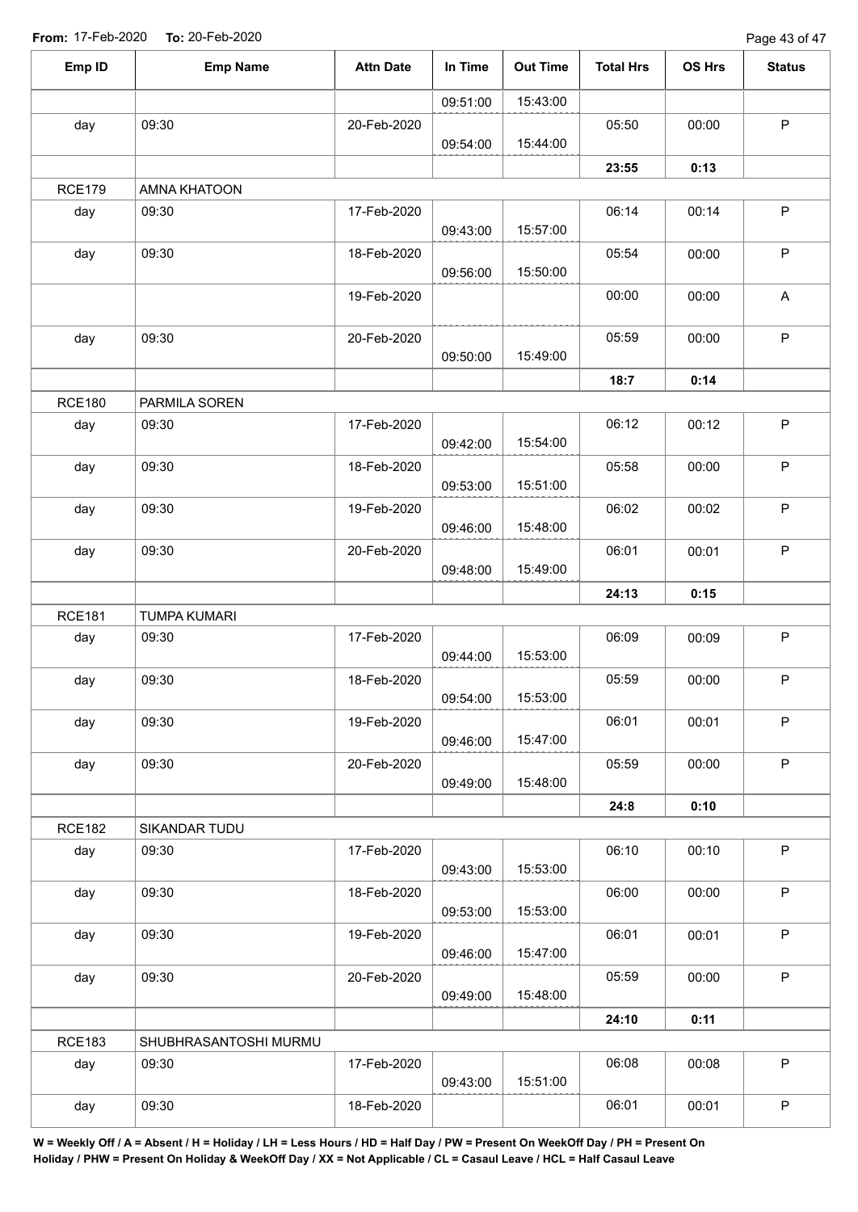**From:** 17-Feb-2020 **To:** 20-Feb-2020

| Emp ID | Emp Name | Attn Date | In Time | Out Time | Total Hrs | OS Hrs | Status |
|---|---|---|---|---|---|---|---|
| | | | 09:51:00 | 15:43:00 | | | |
| day | 09:30 | 20-Feb-2020 | 09:54:00 | 15:44:00 | 05:50 | 00:00 | P |
| | | | | | **23:55** | **0:13** | |
| RCE179 | AMNA KHATOON | | | | | | |
| day | 09:30 | 17-Feb-2020 | 09:43:00 | 15:57:00 | 06:14 | 00:14 | P |
| day | 09:30 | 18-Feb-2020 | 09:56:00 | 15:50:00 | 05:54 | 00:00 | P |
| | | 19-Feb-2020 | | | 00:00 | 00:00 | A |
| day | 09:30 | 20-Feb-2020 | 09:50:00 | 15:49:00 | 05:59 | 00:00 | P |
| | | | | | **18:7** | **0:14** | |
| RCE180 | PARMILA SOREN | | | | | | |
| day | 09:30 | 17-Feb-2020 | 09:42:00 | 15:54:00 | 06:12 | 00:12 | P |
| day | 09:30 | 18-Feb-2020 | 09:53:00 | 15:51:00 | 05:58 | 00:00 | P |
| day | 09:30 | 19-Feb-2020 | 09:46:00 | 15:48:00 | 06:02 | 00:02 | P |
| day | 09:30 | 20-Feb-2020 | 09:48:00 | 15:49:00 | 06:01 | 00:01 | P |
| | | | | | **24:13** | **0:15** | |
| RCE181 | TUMPA KUMARI | | | | | | |
| day | 09:30 | 17-Feb-2020 | 09:44:00 | 15:53:00 | 06:09 | 00:09 | P |
| day | 09:30 | 18-Feb-2020 | 09:54:00 | 15:53:00 | 05:59 | 00:00 | P |
| day | 09:30 | 19-Feb-2020 | 09:46:00 | 15:47:00 | 06:01 | 00:01 | P |
| day | 09:30 | 20-Feb-2020 | 09:49:00 | 15:48:00 | 05:59 | 00:00 | P |
| | | | | | **24:8** | **0:10** | |
| RCE182 | SIKANDAR TUDU | | | | | | |
| day | 09:30 | 17-Feb-2020 | 09:43:00 | 15:53:00 | 06:10 | 00:10 | P |
| day | 09:30 | 18-Feb-2020 | 09:53:00 | 15:53:00 | 06:00 | 00:00 | P |
| day | 09:30 | 19-Feb-2020 | 09:46:00 | 15:47:00 | 06:01 | 00:01 | P |
| day | 09:30 | 20-Feb-2020 | 09:49:00 | 15:48:00 | 05:59 | 00:00 | P |
| | | | | | **24:10** | **0:11** | |
| RCE183 | SHUBHRASANTOSHI MURMU | | | | | | |
| day | 09:30 | 17-Feb-2020 | 09:43:00 | 15:51:00 | 06:08 | 00:08 | P |
| day | 09:30 | 18-Feb-2020 | | | 06:01 | 00:01 | P |

**W = Weekly Off / A = Absent / H = Holiday / LH = Less Hours / HD = Half Day / PW = Present On WeekOff Day / PH = Present On Holiday / PHW = Present On Holiday & WeekOff Day / XX = Not Applicable / CL = Casaul Leave / HCL = Half Casaul Leave**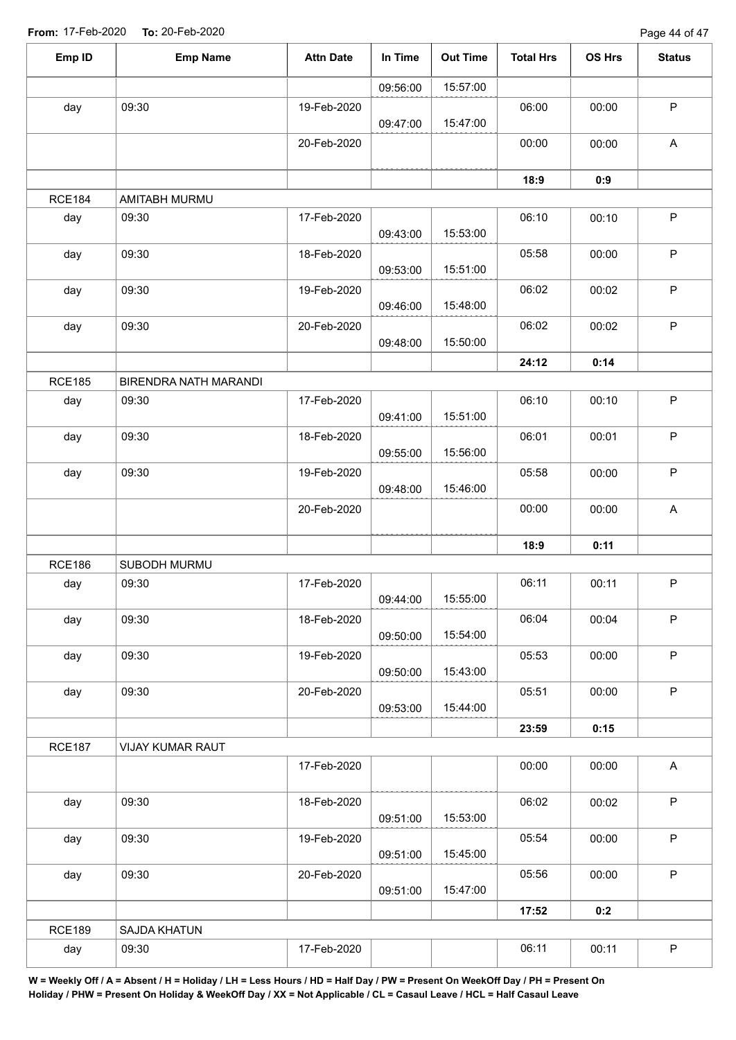From: 17-Feb-2020 To: 20-Feb-2020

| Emp ID | Emp Name | Attn Date | In Time | Out Time | Total Hrs | OS Hrs | Status |
|---|---|---|---|---|---|---|---|
| | | | 09:56:00 | 15:57:00 | | | |
| day | 09:30 | 19-Feb-2020 | 09:47:00 | 15:47:00 | 06:00 | 00:00 | P |
| | | 20-Feb-2020 | | | 00:00 | 00:00 | A |
| | | | | | **18:9** | **0:9** | |
| RCE184 | AMITABH MURMU | | | | | | |
| day | 09:30 | 17-Feb-2020 | 09:43:00 | 15:53:00 | 06:10 | 00:10 | P |
| day | 09:30 | 18-Feb-2020 | 09:53:00 | 15:51:00 | 05:58 | 00:00 | P |
| day | 09:30 | 19-Feb-2020 | 09:46:00 | 15:48:00 | 06:02 | 00:02 | P |
| day | 09:30 | 20-Feb-2020 | 09:48:00 | 15:50:00 | 06:02 | 00:02 | P |
| | | | | | **24:12** | **0:14** | |
| RCE185 | BIRENDRA NATH MARANDI | | | | | | |
| day | 09:30 | 17-Feb-2020 | 09:41:00 | 15:51:00 | 06:10 | 00:10 | P |
| day | 09:30 | 18-Feb-2020 | 09:55:00 | 15:56:00 | 06:01 | 00:01 | P |
| day | 09:30 | 19-Feb-2020 | 09:48:00 | 15:46:00 | 05:58 | 00:00 | P |
| | | 20-Feb-2020 | | | 00:00 | 00:00 | A |
| | | | | | **18:9** | **0:11** | |
| RCE186 | SUBODH MURMU | | | | | | |
| day | 09:30 | 17-Feb-2020 | 09:44:00 | 15:55:00 | 06:11 | 00:11 | P |
| day | 09:30 | 18-Feb-2020 | 09:50:00 | 15:54:00 | 06:04 | 00:04 | P |
| day | 09:30 | 19-Feb-2020 | 09:50:00 | 15:43:00 | 05:53 | 00:00 | P |
| day | 09:30 | 20-Feb-2020 | 09:53:00 | 15:44:00 | 05:51 | 00:00 | P |
| | | | | | **23:59** | **0:15** | |
| RCE187 | VIJAY KUMAR RAUT | | | | | | |
| | | 17-Feb-2020 | | | 00:00 | 00:00 | A |
| day | 09:30 | 18-Feb-2020 | 09:51:00 | 15:53:00 | 06:02 | 00:02 | P |
| day | 09:30 | 19-Feb-2020 | 09:51:00 | 15:45:00 | 05:54 | 00:00 | P |
| day | 09:30 | 20-Feb-2020 | 09:51:00 | 15:47:00 | 05:56 | 00:00 | P |
| | | | | | **17:52** | **0:2** | |
| RCE189 | SAJDA KHATUN | | | | | | |
| day | 09:30 | 17-Feb-2020 | | | 06:11 | 00:11 | P |

**W = Weekly Off / A = Absent / H = Holiday / LH = Less Hours / HD = Half Day / PW = Present On WeekOff Day / PH = Present On Holiday / PHW = Present On Holiday & WeekOff Day / XX = Not Applicable / CL = Casaul Leave / HCL = Half Casaul Leave**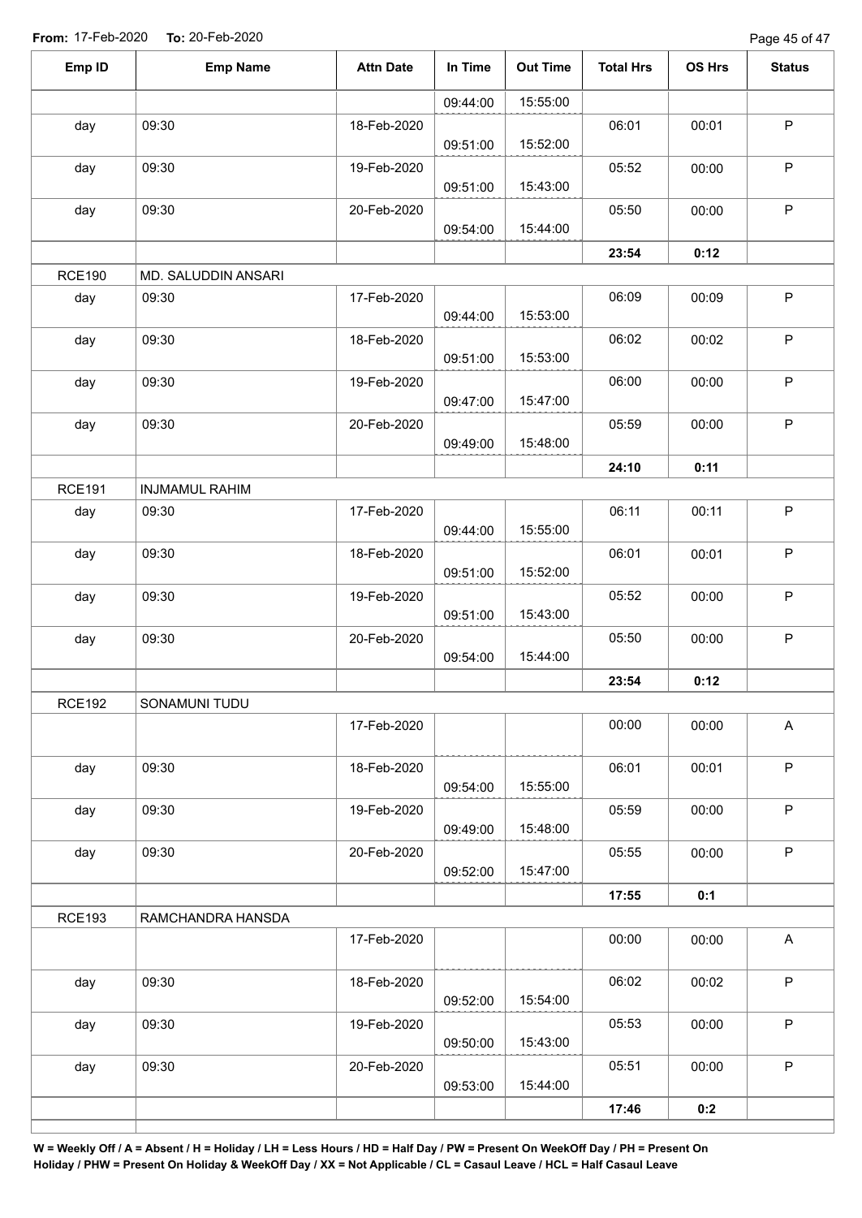**From:** 17-Feb-2020 **To:** 20-Feb-2020

| Emp ID | Emp Name | Attn Date | In Time | Out Time | Total Hrs | OS Hrs | Status |
|---|---|---|---|---|---|---|---|
| | | | 09:44:00 | 15:55:00 | | | |
| day | 09:30 | 18-Feb-2020 | 09:51:00 | 15:52:00 | 06:01 | 00:01 | P |
| day | 09:30 | 19-Feb-2020 | 09:51:00 | 15:43:00 | 05:52 | 00:00 | P |
| day | 09:30 | 20-Feb-2020 | 09:54:00 | 15:44:00 | 05:50 | 00:00 | P |
| | | | | | **23:54** | **0:12** | |
| RCE190 | MD. SALUDDIN ANSARI | | | | | | |
| day | 09:30 | 17-Feb-2020 | 09:44:00 | 15:53:00 | 06:09 | 00:09 | P |
| day | 09:30 | 18-Feb-2020 | 09:51:00 | 15:53:00 | 06:02 | 00:02 | P |
| day | 09:30 | 19-Feb-2020 | 09:47:00 | 15:47:00 | 06:00 | 00:00 | P |
| day | 09:30 | 20-Feb-2020 | 09:49:00 | 15:48:00 | 05:59 | 00:00 | P |
| | | | | | **24:10** | **0:11** | |
| RCE191 | INJMAMUL RAHIM | | | | | | |
| day | 09:30 | 17-Feb-2020 | 09:44:00 | 15:55:00 | 06:11 | 00:11 | P |
| day | 09:30 | 18-Feb-2020 | 09:51:00 | 15:52:00 | 06:01 | 00:01 | P |
| day | 09:30 | 19-Feb-2020 | 09:51:00 | 15:43:00 | 05:52 | 00:00 | P |
| day | 09:30 | 20-Feb-2020 | 09:54:00 | 15:44:00 | 05:50 | 00:00 | P |
| | | | | | **23:54** | **0:12** | |
| RCE192 | SONAMUNI TUDU | | | | | | |
| | | 17-Feb-2020 | | | 00:00 | 00:00 | A |
| day | 09:30 | 18-Feb-2020 | 09:54:00 | 15:55:00 | 06:01 | 00:01 | P |
| day | 09:30 | 19-Feb-2020 | 09:49:00 | 15:48:00 | 05:59 | 00:00 | P |
| day | 09:30 | 20-Feb-2020 | 09:52:00 | 15:47:00 | 05:55 | 00:00 | P |
| | | | | | **17:55** | **0:1** | |
| RCE193 | RAMCHANDRA HANSDA | | | | | | |
| | | 17-Feb-2020 | | | 00:00 | 00:00 | A |
| day | 09:30 | 18-Feb-2020 | 09:52:00 | 15:54:00 | 06:02 | 00:02 | P |
| day | 09:30 | 19-Feb-2020 | 09:50:00 | 15:43:00 | 05:53 | 00:00 | P |
| day | 09:30 | 20-Feb-2020 | 09:53:00 | 15:44:00 | 05:51 | 00:00 | P |
| | | | | | **17:46** | **0:2** | |

**W = Weekly Off / A = Absent / H = Holiday / LH = Less Hours / HD = Half Day / PW = Present On WeekOff Day / PH = Present On Holiday / PHW = Present On Holiday & WeekOff Day / XX = Not Applicable / CL = Casaul Leave / HCL = Half Casaul Leave**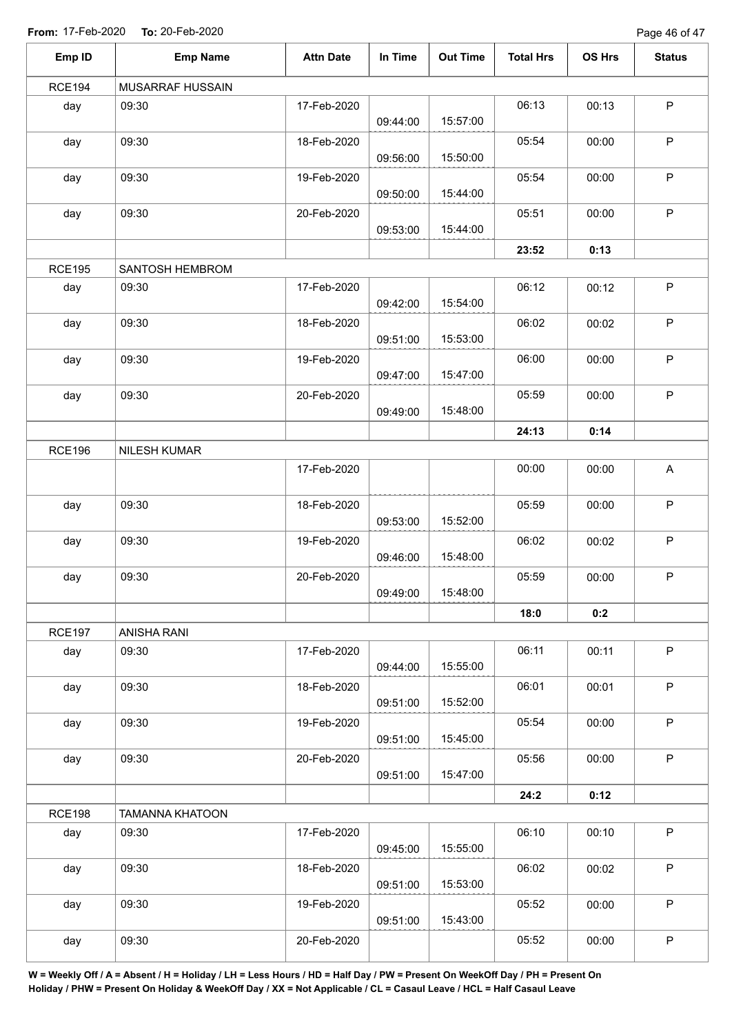**From:** 17-Feb-2020 **To:** 20-Feb-2020

| Emp ID | Emp Name | Attn Date | In Time | Out Time | Total Hrs | OS Hrs | Status |
|---|---|---|---|---|---|---|---|
| RCE194 | MUSARRAF HUSSAIN | | | | | | |
| day | 09:30 | 17-Feb-2020 | 09:44:00 | 15:57:00 | 06:13 | 00:13 | P |
| day | 09:30 | 18-Feb-2020 | 09:56:00 | 15:50:00 | 05:54 | 00:00 | P |
| day | 09:30 | 19-Feb-2020 | 09:50:00 | 15:44:00 | 05:54 | 00:00 | P |
| day | 09:30 | 20-Feb-2020 | 09:53:00 | 15:44:00 | 05:51 | 00:00 | P |
| | | | | | **23:52** | **0:13** | |
| RCE195 | SANTOSH HEMBROM | | | | | | |
| day | 09:30 | 17-Feb-2020 | 09:42:00 | 15:54:00 | 06:12 | 00:12 | P |
| day | 09:30 | 18-Feb-2020 | 09:51:00 | 15:53:00 | 06:02 | 00:02 | P |
| day | 09:30 | 19-Feb-2020 | 09:47:00 | 15:47:00 | 06:00 | 00:00 | P |
| day | 09:30 | 20-Feb-2020 | 09:49:00 | 15:48:00 | 05:59 | 00:00 | P |
| | | | | | **24:13** | **0:14** | |
| RCE196 | NILESH KUMAR | | | | | | |
| | | 17-Feb-2020 | | | 00:00 | 00:00 | A |
| day | 09:30 | 18-Feb-2020 | 09:53:00 | 15:52:00 | 05:59 | 00:00 | P |
| day | 09:30 | 19-Feb-2020 | 09:46:00 | 15:48:00 | 06:02 | 00:02 | P |
| day | 09:30 | 20-Feb-2020 | 09:49:00 | 15:48:00 | 05:59 | 00:00 | P |
| | | | | | **18:0** | **0:2** | |
| RCE197 | ANISHA RANI | | | | | | |
| day | 09:30 | 17-Feb-2020 | 09:44:00 | 15:55:00 | 06:11 | 00:11 | P |
| day | 09:30 | 18-Feb-2020 | 09:51:00 | 15:52:00 | 06:01 | 00:01 | P |
| day | 09:30 | 19-Feb-2020 | 09:51:00 | 15:45:00 | 05:54 | 00:00 | P |
| day | 09:30 | 20-Feb-2020 | 09:51:00 | 15:47:00 | 05:56 | 00:00 | P |
| | | | | | **24:2** | **0:12** | |
| RCE198 | TAMANNA KHATOON | | | | | | |
| day | 09:30 | 17-Feb-2020 | 09:45:00 | 15:55:00 | 06:10 | 00:10 | P |
| day | 09:30 | 18-Feb-2020 | 09:51:00 | 15:53:00 | 06:02 | 00:02 | P |
| day | 09:30 | 19-Feb-2020 | 09:51:00 | 15:43:00 | 05:52 | 00:00 | P |
| day | 09:30 | 20-Feb-2020 | | | 05:52 | 00:00 | P |

**W = Weekly Off / A = Absent / H = Holiday / LH = Less Hours / HD = Half Day / PW = Present On WeekOff Day / PH = Present On Holiday / PHW = Present On Holiday & WeekOff Day / XX = Not Applicable / CL = Casaul Leave / HCL = Half Casaul Leave**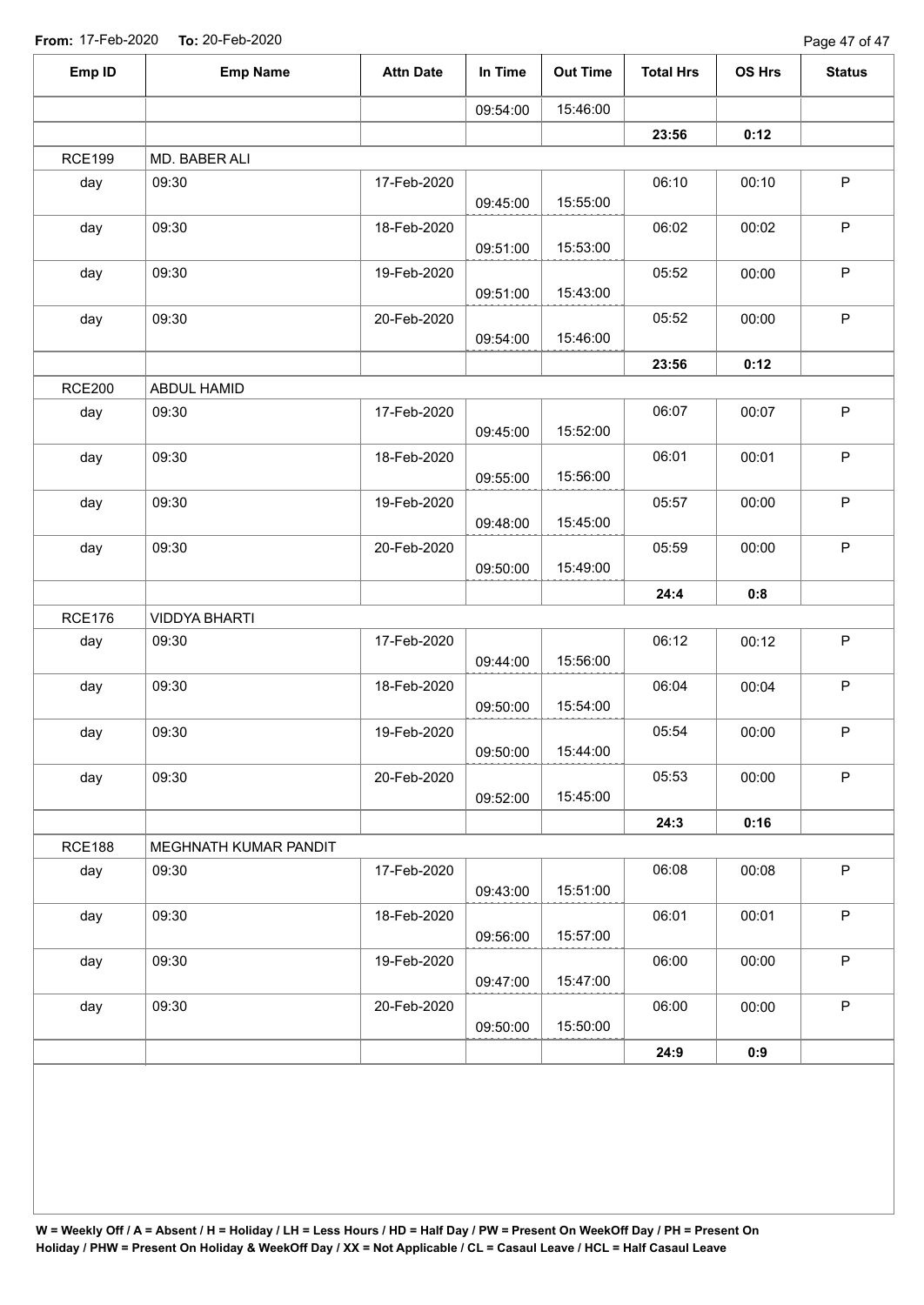From: 17-Feb-2020 To: 20-Feb-2020

| Emp ID | Emp Name | Attn Date | In Time | Out Time | Total Hrs | OS Hrs | Status |
|---|---|---|---|---|---|---|---|
| | | | 09:54:00 | 15:46:00 | | | |
| | | | | | **23:56** | **0:12** | |
| RCE199 | MD. BABER ALI | | | | | | |
| day | 09:30 | 17-Feb-2020 | 09:45:00 | 15:55:00 | 06:10 | 00:10 | P |
| day | 09:30 | 18-Feb-2020 | 09:51:00 | 15:53:00 | 06:02 | 00:02 | P |
| day | 09:30 | 19-Feb-2020 | 09:51:00 | 15:43:00 | 05:52 | 00:00 | P |
| day | 09:30 | 20-Feb-2020 | 09:54:00 | 15:46:00 | 05:52 | 00:00 | P |
| | | | | | **23:56** | **0:12** | |
| RCE200 | ABDUL HAMID | | | | | | |
| day | 09:30 | 17-Feb-2020 | 09:45:00 | 15:52:00 | 06:07 | 00:07 | P |
| day | 09:30 | 18-Feb-2020 | 09:55:00 | 15:56:00 | 06:01 | 00:01 | P |
| day | 09:30 | 19-Feb-2020 | 09:48:00 | 15:45:00 | 05:57 | 00:00 | P |
| day | 09:30 | 20-Feb-2020 | 09:50:00 | 15:49:00 | 05:59 | 00:00 | P |
| | | | | | **24:4** | **0:8** | |
| RCE176 | VIDDYA BHARTI | | | | | | |
| day | 09:30 | 17-Feb-2020 | 09:44:00 | 15:56:00 | 06:12 | 00:12 | P |
| day | 09:30 | 18-Feb-2020 | 09:50:00 | 15:54:00 | 06:04 | 00:04 | P |
| day | 09:30 | 19-Feb-2020 | 09:50:00 | 15:44:00 | 05:54 | 00:00 | P |
| day | 09:30 | 20-Feb-2020 | 09:52:00 | 15:45:00 | 05:53 | 00:00 | P |
| | | | | | **24:3** | **0:16** | |
| RCE188 | MEGHNATH KUMAR PANDIT | | | | | | |
| day | 09:30 | 17-Feb-2020 | 09:43:00 | 15:51:00 | 06:08 | 00:08 | P |
| day | 09:30 | 18-Feb-2020 | 09:56:00 | 15:57:00 | 06:01 | 00:01 | P |
| day | 09:30 | 19-Feb-2020 | 09:47:00 | 15:47:00 | 06:00 | 00:00 | P |
| day | 09:30 | 20-Feb-2020 | 09:50:00 | 15:50:00 | 06:00 | 00:00 | P |
| | | | | | **24:9** | **0:9** | |

**W = Weekly Off / A = Absent / H = Holiday / LH = Less Hours / HD = Half Day / PW = Present On WeekOff Day / PH = Present On Holiday / PHW = Present On Holiday & WeekOff Day / XX = Not Applicable / CL = Casaul Leave / HCL = Half Casaul Leave**